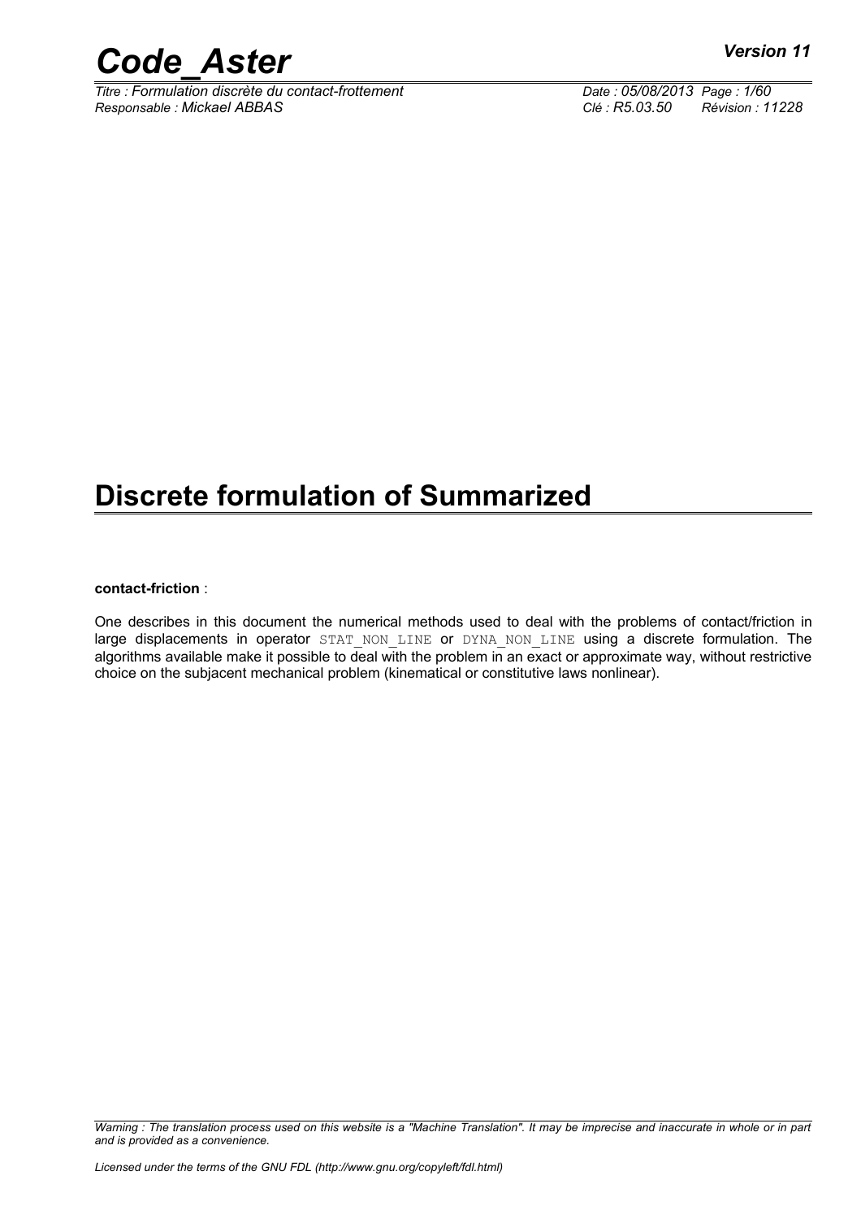# Discrete formulation of Summarized

**contact-friction** :

One describes in this document the numerical methods used to deal with the problems of contact/friction in large displacements in operator STAT_NON_LINE or DYNA_NON_LINE using a discrete formulation. The algorithms available make it possible to deal with the problem in an exact or approximate way, without restrictive choice on the subjacent mechanical problem (kinematical or constitutive laws nonlinear).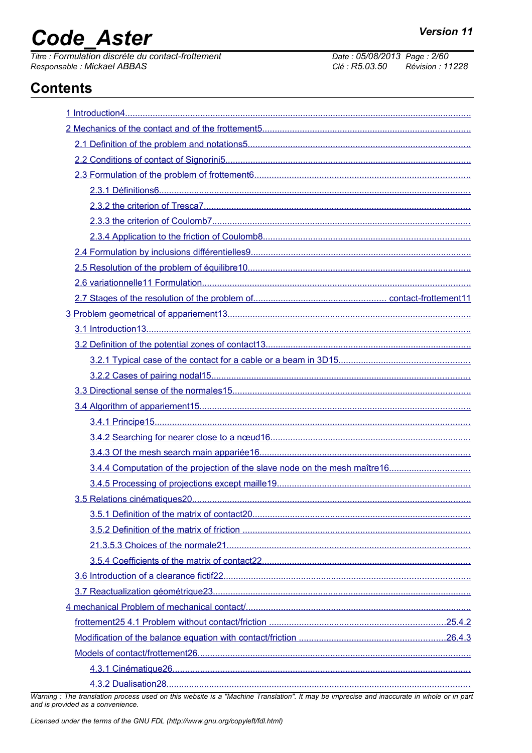## Contents

1 Introduction4

2 Mechanics of the contact and of the frottement5

2.1 Definition of the problem and notations5

2.2 Conditions of contact of Signorini5

2.3 Formulation of the problem of frottement6

2.3.1 Définitions6

2.3.2 the criterion of Tresca7

2.3.3 the criterion of Coulomb7

2.3.4 Application to the friction of Coulomb8

2.4 Formulation by inclusions différentielles9

2.5 Resolution of the problem of équilibre10

2.6 variationnelle11 Formulation

2.7 Stages of the resolution of the problem of contact-frottement11

3 Problem geometrical of appariement13

3.1 Introduction13

3.2 Definition of the potential zones of contact13

3.2.1 Typical case of the contact for a cable or a beam in 3D15

3.2.2 Cases of pairing nodal15

3.3 Directional sense of the normales15

3.4 Algorithm of appariement15

3.4.1 Principe15

3.4.2 Searching for nearer close to a nœud16

3.4.3 Of the mesh search main appariée16

3.4.4 Computation of the projection of the slave node on the mesh maître16

3.4.5 Processing of projections except maille19

3.5 Relations cinématiques20

3.5.1 Definition of the matrix of contact20

3.5.2 Definition of the matrix of friction

21.3.5.3 Choices of the normale21

3.5.4 Coefficients of the matrix of contact22

3.6 Introduction of a clearance fictif22

3.7 Reactualization géométrique23

4 mechanical Problem of mechanical contact/

frottement25 4.1 Problem without contact/friction 25.4.2

Modification of the balance equation with contact/friction 26.4.3

Models of contact/frottement26

4.3.1 Cinématique26

4.3.2 Dualisation28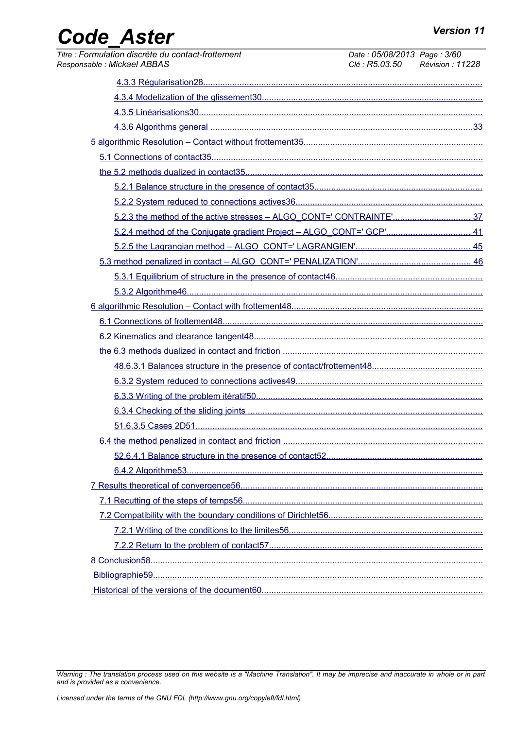4.3.3 Régularisation28

4.3.4 Modelization of the glissement30

4.3.5 Linéarisations30

4.3.6 Algorithms general 33

5 algorithmic Resolution – Contact without frottement35

5.1 Connections of contact35

the 5.2 methods dualized in contact35

5.2.1 Balance structure in the presence of contact35

5.2.2 System reduced to connections actives36

5.2.3 the method of the active stresses – ALGO_CONT=' CONTRAINTE' 37

5.2.4 method of the Conjugate gradient Project – ALGO_CONT=' GCP' 41

5.2.5 the Lagrangian method – ALGO_CONT=' LAGRANGIEN' 45

5.3 method penalized in contact – ALGO_CONT=' PENALIZATION' 46

5.3.1 Equilibrium of structure in the presence of contact46

5.3.2 Algorithme46

6 algorithmic Resolution – Contact with frottement48

6.1 Connections of frottement48

6.2 Kinematics and clearance tangent48

the 6.3 methods dualized in contact and friction

48.6.3.1 Balances structure in the presence of contact/frottement48

6.3.2 System reduced to connections actives49

6.3.3 Writing of the problem itératif50

6.3.4 Checking of the sliding joints

51.6.3.5 Cases 2D51

6.4 the method penalized in contact and friction

52.6.4.1 Balance structure in the presence of contact52

6.4.2 Algorithme53

7 Results theoretical of convergence56

7.1 Recutting of the steps of temps56

7.2 Compatibility with the boundary conditions of Dirichlet56

7.2.1 Writing of the conditions to the limites56

7.2.2 Return to the problem of contact57

8 Conclusion58

Bibliographie59

Historical of the versions of the document60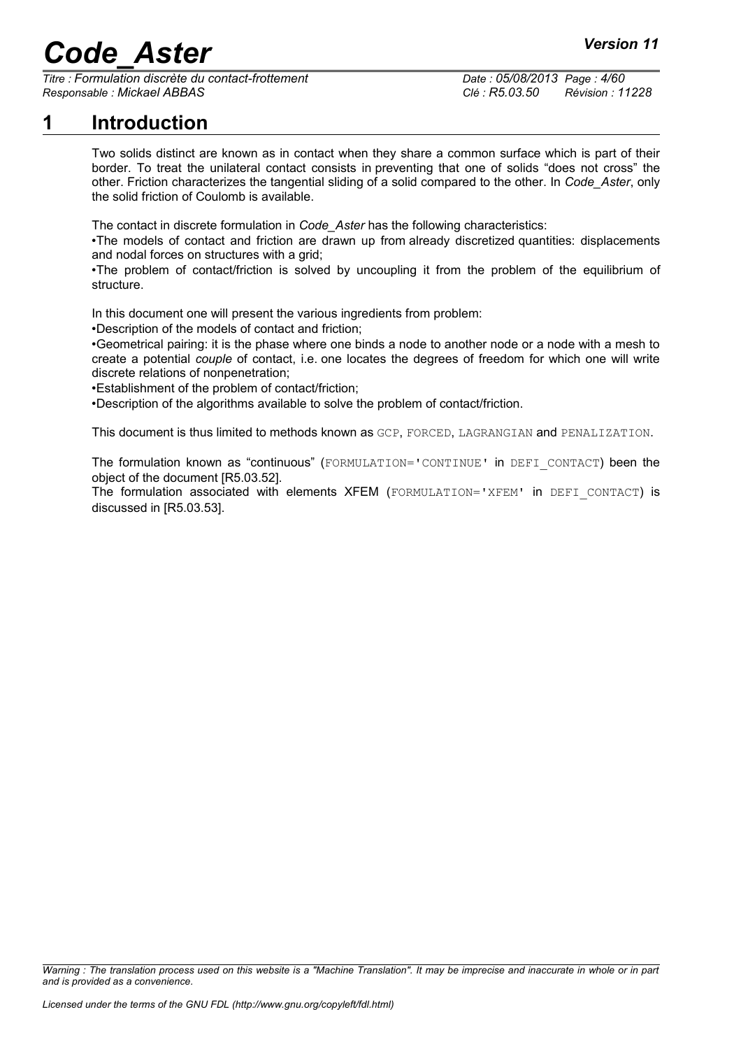# 1 Introduction

Two solids distinct are known as in contact when they share a common surface which is part of their border. To treat the unilateral contact consists in preventing that one of solids "does not cross" the other. Friction characterizes the tangential sliding of a solid compared to the other. In *Code_Aster*, only the solid friction of Coulomb is available.

The contact in discrete formulation in *Code_Aster* has the following characteristics:

•The models of contact and friction are drawn up from already discretized quantities: displacements and nodal forces on structures with a grid;

•The problem of contact/friction is solved by uncoupling it from the problem of the equilibrium of structure.

In this document one will present the various ingredients from problem:

•Description of the models of contact and friction;

•Geometrical pairing: it is the phase where one binds a node to another node or a node with a mesh to create a potential *couple* of contact, i.e. one locates the degrees of freedom for which one will write discrete relations of nonpenetration;

•Establishment of the problem of contact/friction;

•Description of the algorithms available to solve the problem of contact/friction.

This document is thus limited to methods known as GCP, FORCED, LAGRANGIAN and PENALIZATION.

The formulation known as "continuous" (FORMULATION='CONTINUE' in DEFI_CONTACT) been the object of the document [R5.03.52].

The formulation associated with elements XFEM (FORMULATION='XFEM' in DEFI_CONTACT) is discussed in [R5.03.53].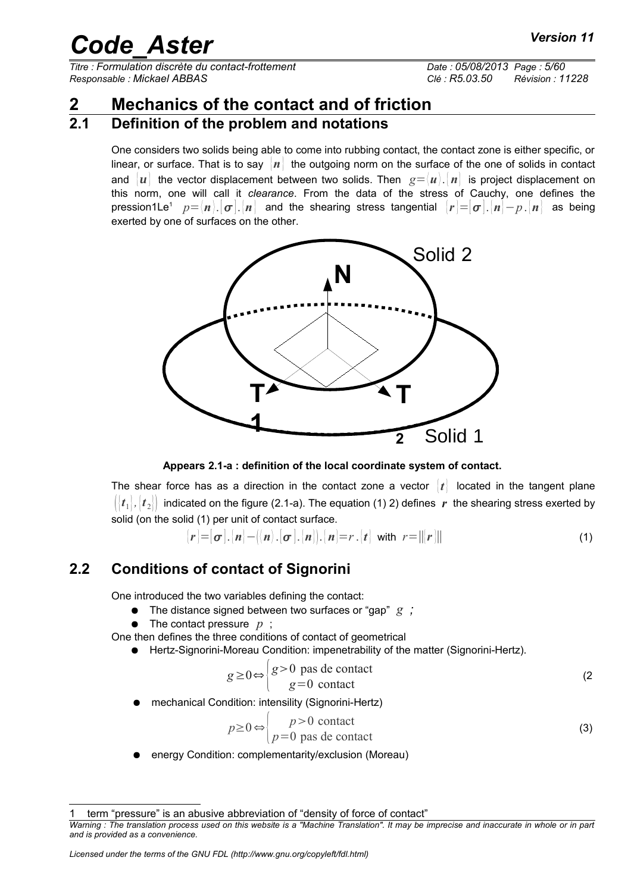# 2 Mechanics of the contact and of friction

## 2.1 Definition of the problem and notations

One considers two solids being able to come into rubbing contact, the contact zone is either specific, or linear, or surface. That is to say $\{n\}$ the outgoing norm on the surface of the one of solids in contact and $\{u\}$ the vector displacement between two solids. Then $g=\{u\}.\{n\}$ is project displacement on this norm, one will call it *clearance*. From the data of the stress of Cauchy, one defines the pression1Le[1] $p=\{n\}.[\sigma].\{n\}$ and the shearing stress tangential $\{r\}=[\sigma].\{n\}-p.\{n\}$ as being exerted by one of surfaces on the other.

**Appears 2.1-a : definition of the local coordinate system of contact.**

The shear force has as a direction in the contact zone a vector $\{t\}$ located in the tangent plane $(\{t_1\},\{t_2\})$ indicated on the figure (2.1-a). The equation (1) 2) defines $r$ the shearing stress exerted by solid (on the solid (1) per unit of contact surface.

$$\{r\}=[\sigma].\{n\}-(\{n\}.[\sigma].\{n\}).\{n\}=r.\{t\} \text{ with } r=\|\{r\}\| \tag{1}$$

## 2.2 Conditions of contact of Signorini

One introduced the two variables defining the contact:

- The distance signed between two surfaces or "gap" $g$ ;
- The contact pressure $p$ ;

One then defines the three conditions of contact of geometrical

- Hertz-Signorini-Moreau Condition: impenetrability of the matter (Signorini-Hertz).

$$g\geq 0 \Leftrightarrow \begin{cases} g>0 \text{ pas de contact} \\ g=0 \text{ contact} \end{cases} \tag{2}$$

- mechanical Condition: intensility (Signorini-Hertz)

$$p\geq 0 \Leftrightarrow \begin{cases} p>0 \text{ contact} \\ p=0 \text{ pas de contact} \end{cases} \tag{3}$$

- energy Condition: complementarity/exclusion (Moreau)

[1] term "pressure" is an abusive abbreviation of "density of force of contact"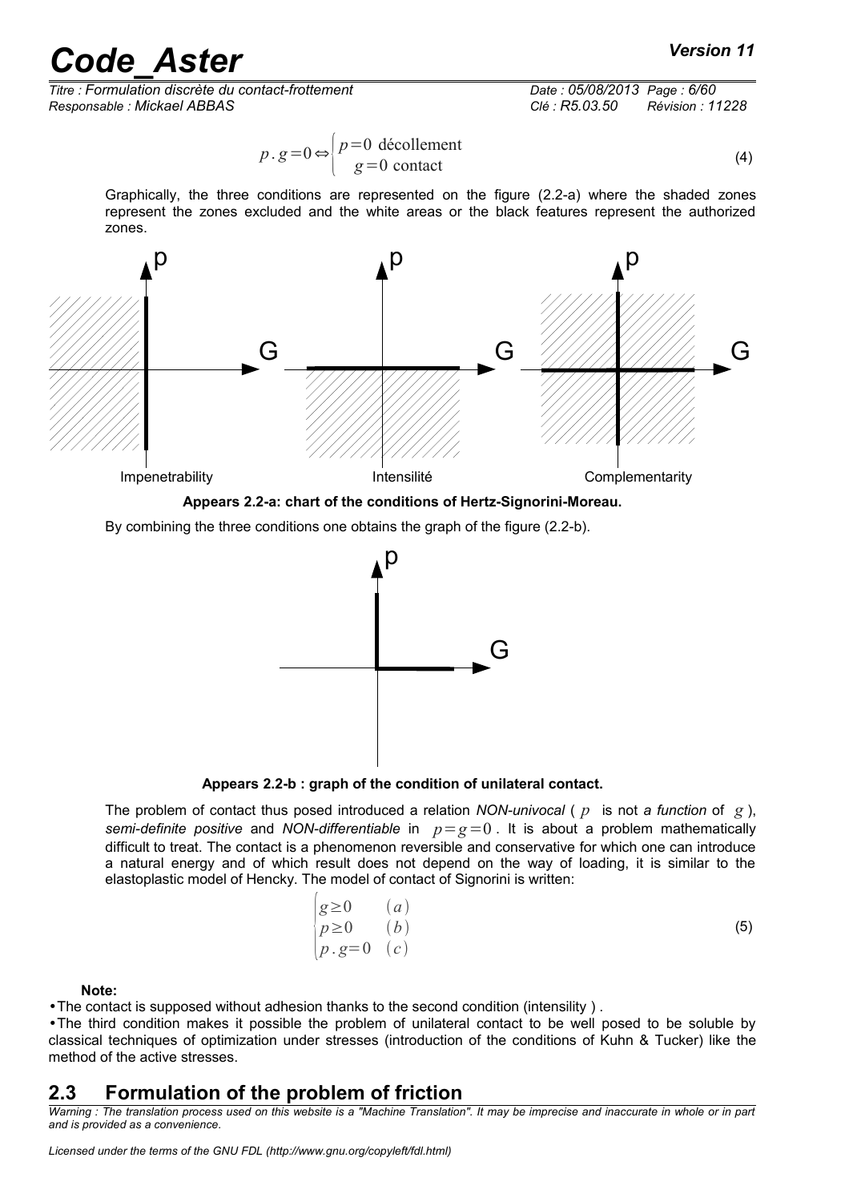$$p.g=0 \Leftrightarrow \begin{cases} p=0 \text{ décollement} \\ g=0 \text{ contact} \end{cases} \tag{4}$$

Graphically, the three conditions are represented on the figure (2.2-a) where the shaded zones represent the zones excluded and the white areas or the black features represent the authorized zones.

Impenetrability    Intensilité    Complementarity

**Appears 2.2-a: chart of the conditions of Hertz-Signorini-Moreau.**

By combining the three conditions one obtains the graph of the figure (2.2-b).

**Appears 2.2-b : graph of the condition of unilateral contact.**

The problem of contact thus posed introduced a relation *NON-univocal* ( $p$ is not *a function* of $g$ ), *semi-definite positive* and *NON-differentiable* in $p=g=0$ . It is about a problem mathematically difficult to treat. The contact is a phenomenon reversible and conservative for which one can introduce a natural energy and of which result does not depend on the way of loading, it is similar to the elastoplastic model of Hencky. The model of contact of Signorini is written:

$$\begin{cases} g \geq 0 & (a) \\ p \geq 0 & (b) \\ p.g=0 & (c) \end{cases} \tag{5}$$

**Note:**

- The contact is supposed without adhesion thanks to the second condition (intensility ) .
- The third condition makes it possible the problem of unilateral contact to be well posed to be soluble by classical techniques of optimization under stresses (introduction of the conditions of Kuhn & Tucker) like the method of the active stresses.

## 2.3 Formulation of the problem of friction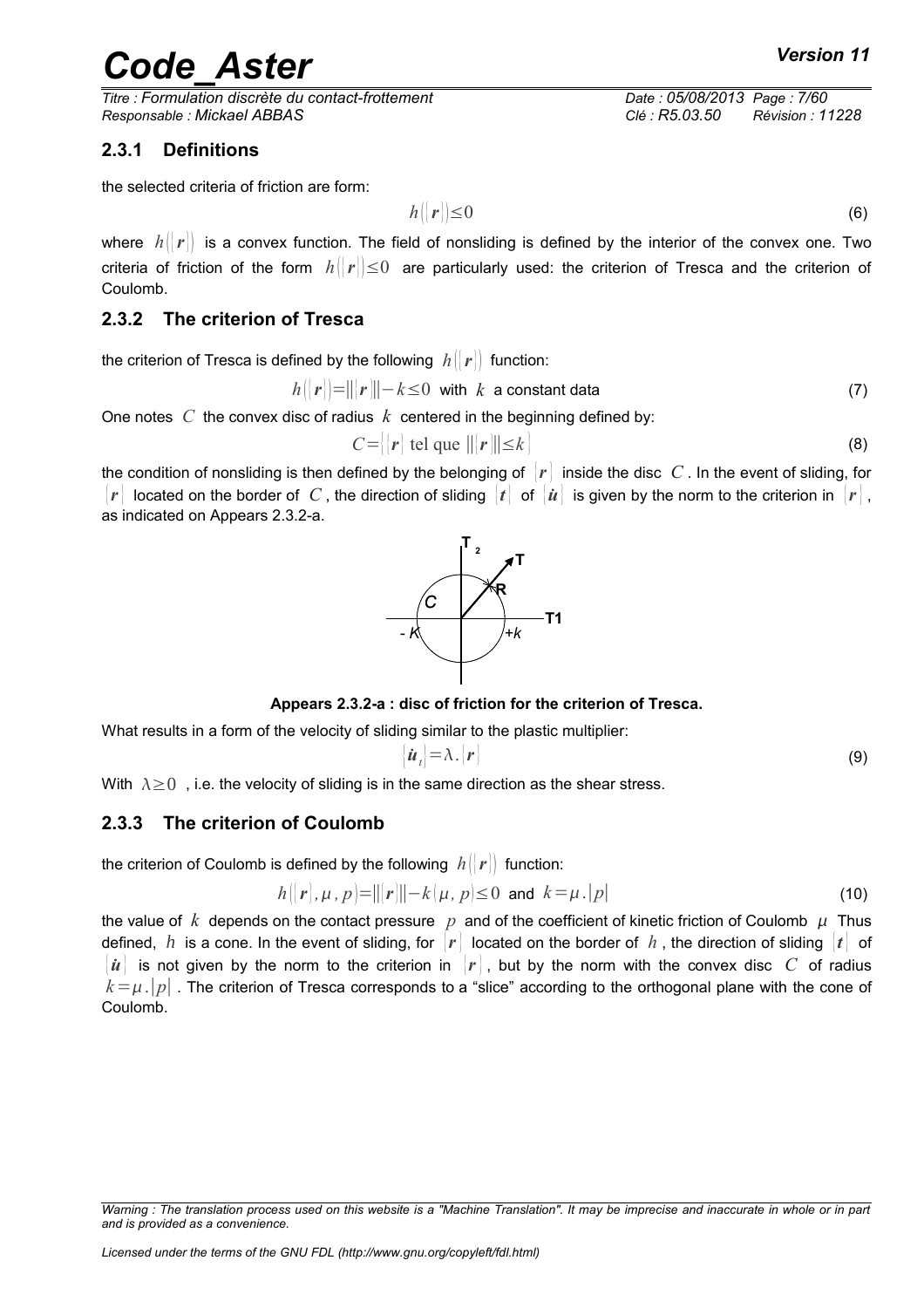### 2.3.1 Definitions

the selected criteria of friction are form:

$$h(\{\boldsymbol{r}\})\leq 0 \tag{6}$$

where $h(\{\boldsymbol{r}\})$ is a convex function. The field of nonsliding is defined by the interior of the convex one. Two criteria of friction of the form $h(\{\boldsymbol{r}\})\leq 0$ are particularly used: the criterion of Tresca and the criterion of Coulomb.

### 2.3.2 The criterion of Tresca

the criterion of Tresca is defined by the following $h(\{\boldsymbol{r}\})$ function:

$$h(\{\boldsymbol{r}\})=\|\{\boldsymbol{r}\}\|-k\leq 0 \text{ with } k \text{ a constant data} \tag{7}$$

One notes $C$ the convex disc of radius $k$ centered in the beginning defined by:

$$C=\{\{\boldsymbol{r}\} \text{ tel que } \|\{\boldsymbol{r}\}\|\leq k\} \tag{8}$$

the condition of nonsliding is then defined by the belonging of $\{\boldsymbol{r}\}$ inside the disc $C$. In the event of sliding, for $\{\boldsymbol{r}\}$ located on the border of $C$, the direction of sliding $\{\boldsymbol{t}\}$ of $\{\dot{\boldsymbol{u}}\}$ is given by the norm to the criterion in $\{\boldsymbol{r}\}$, as indicated on Appears 2.3.2-a.

**Appears 2.3.2-a : disc of friction for the criterion of Tresca.**

What results in a form of the velocity of sliding similar to the plastic multiplier:

$$\{\dot{\boldsymbol{u}}_t\}=\lambda.\{\boldsymbol{r}\} \tag{9}$$

With $\lambda\geq 0$ , i.e. the velocity of sliding is in the same direction as the shear stress.

### 2.3.3 The criterion of Coulomb

the criterion of Coulomb is defined by the following $h(\{\boldsymbol{r}\})$ function:

$$h(\{\boldsymbol{r}\},\mu,p)=\|\{\boldsymbol{r}\}\|-k(\mu,p)\leq 0 \text{ and } k=\mu.|p| \tag{10}$$

the value of $k$ depends on the contact pressure $p$ and of the coefficient of kinetic friction of Coulomb $\mu$ Thus defined, $h$ is a cone. In the event of sliding, for $\{\boldsymbol{r}\}$ located on the border of $h$, the direction of sliding $\{\boldsymbol{t}\}$ of $\{\dot{\boldsymbol{u}}\}$ is not given by the norm to the criterion in $\{\boldsymbol{r}\}$, but by the norm with the convex disc $C$ of radius $k=\mu.|p|$ . The criterion of Tresca corresponds to a "slice" according to the orthogonal plane with the cone of Coulomb.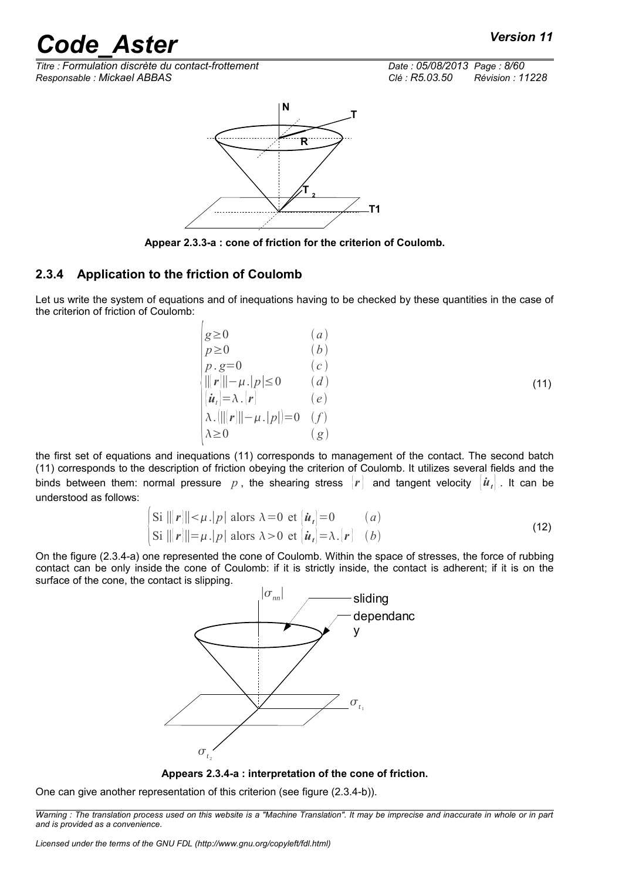Appear 2.3.3-a : cone of friction for the criterion of Coulomb.

### 2.3.4 Application to the friction of Coulomb

Let us write the system of equations and of inequations having to be checked by these quantities in the case of the criterion of friction of Coulomb:

$$
\begin{cases}
g \geq 0 & (a) \\
p \geq 0 & (b) \\
p \, . \, g = 0 & (c) \\
\| \boldsymbol{r} \| - \mu . |p| \leq 0 & (d) \\
\dot{\boldsymbol{u}}_t = \lambda . \boldsymbol{r} & (e) \\
\lambda . (\| \boldsymbol{r} \| - \mu . |p|) = 0 & (f) \\
\lambda \geq 0 & (g)
\end{cases}
\tag{11}
$$

the first set of equations and inequations (11) corresponds to management of the contact. The second batch (11) corresponds to the description of friction obeying the criterion of Coulomb. It utilizes several fields and the binds between them: normal pressure $p$, the shearing stress $\boldsymbol{r}$ and tangent velocity $\dot{\boldsymbol{u}}_t$. It can be understood as follows:

$$
\begin{cases}
\text{Si } \| \boldsymbol{r} \| < \mu . |p| \text{ alors } \lambda = 0 \text{ et } \dot{\boldsymbol{u}}_t = 0 & (a) \\
\text{Si } \| \boldsymbol{r} \| = \mu . |p| \text{ alors } \lambda > 0 \text{ et } \dot{\boldsymbol{u}}_t = \lambda . \boldsymbol{r} & (b)
\end{cases}
\tag{12}
$$

On the figure (2.3.4-a) one represented the cone of Coulomb. Within the space of stresses, the force of rubbing contact can be only inside the cone of Coulomb: if it is strictly inside, the contact is adherent; if it is on the surface of the cone, the contact is slipping.

Appears 2.3.4-a : interpretation of the cone of friction.

One can give another representation of this criterion (see figure (2.3.4-b)).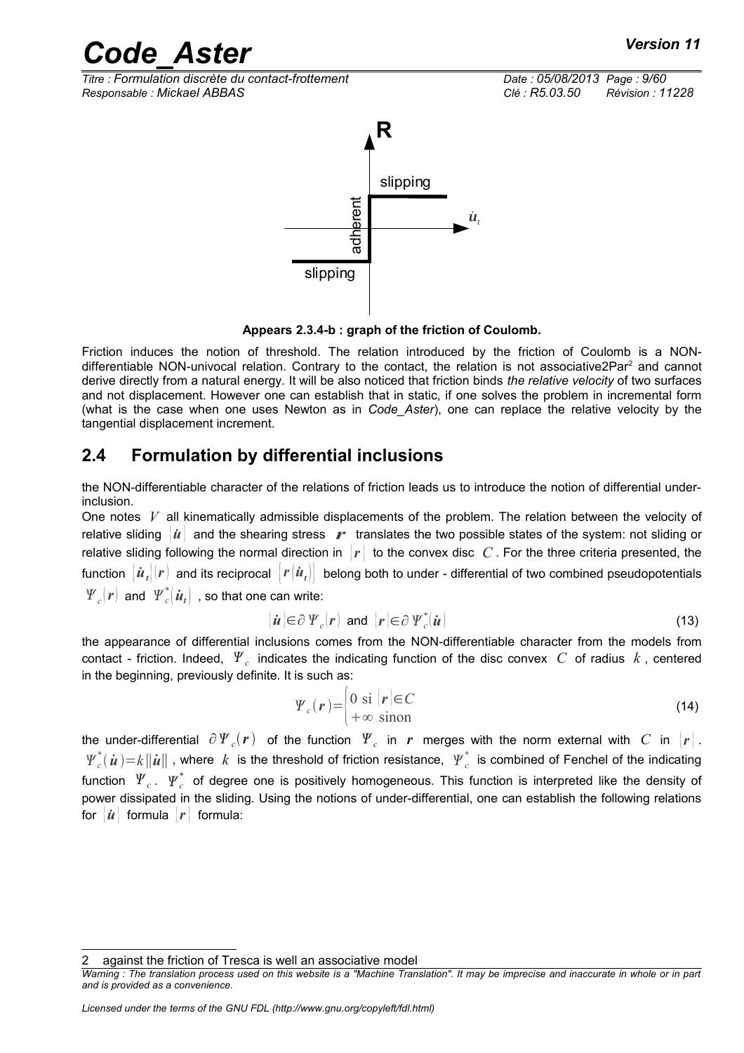Appears 2.3.4-b : graph of the friction of Coulomb.

Friction induces the notion of threshold. The relation introduced by the friction of Coulomb is a NON-differentiable NON-univocal relation. Contrary to the contact, the relation is not associative2Par[2] and cannot derive directly from a natural energy. It will be also noticed that friction binds *the relative velocity* of two surfaces and not displacement. However one can establish that in static, if one solves the problem in incremental form (what is the case when one uses Newton as in *Code_Aster*), one can replace the relative velocity by the tangential displacement increment.

## 2.4 Formulation by differential inclusions

the NON-differentiable character of the relations of friction leads us to introduce the notion of differential under-inclusion.

One notes $V$ all kinematically admissible displacements of the problem. The relation between the velocity of relative sliding $[\dot{\boldsymbol{u}}]$ and the shearing stress $\boldsymbol{r}$ translates the two possible states of the system: not sliding or relative sliding following the normal direction in $[\boldsymbol{r}]$ to the convex disc $C$. For the three criteria presented, the function $[\dot{\boldsymbol{u}}_t](\boldsymbol{r})$ and its reciprocal $[\boldsymbol{r}(\dot{\boldsymbol{u}}_t)]$ belong both to under - differential of two combined pseudopotentials $\Psi_c(\boldsymbol{r})$ and $\Psi_c^*(\dot{\boldsymbol{u}}_t)$ , so that one can write:

$$[\dot{\boldsymbol{u}}] \in \partial \Psi_c(\boldsymbol{r}) \text{ and } [\boldsymbol{r}] \in \partial \Psi_c^*(\dot{\boldsymbol{u}}) \tag{13}$$

the appearance of differential inclusions comes from the NON-differentiable character from the models from contact - friction. Indeed, $\Psi_c$ indicates the indicating function of the disc convex $C$ of radius $k$ , centered in the beginning, previously definite. It is such as:

$$\Psi_c(\boldsymbol{r}) = \begin{cases} 0 \text{ si } [\boldsymbol{r}] \in C \\ +\infty \text{ sinon} \end{cases} \tag{14}$$

the under-differential $\partial \Psi_c(\boldsymbol{r})$ of the function $\Psi_c$ in $\boldsymbol{r}$ merges with the norm external with $C$ in $[\boldsymbol{r}]$. $\Psi_c^*(\dot{\boldsymbol{u}}) = k\|\dot{\boldsymbol{u}}\|$ , where $k$ is the threshold of friction resistance, $\Psi_c^*$ is combined of Fenchel of the indicating function $\Psi_c$. $\Psi_c^*$ of degree one is positively homogeneous. This function is interpreted like the density of power dissipated in the sliding. Using the notions of under-differential, one can establish the following relations for $[\dot{\boldsymbol{u}}]$ formula $[\boldsymbol{r}]$ formula:

---

[2] against the friction of Tresca is well an associative model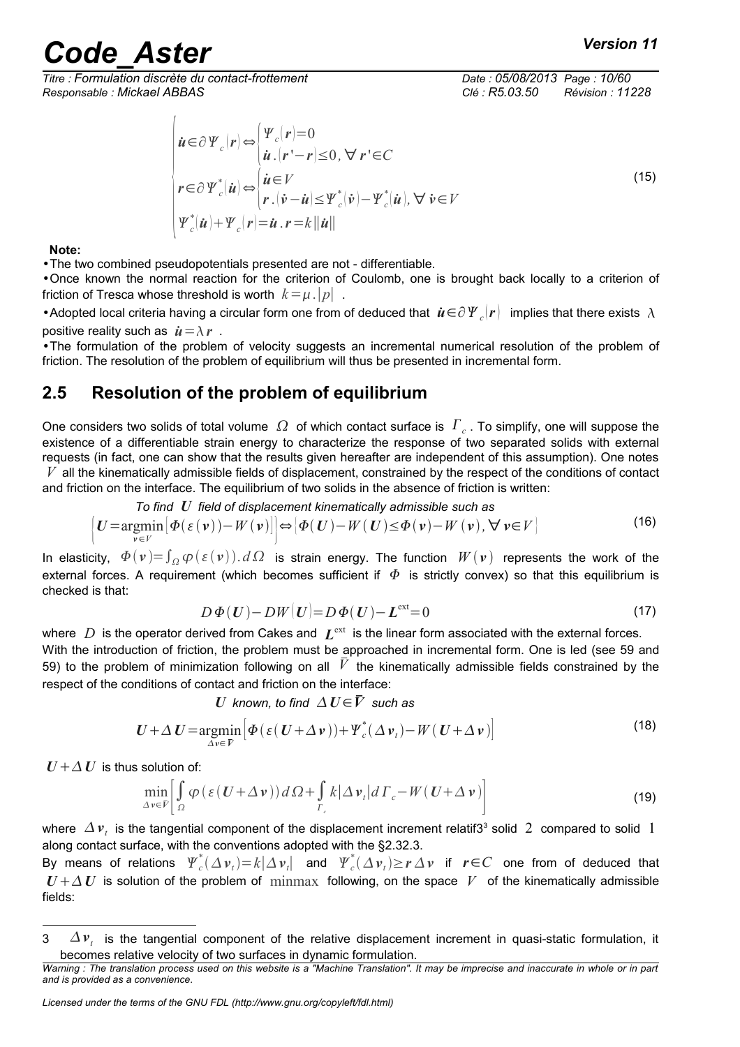$$
\begin{cases}
\dot{\boldsymbol{u}} \in \partial \Psi_c(\boldsymbol{r}) \Leftrightarrow \begin{cases} \Psi_c(\boldsymbol{r}) = 0 \\ \dot{\boldsymbol{u}} . (\boldsymbol{r}' - \boldsymbol{r}) \leq 0, \forall \boldsymbol{r}' \in C \end{cases} \\
\boldsymbol{r} \in \partial \Psi_c^*(\dot{\boldsymbol{u}}) \Leftrightarrow \begin{cases} \dot{\boldsymbol{u}} \in V \\ \boldsymbol{r} . (\dot{\boldsymbol{v}} - \dot{\boldsymbol{u}}) \leq \Psi_c^*(\dot{\boldsymbol{v}}) - \Psi_c^*(\dot{\boldsymbol{u}}), \forall \dot{\boldsymbol{v}} \in V \end{cases} \\
\Psi_c^*(\dot{\boldsymbol{u}}) + \Psi_c(\boldsymbol{r}) = \dot{\boldsymbol{u}} . \boldsymbol{r} = k \|\dot{\boldsymbol{u}}\|
\end{cases}
\tag{15}
$$

**Note:**

- The two combined pseudopotentials presented are not - differentiable.
- Once known the normal reaction for the criterion of Coulomb, one is brought back locally to a criterion of friction of Tresca whose threshold is worth $k = \mu . |p|$ .
- Adopted local criteria having a circular form one from of deduced that $\dot{\boldsymbol{u}} \in \partial \Psi_c(\boldsymbol{r})$ implies that there exists $\lambda$ positive reality such as $\dot{\boldsymbol{u}} = \lambda \boldsymbol{r}$ .
- The formulation of the problem of velocity suggests an incremental numerical resolution of the problem of friction. The resolution of the problem of equilibrium will thus be presented in incremental form.

## 2.5 Resolution of the problem of equilibrium

One considers two solids of total volume $\Omega$ of which contact surface is $\Gamma_c$ . To simplify, one will suppose the existence of a differentiable strain energy to characterize the response of two separated solids with external requests (in fact, one can show that the results given hereafter are independent of this assumption). One notes $V$ all the kinematically admissible fields of displacement, constrained by the respect of the conditions of contact and friction on the interface. The equilibrium of two solids in the absence of friction is written:

*To find* $\boldsymbol{U}$ *field of displacement kinematically admissible such as*

$$
\left\{ \boldsymbol{U} = \underset{\boldsymbol{v} \in V}{\operatorname{argmin}} \left[ \Phi(\varepsilon(\boldsymbol{v})) - W(\boldsymbol{v}) \right] \right\} \Leftrightarrow \left\{ \Phi(\boldsymbol{U}) - W(\boldsymbol{U}) \leq \Phi(\boldsymbol{v}) - W(\boldsymbol{v}), \forall \boldsymbol{v} \in V \right\}
\tag{16}
$$

In elasticity, $\Phi(\boldsymbol{v}) = \int_\Omega \varphi(\varepsilon(\boldsymbol{v})) . d\Omega$ is strain energy. The function $W(\boldsymbol{v})$ represents the work of the external forces. A requirement (which becomes sufficient if $\Phi$ is strictly convex) so that this equilibrium is checked is that:

$$
D\Phi(\boldsymbol{U}) - DW(\boldsymbol{U}) = D\Phi(\boldsymbol{U}) - \boldsymbol{L}^{\text{ext}} = 0
\tag{17}
$$

where $D$ is the operator derived from Cakes and $\boldsymbol{L}^{\text{ext}}$ is the linear form associated with the external forces.
With the introduction of friction, the problem must be approached in incremental form. One is led (see 59 and 59) to the problem of minimization following on all $\bar{V}$ the kinematically admissible fields constrained by the respect of the conditions of contact and friction on the interface:

$\boldsymbol{U}$ *known, to find* $\Delta \boldsymbol{U} \in \bar{\boldsymbol{V}}$ *such as*

$$
\boldsymbol{U} + \Delta \boldsymbol{U} = \underset{\Delta \boldsymbol{v} \in \bar{\boldsymbol{V}}}{\operatorname{argmin}} \left[ \Phi(\varepsilon(\boldsymbol{U} + \Delta \boldsymbol{v})) + \Psi_c^*(\Delta \boldsymbol{v}_t) - W(\boldsymbol{U} + \Delta \boldsymbol{v}) \right]
\tag{18}
$$

$\boldsymbol{U} + \Delta \boldsymbol{U}$ is thus solution of:

$$
\min_{\Delta \boldsymbol{v} \in \bar{V}} \left[ \int_\Omega \varphi(\varepsilon(\boldsymbol{U} + \Delta \boldsymbol{v})) d\Omega + \int_{\Gamma_c} k |\Delta \boldsymbol{v}_t| d\Gamma_c - W(\boldsymbol{U} + \Delta \boldsymbol{v}) \right]
\tag{19}
$$

where $\Delta \boldsymbol{v}_t$ is the tangential component of the displacement increment relatif3[3] solid $2$ compared to solid $1$ along contact surface, with the conventions adopted with the §2.32.3.
By means of relations $\Psi_c^*(\Delta \boldsymbol{v}_t) = k|\Delta \boldsymbol{v}_t|$ and $\Psi_c^*(\Delta \boldsymbol{v}_t) \geq \boldsymbol{r} \Delta \boldsymbol{v}$ if $\boldsymbol{r} \in C$ one from of deduced that $\boldsymbol{U} + \Delta \boldsymbol{U}$ is solution of the problem of $\operatorname{minmax}$ following, on the space $V$ of the kinematically admissible fields:

---

3 $\Delta \boldsymbol{v}_t$ is the tangential component of the relative displacement increment in quasi-static formulation, it becomes relative velocity of two surfaces in dynamic formulation.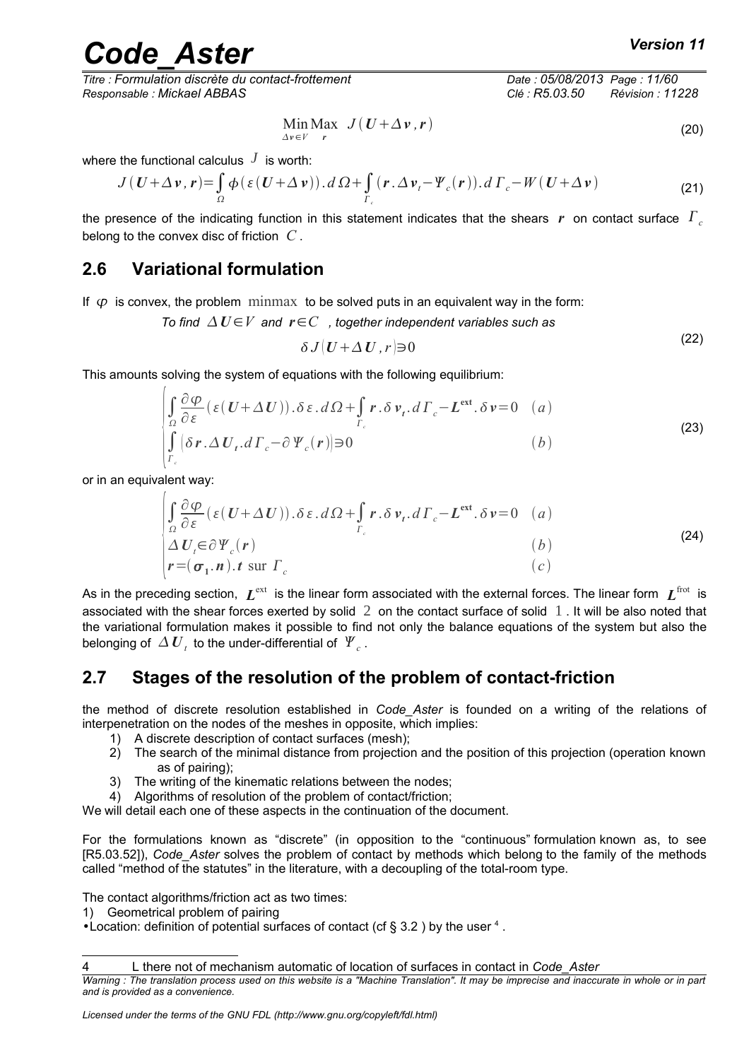$$\underset{\Delta v \in V}{\mathrm{Min}}\ \underset{r}{\mathrm{Max}}\ J(\boldsymbol{U}+\Delta \boldsymbol{v},\boldsymbol{r}) \tag{20}$$

where the functional calculus $J$ is worth:

$$J(\boldsymbol{U}+\Delta \boldsymbol{v},\boldsymbol{r})=\int_{\Omega}\phi(\varepsilon(\boldsymbol{U}+\Delta \boldsymbol{v})).d\Omega+\int_{\Gamma_c}(\boldsymbol{r}.\Delta \boldsymbol{v}_t-\Psi_c(\boldsymbol{r})).d\Gamma_c-W(\boldsymbol{U}+\Delta \boldsymbol{v}) \tag{21}$$

the presence of the indicating function in this statement indicates that the shears $\boldsymbol{r}$ on contact surface $\Gamma_c$ belong to the convex disc of friction $C$.

## 2.6 Variational formulation

If $\varphi$ is convex, the problem $\mathrm{minmax}$ to be solved puts in an equivalent way in the form:

*To find $\Delta \boldsymbol{U}\in V$ and $\boldsymbol{r}\in C$ , together independent variables such as*

$$\delta J(\boldsymbol{U}+\Delta \boldsymbol{U},r)\ni 0 \tag{22}$$

This amounts solving the system of equations with the following equilibrium:

$$\begin{cases}\displaystyle\int_{\Omega}\frac{\partial\varphi}{\partial\varepsilon}(\varepsilon(\boldsymbol{U}+\Delta \boldsymbol{U})).\delta\varepsilon.d\Omega+\int_{\Gamma_c}\boldsymbol{r}.\delta \boldsymbol{v}_t.d\Gamma_c-\boldsymbol{L}^{\mathrm{ext}}.\delta \boldsymbol{v}=0 & (a)\\ \displaystyle\int_{\Gamma_c}(\delta \boldsymbol{r}.\Delta \boldsymbol{U}_t.d\Gamma_c-\partial\Psi_c(\boldsymbol{r}))\ni 0 & (b)\end{cases} \tag{23}$$

or in an equivalent way:

$$\begin{cases}\displaystyle\int_{\Omega}\frac{\partial\varphi}{\partial\varepsilon}(\varepsilon(\boldsymbol{U}+\Delta \boldsymbol{U})).\delta\varepsilon.d\Omega+\int_{\Gamma_c}\boldsymbol{r}.\delta \boldsymbol{v}_t.d\Gamma_c-\boldsymbol{L}^{\mathrm{ext}}.\delta \boldsymbol{v}=0 & (a)\\ \Delta \boldsymbol{U}_t\in\partial\Psi_c(\boldsymbol{r}) & (b)\\ \boldsymbol{r}=(\boldsymbol{\sigma}_1.\boldsymbol{n}).\boldsymbol{t}\ \mathrm{sur}\ \Gamma_c & (c)\end{cases} \tag{24}$$

As in the preceding section, $\boldsymbol{L}^{\mathrm{ext}}$ is the linear form associated with the external forces. The linear form $\boldsymbol{L}^{\mathrm{frot}}$ is associated with the shear forces exerted by solid $2$ on the contact surface of solid $1$. It will be also noted that the variational formulation makes it possible to find not only the balance equations of the system but also the belonging of $\Delta \boldsymbol{U}_t$ to the under-differential of $\Psi_c$.

## 2.7 Stages of the resolution of the problem of contact-friction

the method of discrete resolution established in *Code_Aster* is founded on a writing of the relations of interpenetration on the nodes of the meshes in opposite, which implies:

1) A discrete description of contact surfaces (mesh);
2) The search of the minimal distance from projection and the position of this projection (operation known as of pairing);
3) The writing of the kinematic relations between the nodes;
4) Algorithms of resolution of the problem of contact/friction;

We will detail each one of these aspects in the continuation of the document.

For the formulations known as "discrete" (in opposition to the "continuous" formulation known as, to see [R5.03.52]), *Code_Aster* solves the problem of contact by methods which belong to the family of the methods called "method of the statutes" in the literature, with a decoupling of the total-room type.

The contact algorithms/friction act as two times:

1) Geometrical problem of pairing

- Location: definition of potential surfaces of contact (cf § 3.2 ) by the user [4] .

[4] L there not of mechanism automatic of location of surfaces in contact in *Code_Aster*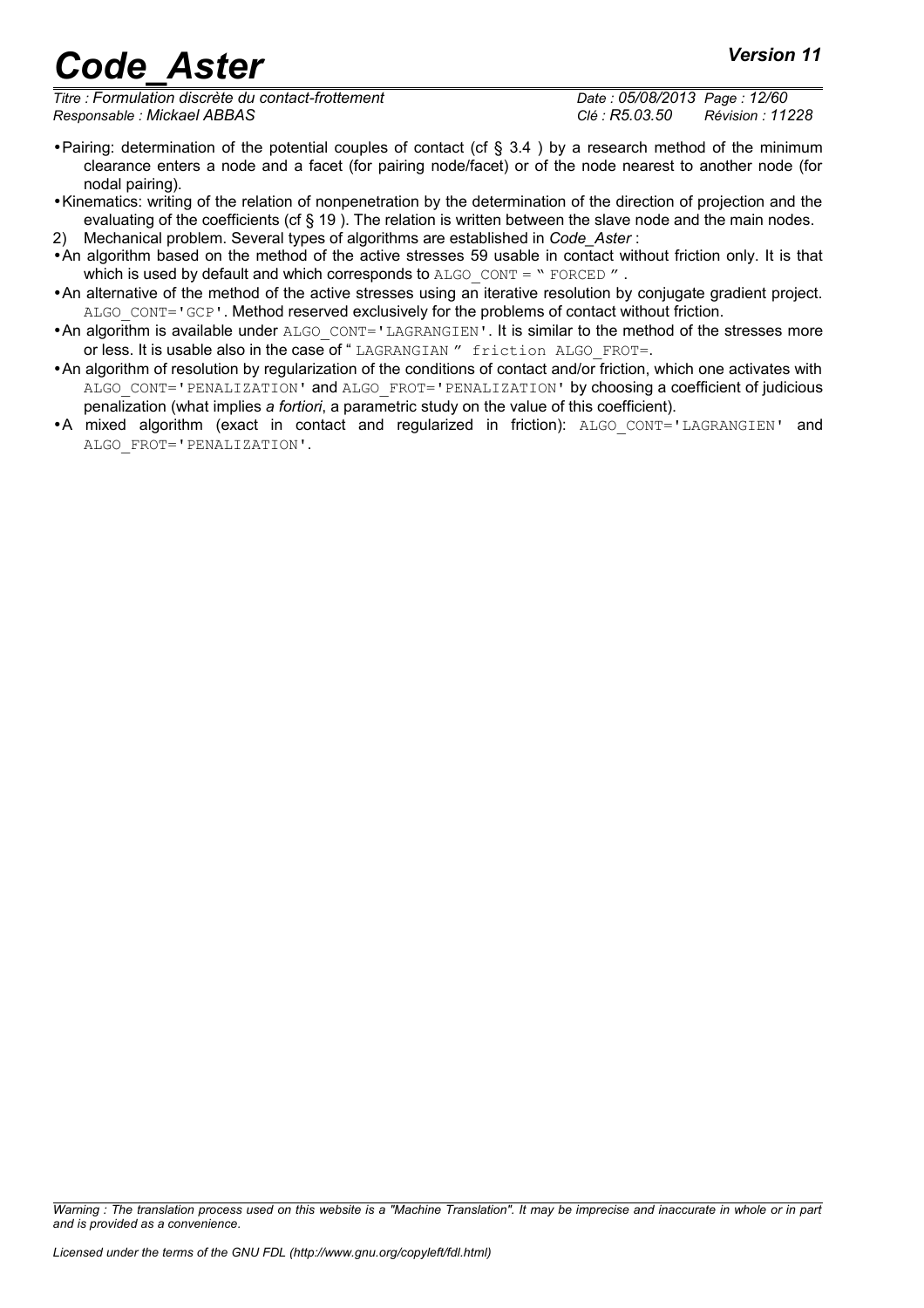- Pairing: determination of the potential couples of contact (cf § 3.4 ) by a research method of the minimum clearance enters a node and a facet (for pairing node/facet) or of the node nearest to another node (for nodal pairing).
- Kinematics: writing of the relation of nonpenetration by the determination of the direction of projection and the evaluating of the coefficients (cf § 19 ). The relation is written between the slave node and the main nodes.

2) Mechanical problem. Several types of algorithms are established in *Code_Aster* :

- An algorithm based on the method of the active stresses 59 usable in contact without friction only. It is that which is used by default and which corresponds to `ALGO_CONT = " FORCED "` .
- An alternative of the method of the active stresses using an iterative resolution by conjugate gradient project. `ALGO_CONT='GCP'`. Method reserved exclusively for the problems of contact without friction.
- An algorithm is available under `ALGO_CONT='LAGRANGIEN'`. It is similar to the method of the stresses more or less. It is usable also in the case of " `LAGRANGIAN " friction ALGO_FROT=`.
- An algorithm of resolution by regularization of the conditions of contact and/or friction, which one activates with `ALGO_CONT='PENALIZATION'` and `ALGO_FROT='PENALIZATION'` by choosing a coefficient of judicious penalization (what implies *a fortiori*, a parametric study on the value of this coefficient).
- A mixed algorithm (exact in contact and regularized in friction): `ALGO_CONT='LAGRANGIEN'` and `ALGO_FROT='PENALIZATION'`.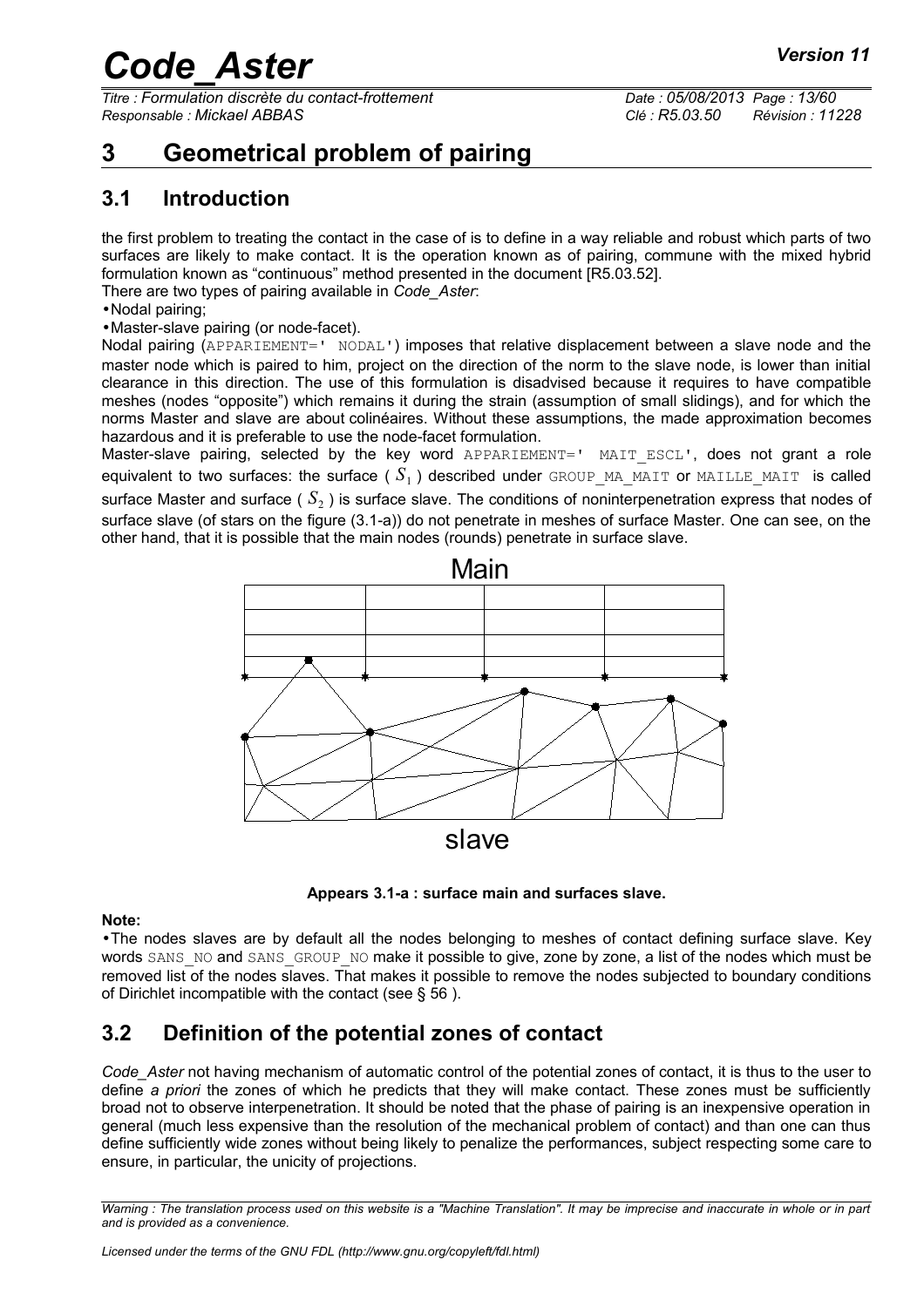# 3 Geometrical problem of pairing

## 3.1 Introduction

the first problem to treating the contact in the case of is to define in a way reliable and robust which parts of two surfaces are likely to make contact. It is the operation known as of pairing, commune with the mixed hybrid formulation known as "continuous" method presented in the document [R5.03.52].

There are two types of pairing available in *Code_Aster*:

- Nodal pairing;
- Master-slave pairing (or node-facet).

Nodal pairing (APPARIEMENT=' NODAL') imposes that relative displacement between a slave node and the master node which is paired to him, project on the direction of the norm to the slave node, is lower than initial clearance in this direction. The use of this formulation is disadvised because it requires to have compatible meshes (nodes "opposite") which remains it during the strain (assumption of small slidings), and for which the norms Master and slave are about colinéaires. Without these assumptions, the made approximation becomes hazardous and it is preferable to use the node-facet formulation.

Master-slave pairing, selected by the key word APPARIEMENT=' MAIT_ESCL', does not grant a role equivalent to two surfaces: the surface ( $S_1$ ) described under GROUP_MA_MAIT or MAILLE_MAIT is called surface Master and surface ( $S_2$ ) is surface slave. The conditions of noninterpenetration express that nodes of surface slave (of stars on the figure (3.1-a)) do not penetrate in meshes of surface Master. One can see, on the other hand, that it is possible that the main nodes (rounds) penetrate in surface slave.

**Appears 3.1-a : surface main and surfaces slave.**

**Note:**

- The nodes slaves are by default all the nodes belonging to meshes of contact defining surface slave. Key words SANS_NO and SANS_GROUP_NO make it possible to give, zone by zone, a list of the nodes which must be removed list of the nodes slaves. That makes it possible to remove the nodes subjected to boundary conditions of Dirichlet incompatible with the contact (see § 56 ).

## 3.2 Definition of the potential zones of contact

*Code_Aster* not having mechanism of automatic control of the potential zones of contact, it is thus to the user to define *a priori* the zones of which he predicts that they will make contact. These zones must be sufficiently broad not to observe interpenetration. It should be noted that the phase of pairing is an inexpensive operation in general (much less expensive than the resolution of the mechanical problem of contact) and than one can thus define sufficiently wide zones without being likely to penalize the performances, subject respecting some care to ensure, in particular, the unicity of projections.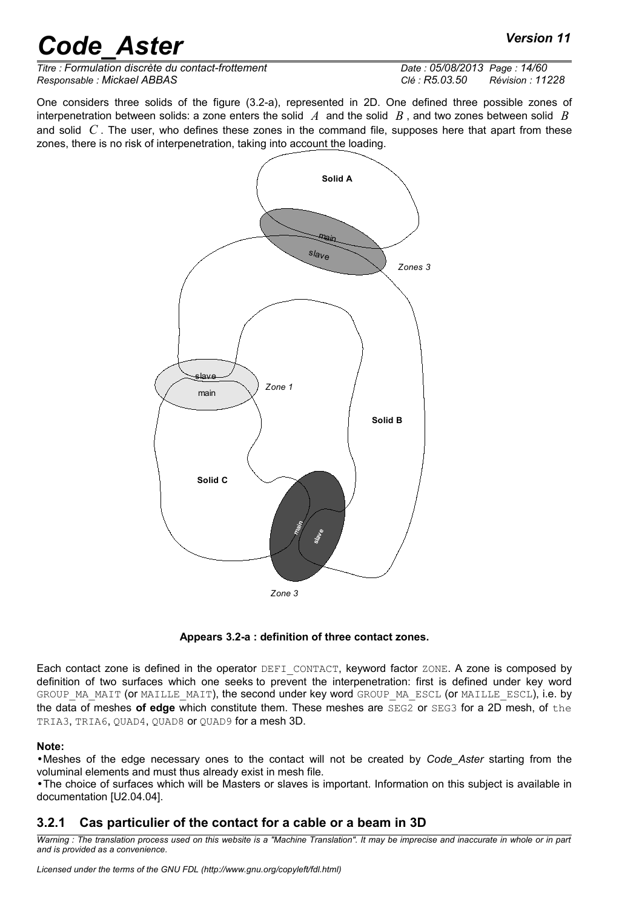One considers three solids of the figure (3.2-a), represented in 2D. One defined three possible zones of interpenetration between solids: a zone enters the solid $A$ and the solid $B$, and two zones between solid $B$ and solid $C$. The user, who defines these zones in the command file, supposes here that apart from these zones, there is no risk of interpenetration, taking into account the loading.

**Appears 3.2-a : definition of three contact zones.**

Each contact zone is defined in the operator DEFI_CONTACT, keyword factor ZONE. A zone is composed by definition of two surfaces which one seeks to prevent the interpenetration: first is defined under key word GROUP_MA_MAIT (or MAILLE_MAIT), the second under key word GROUP_MA_ESCL (or MAILLE_ESCL), i.e. by the data of meshes **of edge** which constitute them. These meshes are SEG2 or SEG3 for a 2D mesh, of the TRIA3, TRIA6, QUAD4, QUAD8 or QUAD9 for a mesh 3D.

**Note:**

- Meshes of the edge necessary ones to the contact will not be created by *Code_Aster* starting from the voluminal elements and must thus already exist in mesh file.
- The choice of surfaces which will be Masters or slaves is important. Information on this subject is available in documentation [U2.04.04].

### 3.2.1 Cas particulier of the contact for a cable or a beam in 3D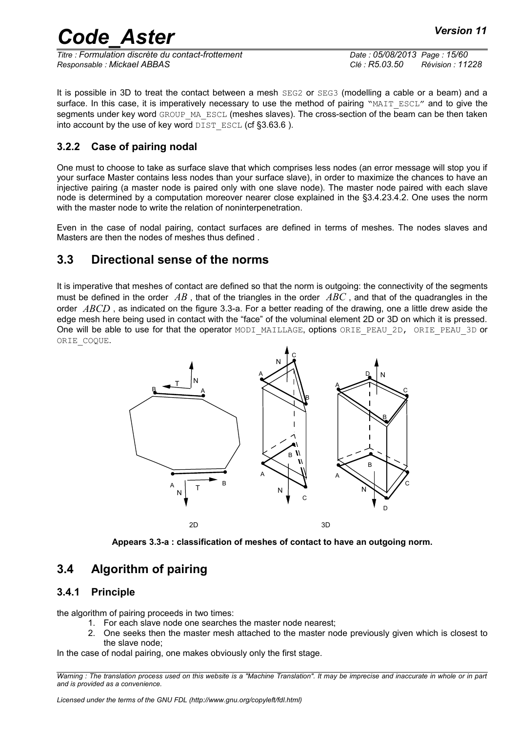It is possible in 3D to treat the contact between a mesh SEG2 or SEG3 (modelling a cable or a beam) and a surface. In this case, it is imperatively necessary to use the method of pairing "MAIT_ESCL" and to give the segments under key word GROUP_MA_ESCL (meshes slaves). The cross-section of the beam can be then taken into account by the use of key word DIST_ESCL (cf §3.63.6 ).

### 3.2.2 Case of pairing nodal

One must to choose to take as surface slave that which comprises less nodes (an error message will stop you if your surface Master contains less nodes than your surface slave), in order to maximize the chances to have an injective pairing (a master node is paired only with one slave node). The master node paired with each slave node is determined by a computation moreover nearer close explained in the §3.4.23.4.2. One uses the norm with the master node to write the relation of noninterpenetration.

Even in the case of nodal pairing, contact surfaces are defined in terms of meshes. The nodes slaves and Masters are then the nodes of meshes thus defined .

## 3.3 Directional sense of the norms

It is imperative that meshes of contact are defined so that the norm is outgoing: the connectivity of the segments must be defined in the order $AB$ , that of the triangles in the order $ABC$ , and that of the quadrangles in the order $ABCD$ , as indicated on the figure 3.3-a. For a better reading of the drawing, one a little drew aside the edge mesh here being used in contact with the "face" of the voluminal element 2D or 3D on which it is pressed. One will be able to use for that the operator MODI_MAILLAGE, options ORIE_PEAU_2D, ORIE_PEAU_3D or ORIE_COQUE.

**Appears 3.3-a : classification of meshes of contact to have an outgoing norm.**

## 3.4 Algorithm of pairing

### 3.4.1 Principle

the algorithm of pairing proceeds in two times:

1. For each slave node one searches the master node nearest;
2. One seeks then the master mesh attached to the master node previously given which is closest to the slave node;

In the case of nodal pairing, one makes obviously only the first stage.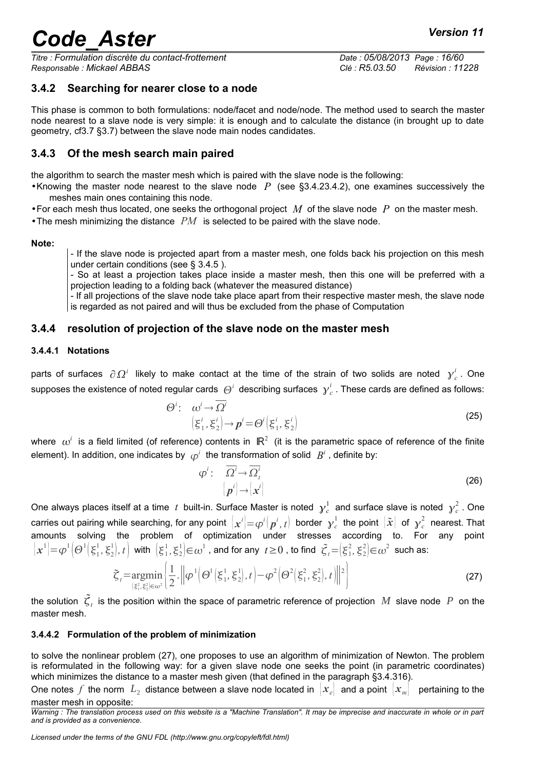### 3.4.2 Searching for nearer close to a node

This phase is common to both formulations: node/facet and node/node. The method used to search the master node nearest to a slave node is very simple: it is enough and to calculate the distance (in brought up to date geometry, cf3.7 §3.7) between the slave node main nodes candidates.

### 3.4.3 Of the mesh search main paired

the algorithm to search the master mesh which is paired with the slave node is the following:

- Knowing the master node nearest to the slave node $P$ (see §3.4.23.4.2), one examines successively the meshes main ones containing this node.
- For each mesh thus located, one seeks the orthogonal project $M$ of the slave node $P$ on the master mesh.
- The mesh minimizing the distance $PM$ is selected to be paired with the slave node.

**Note:**

> - If the slave node is projected apart from a master mesh, one folds back his projection on this mesh under certain conditions (see § 3.4.5 ).
> - So at least a projection takes place inside a master mesh, then this one will be preferred with a projection leading to a folding back (whatever the measured distance)
> - If all projections of the slave node take place apart from their respective master mesh, the slave node is regarded as not paired and will thus be excluded from the phase of Computation

### 3.4.4 resolution of projection of the slave node on the master mesh

#### 3.4.4.1 Notations

parts of surfaces $\partial\Omega^i$ likely to make contact at the time of the strain of two solids are noted $\gamma_c^i$. One supposes the existence of noted regular cards $\Theta^i$ describing surfaces $\gamma_c^i$. These cards are defined as follows:

$$
\begin{aligned}
\Theta^i: \quad & \omega^i \rightarrow \overline{\Omega^i} \\
& \left(\xi_1^i, \xi_2^i\right) \rightarrow \boldsymbol{p}^i = \Theta^i\left(\xi_1^i, \xi_2^i\right)
\end{aligned}
\tag{25}
$$

where $\omega^i$ is a field limited (of reference) contents in $\mathbb{R}^2$ (it is the parametric space of reference of the finite element). In addition, one indicates by $\varphi^i$ the transformation of solid $B^i$, definite by:

$$
\begin{aligned}
\varphi^i: \quad & \overline{\Omega^i} \rightarrow \overline{\Omega_t^i} \\
& \left\{\boldsymbol{p}^i\right\} \rightarrow \left\{\boldsymbol{x}^i\right\}
\end{aligned}
\tag{26}
$$

One always places itself at a time $t$ built-in. Surface Master is noted $\gamma_c^1$ and surface slave is noted $\gamma_c^2$. One carries out pairing while searching, for any point $\left\{\boldsymbol{x}^i\right\} = \varphi^i\left(\boldsymbol{p}^i, t\right)$ border $\gamma_c^1$ the point $\left\{\tilde{\boldsymbol{x}}\right\}$ of $\gamma_c^2$ nearest. That amounts solving the problem of optimization under stresses according to. For any point $\left\{\boldsymbol{x}^1\right\} = \varphi^1\left(\Theta^1\left(\xi_1^1, \xi_2^1\right), t\right)$ with $\left(\xi_1^1, \xi_2^1\right) \in \omega^1$, and for any $t \geq 0$, to find $\tilde{\zeta}_t = \left(\xi_1^2, \xi_2^2\right) \in \omega^2$ such as:

$$
\tilde{\zeta}_t = \underset{\left(\xi_1^2, \xi_2^2\right) \in \omega^2}{\operatorname{argmin}} \left\{ \frac{1}{2} . \left\| \varphi^1\left(\Theta^1\left(\xi_1^1, \xi_2^1\right), t\right) - \varphi^2\left(\Theta^2\left(\xi_1^2, \xi_2^2\right), t\right) \right\|^2 \right\}
\tag{27}
$$

the solution $\tilde{\zeta}_t$ is the position within the space of parametric reference of projection $M$ slave node $P$ on the master mesh.

#### 3.4.4.2 Formulation of the problem of minimization

to solve the nonlinear problem (27), one proposes to use an algorithm of minimization of Newton. The problem is reformulated in the following way: for a given slave node one seeks the point (in parametric coordinates) which minimizes the distance to a master mesh given (that defined in the paragraph §3.4.316).

One notes $f$ the norm $L_2$ distance between a slave node located in $\left\{\boldsymbol{x}_e\right\}$ and a point $\left\{\boldsymbol{x}_m\right\}$ pertaining to the master mesh in opposite: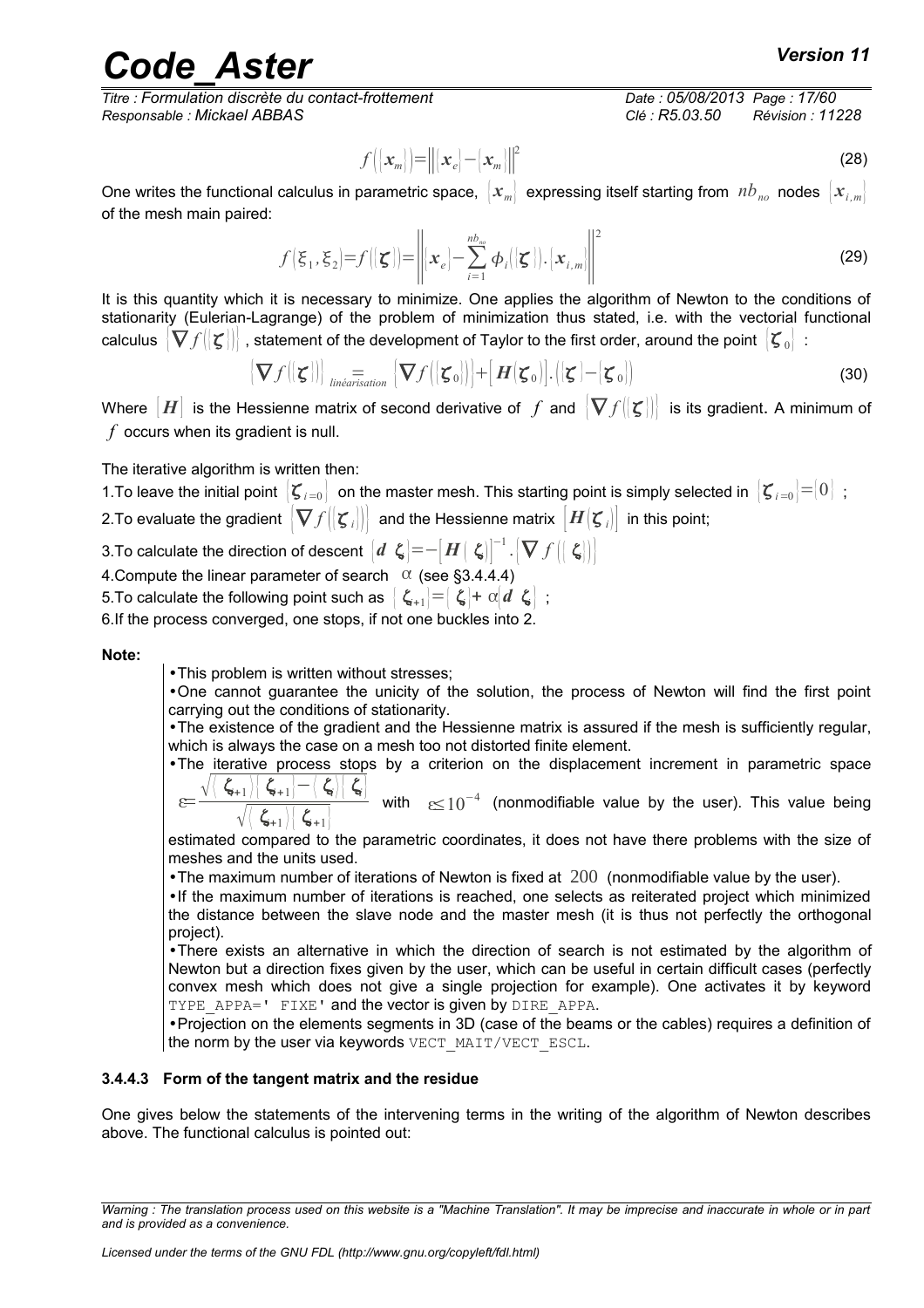$$f(\{x_m\}) = \|\{x_e\} - \{x_m\}\|^2 \tag{28}$$

One writes the functional calculus in parametric space, $\{x_m\}$ expressing itself starting from $nb_{no}$ nodes $\{x_{i,m}\}$ of the mesh main paired:

$$f(\xi_1, \xi_2) = f(\{\boldsymbol{\zeta}\}) = \left\| \{x_e\} - \sum_{i=1}^{nb_{no}} \phi_i(\{\boldsymbol{\zeta}\}).\{x_{i,m}\} \right\|^2 \tag{29}$$

It is this quantity which it is necessary to minimize. One applies the algorithm of Newton to the conditions of stationarity (Eulerian-Lagrange) of the problem of minimization thus stated, i.e. with the vectorial functional calculus $\{\nabla f(\{\boldsymbol{\zeta}\})\}$, statement of the development of Taylor to the first order, around the point $\{\boldsymbol{\zeta}_0\}$ :

$$\{\nabla f(\{\boldsymbol{\zeta}\})\} \underset{linéarisation}{=} \{\nabla f(\{\boldsymbol{\zeta}_0\})\} + [\boldsymbol{H}(\boldsymbol{\zeta}_0)].(\{\boldsymbol{\zeta}\} - \{\boldsymbol{\zeta}_0\}) \tag{30}$$

Where $[\boldsymbol{H}]$ is the Hessienne matrix of second derivative of $f$ and $\{\nabla f(\{\boldsymbol{\zeta}\})\}$ is its gradient. A minimum of $f$ occurs when its gradient is null.

The iterative algorithm is written then:

1. To leave the initial point $\{\boldsymbol{\zeta}_{i=0}\}$ on the master mesh. This starting point is simply selected in $\{\boldsymbol{\zeta}_{i=0}\} = \{0\}$ ;
2. To evaluate the gradient $\{\nabla f(\{\boldsymbol{\zeta}_i\})\}$ and the Hessienne matrix $[\boldsymbol{H}(\boldsymbol{\zeta}_i)]$ in this point;
3. To calculate the direction of descent $\{\boldsymbol{d}\ \boldsymbol{\zeta}\} = -[\boldsymbol{H}(\ \boldsymbol{\zeta})]^{-1}.\{\nabla f(\{\ \boldsymbol{\zeta}\})\}$
4. Compute the linear parameter of search $\alpha$ (see §3.4.4.4)
5. To calculate the following point such as $\{\ \boldsymbol{\zeta}_{+1}\} = \{\ \boldsymbol{\zeta}\} + \alpha\{\boldsymbol{d}\ \boldsymbol{\zeta}\}$ ;
6. If the process converged, one stops, if not one buckles into 2.

**Note:**

- This problem is written without stresses;
- One cannot guarantee the unicity of the solution, the process of Newton will find the first point carrying out the conditions of stationarity.
- The existence of the gradient and the Hessienne matrix is assured if the mesh is sufficiently regular, which is always the case on a mesh too not distorted finite element.
- The iterative process stops by a criterion on the displacement increment in parametric space $\varepsilon = \frac{\sqrt{\langle\ \boldsymbol{\zeta}_{+1}\rangle\{\ \boldsymbol{\zeta}_{+1}\} - \langle\ \boldsymbol{\zeta}\rangle\{\ \boldsymbol{\zeta}\}}}{\sqrt{\langle\ \boldsymbol{\zeta}_{+1}\rangle\{\ \boldsymbol{\zeta}_{+1}\}}}$ with $\varepsilon \le 10^{-4}$ (nonmodifiable value by the user). This value being estimated compared to the parametric coordinates, it does not have there problems with the size of meshes and the units used.
- The maximum number of iterations of Newton is fixed at $200$ (nonmodifiable value by the user).
- If the maximum number of iterations is reached, one selects as reiterated project which minimized the distance between the slave node and the master mesh (it is thus not perfectly the orthogonal project).
- There exists an alternative in which the direction of search is not estimated by the algorithm of Newton but a direction fixes given by the user, which can be useful in certain difficult cases (perfectly convex mesh which does not give a single projection for example). One activates it by keyword `TYPE_APPA=' FIXE'` and the vector is given by `DIRE_APPA`.
- Projection on the elements segments in 3D (case of the beams or the cables) requires a definition of the norm by the user via keywords `VECT_MAIT/VECT_ESCL`.

#### 3.4.4.3 Form of the tangent matrix and the residue

One gives below the statements of the intervening terms in the writing of the algorithm of Newton describes above. The functional calculus is pointed out: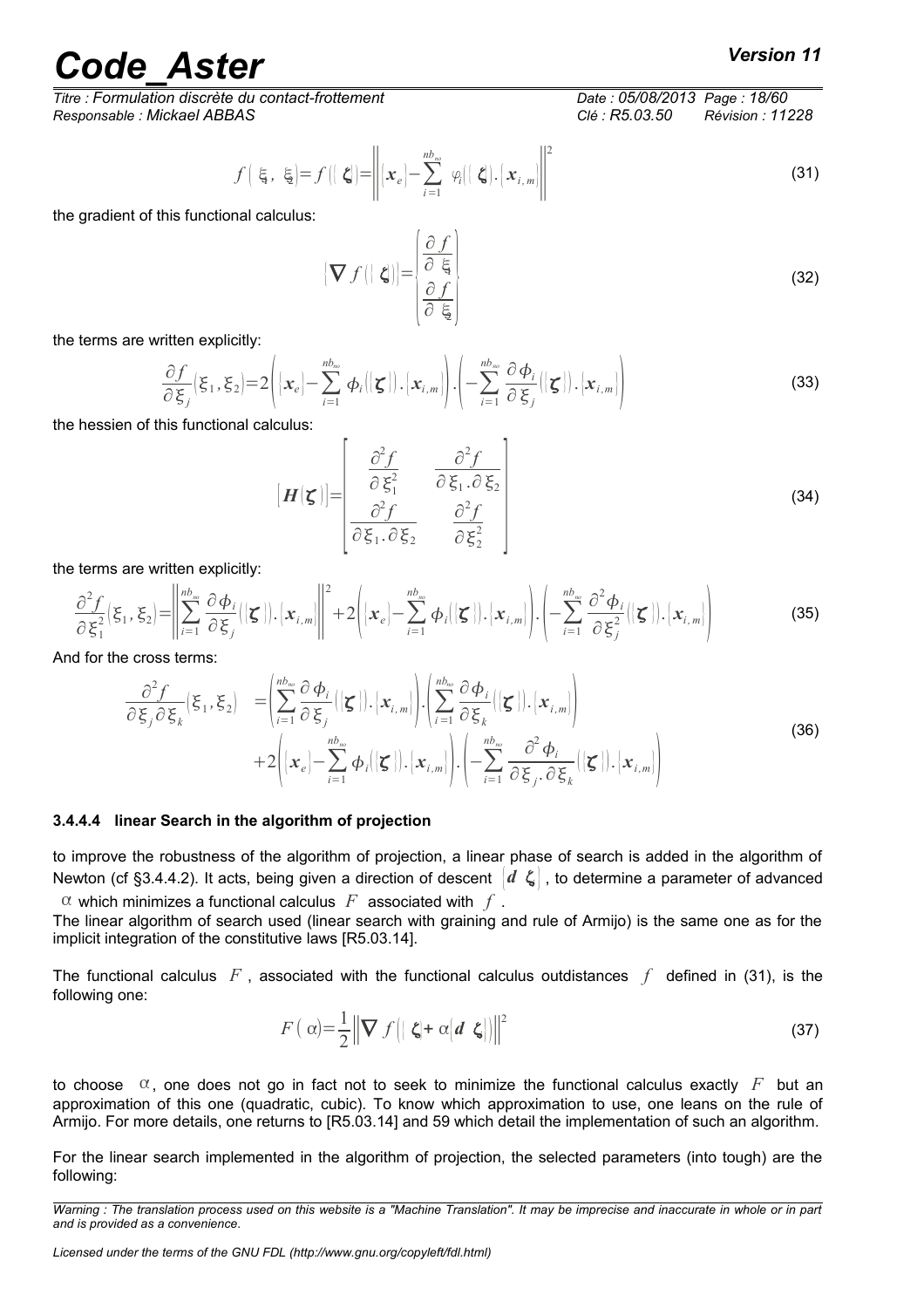$$f(\xi_1, \xi_2) = f(\{\boldsymbol{\zeta}\}) = \left\| \{\boldsymbol{x}_e\} - \sum_{i=1}^{nb_{no}} \varphi_i(\{\boldsymbol{\zeta}\}) . \{\boldsymbol{x}_{i,m}\} \right\|^2 \tag{31}$$

the gradient of this functional calculus:

$$\{\nabla f(\{\boldsymbol{\zeta}\})\} = \begin{Bmatrix} \dfrac{\partial f}{\partial \xi_1} \\ \dfrac{\partial f}{\partial \xi_2} \end{Bmatrix} \tag{32}$$

the terms are written explicitly:

$$\frac{\partial f}{\partial \xi_j}(\xi_1, \xi_2) = 2\left( \{\boldsymbol{x}_e\} - \sum_{i=1}^{nb_{no}} \phi_i(\{\boldsymbol{\zeta}\}) . \{\boldsymbol{x}_{i,m}\} \right) . \left( -\sum_{i=1}^{nb_{no}} \frac{\partial \phi_i}{\partial \xi_j}(\{\boldsymbol{\zeta}\}) . \{\boldsymbol{x}_{i,m}\} \right) \tag{33}$$

the hessien of this functional calculus:

$$[\boldsymbol{H}(\boldsymbol{\zeta})] = \begin{bmatrix} \dfrac{\partial^2 f}{\partial \xi_1^2} & \dfrac{\partial^2 f}{\partial \xi_1 . \partial \xi_2} \\ \dfrac{\partial^2 f}{\partial \xi_1 . \partial \xi_2} & \dfrac{\partial^2 f}{\partial \xi_2^2} \end{bmatrix} \tag{34}$$

the terms are written explicitly:

$$\frac{\partial^2 f}{\partial \xi_1^2}(\xi_1, \xi_2) = \left\| \sum_{i=1}^{nb_{no}} \frac{\partial \phi_i}{\partial \xi_j}(\{\boldsymbol{\zeta}\}) . \{\boldsymbol{x}_{i,m}\} \right\|^2 + 2\left( \{\boldsymbol{x}_e\} - \sum_{i=1}^{nb_{no}} \phi_i(\{\boldsymbol{\zeta}\}) . \{\boldsymbol{x}_{i,m}\} \right) . \left( -\sum_{i=1}^{nb_{no}} \frac{\partial^2 \phi_i}{\partial \xi_j^2}(\{\boldsymbol{\zeta}\}) . \{\boldsymbol{x}_{i,m}\} \right) \tag{35}$$

And for the cross terms:

$$\begin{aligned} \frac{\partial^2 f}{\partial \xi_j \partial \xi_k}(\xi_1, \xi_2) &= \left( \sum_{i=1}^{nb_{no}} \frac{\partial \phi_i}{\partial \xi_j}(\{\boldsymbol{\zeta}\}) . \{\boldsymbol{x}_{i,m}\} \right) . \left( \sum_{i=1}^{nb_{no}} \frac{\partial \phi_i}{\partial \xi_k}(\{\boldsymbol{\zeta}\}) . \{\boldsymbol{x}_{i,m}\} \right) \\ &+ 2\left( \{\boldsymbol{x}_e\} - \sum_{i=1}^{nb_{no}} \phi_i(\{\boldsymbol{\zeta}\}) . \{\boldsymbol{x}_{i,m}\} \right) . \left( -\sum_{i=1}^{nb_{no}} \frac{\partial^2 \phi_i}{\partial \xi_j . \partial \xi_k}(\{\boldsymbol{\zeta}\}) . \{\boldsymbol{x}_{i,m}\} \right) \end{aligned} \tag{36}$$

#### 3.4.4.4 linear Search in the algorithm of projection

to improve the robustness of the algorithm of projection, a linear phase of search is added in the algorithm of Newton (cf §3.4.4.2). It acts, being given a direction of descent $\{d\boldsymbol{\zeta}\}$, to determine a parameter of advanced $\alpha$ which minimizes a functional calculus $F$ associated with $f$.

The linear algorithm of search used (linear search with graining and rule of Armijo) is the same one as for the implicit integration of the constitutive laws [R5.03.14].

The functional calculus $F$, associated with the functional calculus outdistances $f$ defined in (31), is the following one:

$$F(\alpha) = \frac{1}{2} \left\| \nabla f(\{\boldsymbol{\zeta}\} + \alpha\{d\boldsymbol{\zeta}\}) \right\|^2 \tag{37}$$

to choose $\alpha$, one does not go in fact not to seek to minimize the functional calculus exactly $F$ but an approximation of this one (quadratic, cubic). To know which approximation to use, one leans on the rule of Armijo. For more details, one returns to [R5.03.14] and 59 which detail the implementation of such an algorithm.

For the linear search implemented in the algorithm of projection, the selected parameters (into tough) are the following: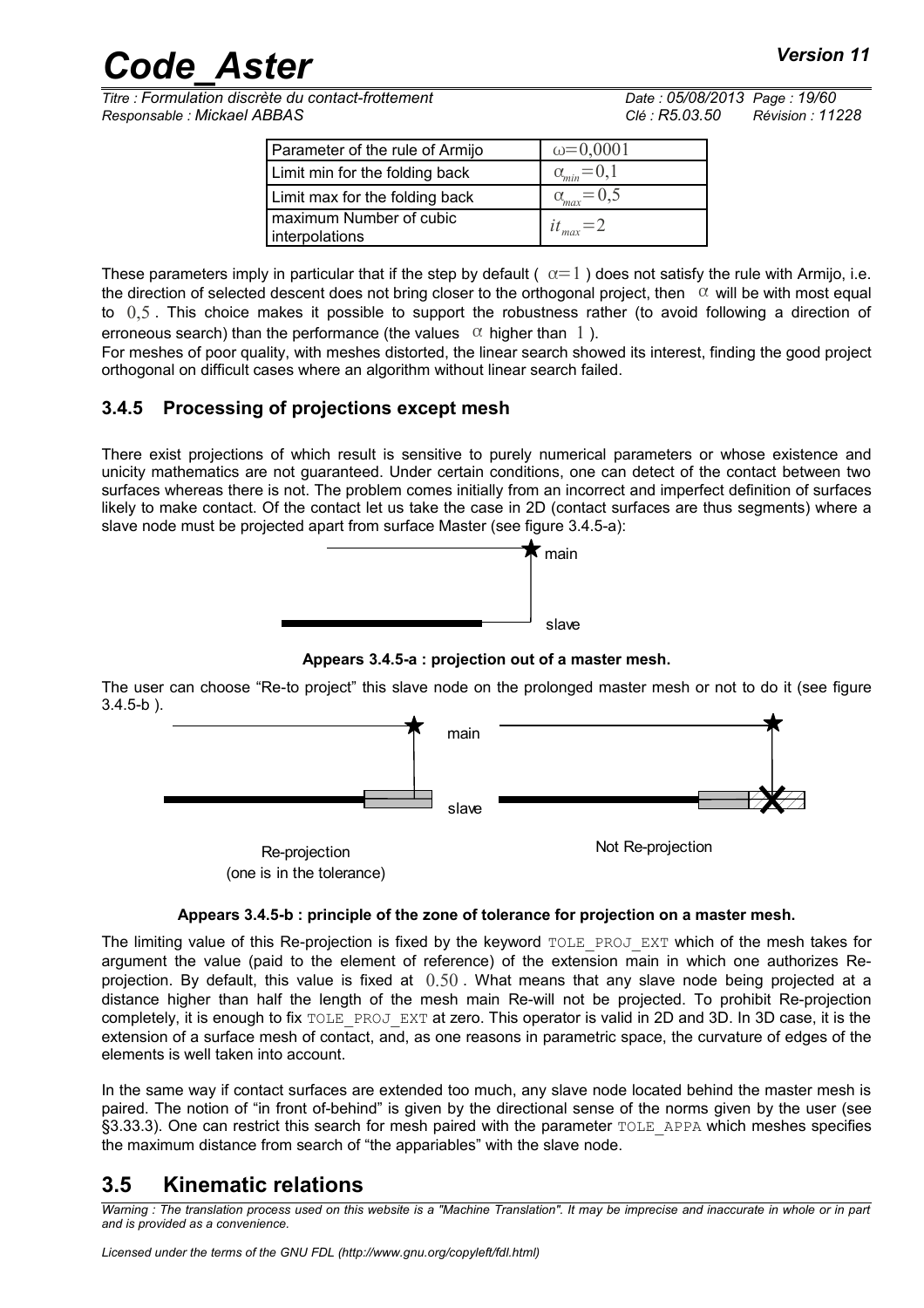| Parameter of the rule of Armijo | $\omega=0,0001$ |
|---|---|
| Limit min for the folding back | $\alpha_{min}=0,1$ |
| Limit max for the folding back | $\alpha_{max}=0,5$ |
| maximum Number of cubic interpolations | $it_{max}=2$ |

These parameters imply in particular that if the step by default ( $\alpha=1$ ) does not satisfy the rule with Armijo, i.e. the direction of selected descent does not bring closer to the orthogonal project, then $\alpha$ will be with most equal to $0,5$ . This choice makes it possible to support the robustness rather (to avoid following a direction of erroneous search) than the performance (the values $\alpha$ higher than $1$ ).

For meshes of poor quality, with meshes distorted, the linear search showed its interest, finding the good project orthogonal on difficult cases where an algorithm without linear search failed.

### 3.4.5 Processing of projections except mesh

There exist projections of which result is sensitive to purely numerical parameters or whose existence and unicity mathematics are not guaranteed. Under certain conditions, one can detect of the contact between two surfaces whereas there is not. The problem comes initially from an incorrect and imperfect definition of surfaces likely to make contact. Of the contact let us take the case in 2D (contact surfaces are thus segments) where a slave node must be projected apart from surface Master (see figure 3.4.5-a):

main

slave

**Appears 3.4.5-a : projection out of a master mesh.**

The user can choose "Re-to project" this slave node on the prolonged master mesh or not to do it (see figure 3.4.5-b ).

main

slave

Re-projection
(one is in the tolerance)

Not Re-projection

**Appears 3.4.5-b : principle of the zone of tolerance for projection on a master mesh.**

The limiting value of this Re-projection is fixed by the keyword TOLE_PROJ_EXT which of the mesh takes for argument the value (paid to the element of reference) of the extension main in which one authorizes Re-projection. By default, this value is fixed at $0.50$ . What means that any slave node being projected at a distance higher than half the length of the mesh main Re-will not be projected. To prohibit Re-projection completely, it is enough to fix TOLE_PROJ_EXT at zero. This operator is valid in 2D and 3D. In 3D case, it is the extension of a surface mesh of contact, and, as one reasons in parametric space, the curvature of edges of the elements is well taken into account.

In the same way if contact surfaces are extended too much, any slave node located behind the master mesh is paired. The notion of "in front of-behind" is given by the directional sense of the norms given by the user (see §3.33.3). One can restrict this search for mesh paired with the parameter TOLE_APPA which meshes specifies the maximum distance from search of "the appariables" with the slave node.

## 3.5 Kinematic relations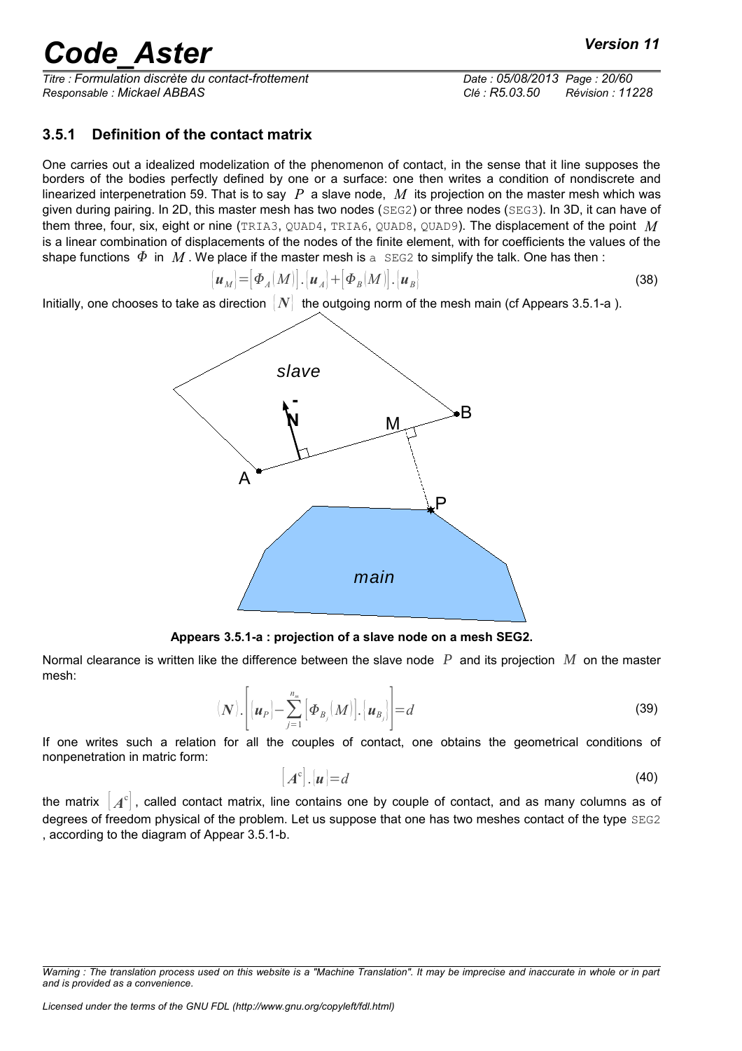### 3.5.1 Definition of the contact matrix

One carries out a idealized modelization of the phenomenon of contact, in the sense that it line supposes the borders of the bodies perfectly defined by one or a surface: one then writes a condition of nondiscrete and linearized interpenetration 59. That is to say $P$ a slave node, $M$ its projection on the master mesh which was given during pairing. In 2D, this master mesh has two nodes (SEG2) or three nodes (SEG3). In 3D, it can have of them three, four, six, eight or nine (TRIA3, QUAD4, TRIA6, QUAD8, QUAD9). The displacement of the point $M$ is a linear combination of displacements of the nodes of the finite element, with for coefficients the values of the shape functions $\Phi$ in $M$. We place if the master mesh is a SEG2 to simplify the talk. One has then :

$$\{\boldsymbol{u}_M\}=[\Phi_A(M)].\{\boldsymbol{u}_A\}+[\Phi_B(M)].\{\boldsymbol{u}_B\} \tag{38}$$

Initially, one chooses to take as direction $\{N\}$ the outgoing norm of the mesh main (cf Appears 3.5.1-a ).

**Appears 3.5.1-a : projection of a slave node on a mesh SEG2.**

Normal clearance is written like the difference between the slave node $P$ and its projection $M$ on the master mesh:

$$\{\boldsymbol{N}\}.\left[\{\boldsymbol{u}_P\}-\sum_{j=1}^{n_m}[\Phi_{B_j}(M)].\{\boldsymbol{u}_{B_j}\}\right]=d \tag{39}$$

If one writes such a relation for all the couples of contact, one obtains the geometrical conditions of nonpenetration in matric form:

$$[\boldsymbol{A}^c].\{\boldsymbol{u}\}=d \tag{40}$$

the matrix $[\boldsymbol{A}^c]$, called contact matrix, line contains one by couple of contact, and as many columns as of degrees of freedom physical of the problem. Let us suppose that one has two meshes contact of the type SEG2 , according to the diagram of Appear 3.5.1-b.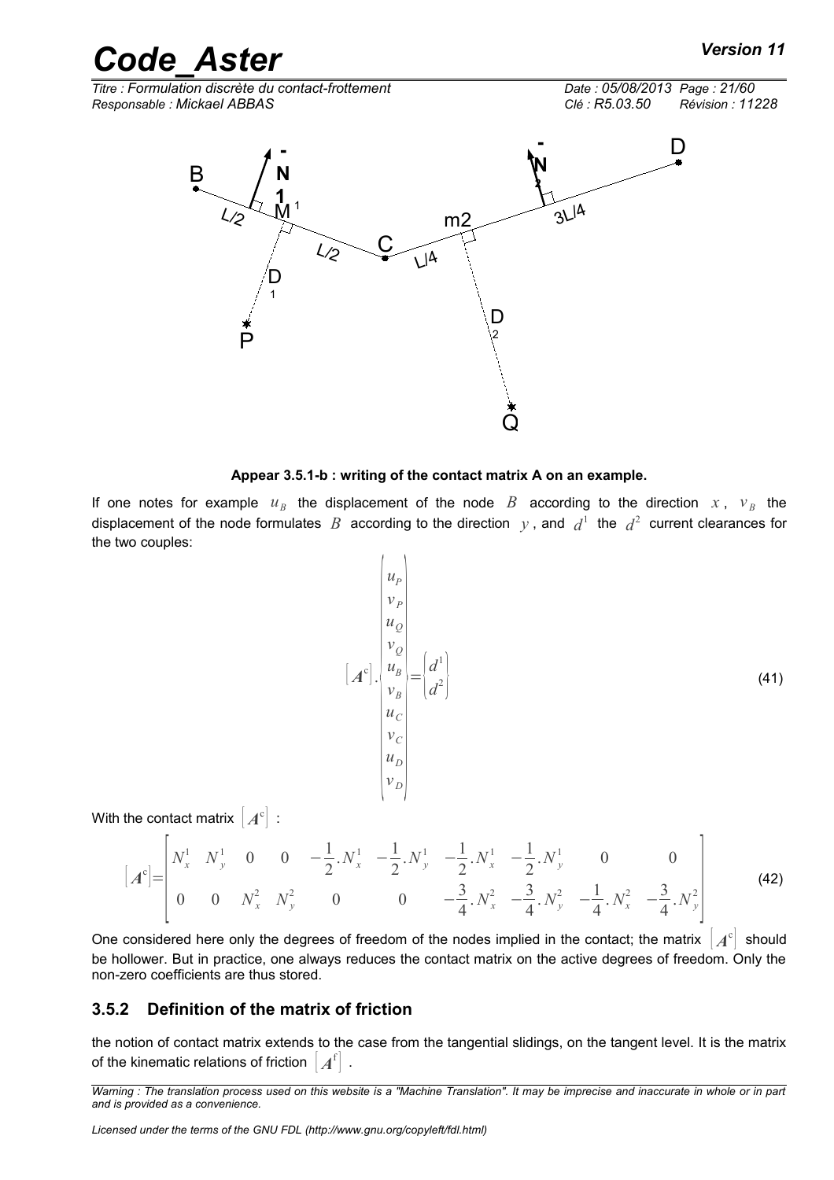**Appear 3.5.1-b : writing of the contact matrix A on an example.**

If one notes for example $u_B$ the displacement of the node $B$ according to the direction $x$, $v_B$ the displacement of the node formulates $B$ according to the direction $y$, and $d^1$ the $d^2$ current clearances for the two couples:

$$[\boldsymbol{A}^c].\begin{pmatrix} u_P \\ v_P \\ u_Q \\ v_Q \\ u_B \\ v_B \\ u_C \\ v_C \\ u_D \\ v_D \end{pmatrix} = \begin{pmatrix} d^1 \\ d^2 \end{pmatrix} \tag{41}$$

With the contact matrix $[\boldsymbol{A}^c]$ :

$$[\boldsymbol{A}^c] = \begin{bmatrix} N_x^1 & N_y^1 & 0 & 0 & -\frac{1}{2}.N_x^1 & -\frac{1}{2}.N_y^1 & -\frac{1}{2}.N_x^1 & -\frac{1}{2}.N_y^1 & 0 & 0 \\ 0 & 0 & N_x^2 & N_y^2 & 0 & 0 & -\frac{3}{4}.N_x^2 & -\frac{3}{4}.N_y^2 & -\frac{1}{4}.N_x^2 & -\frac{3}{4}.N_y^2 \end{bmatrix} \tag{42}$$

One considered here only the degrees of freedom of the nodes implied in the contact; the matrix $[\boldsymbol{A}^c]$ should be hollower. But in practice, one always reduces the contact matrix on the active degrees of freedom. Only the non-zero coefficients are thus stored.

### 3.5.2 Definition of the matrix of friction

the notion of contact matrix extends to the case from the tangential slidings, on the tangent level. It is the matrix of the kinematic relations of friction $[\boldsymbol{A}^f]$ .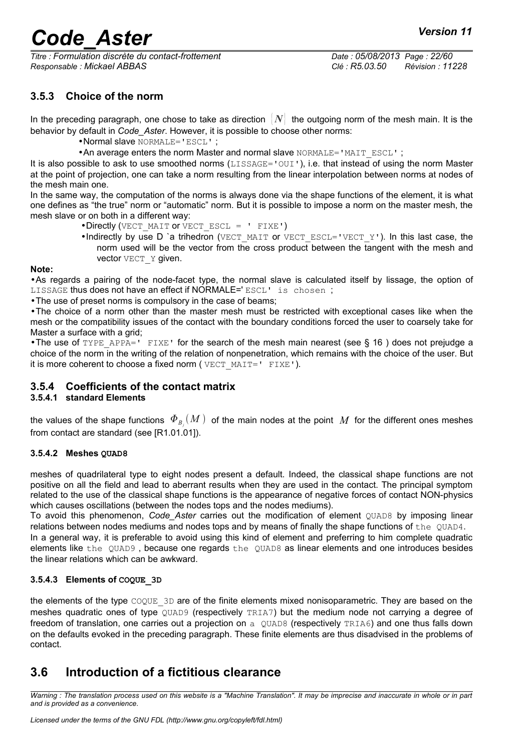### 3.5.3 Choice of the norm

In the preceding paragraph, one chose to take as direction $[N]$ the outgoing norm of the mesh main. It is the behavior by default in *Code_Aster*. However, it is possible to choose other norms:

- Normal slave NORMALE='ESCL' ;
- An average enters the norm Master and normal slave NORMALE='MAIT_ESCL' ;

It is also possible to ask to use smoothed norms (LISSAGE='OUI'), i.e. that instead of using the norm Master at the point of projection, one can take a norm resulting from the linear interpolation between norms at nodes of the mesh main one.

In the same way, the computation of the norms is always done via the shape functions of the element, it is what one defines as "the true" norm or "automatic" norm. But it is possible to impose a norm on the master mesh, the mesh slave or on both in a different way:

- Directly (VECT_MAIT or VECT_ESCL = ' FIXE')
- Indirectly by use D `a trihedron (VECT_MAIT or VECT_ESCL='VECT_Y'). In this last case, the norm used will be the vector from the cross product between the tangent with the mesh and vector VECT_Y given.

**Note:**

- As regards a pairing of the node-facet type, the normal slave is calculated itself by lissage, the option of LISSAGE thus does not have an effect if NORMALE=' ESCL' is chosen ;
- The use of preset norms is compulsory in the case of beams;
- The choice of a norm other than the master mesh must be restricted with exceptional cases like when the mesh or the compatibility issues of the contact with the boundary conditions forced the user to coarsely take for Master a surface with a grid;
- The use of TYPE_APPA=' FIXE' for the search of the mesh main nearest (see § 16 ) does not prejudge a choice of the norm in the writing of the relation of nonpenetration, which remains with the choice of the user. But it is more coherent to choose a fixed norm ( VECT_MAIT=' FIXE').

### 3.5.4 Coefficients of the contact matrix

#### 3.5.4.1 standard Elements

the values of the shape functions $\Phi_{B_j}(M)$ of the main nodes at the point $M$ for the different ones meshes from contact are standard (see [R1.01.01]).

#### 3.5.4.2 Meshes QUAD8

meshes of quadrilateral type to eight nodes present a default. Indeed, the classical shape functions are not positive on all the field and lead to aberrant results when they are used in the contact. The principal symptom related to the use of the classical shape functions is the appearance of negative forces of contact NON-physics which causes oscillations (between the nodes tops and the nodes mediums).

To avoid this phenomenon, *Code_Aster* carries out the modification of element QUAD8 by imposing linear relations between nodes mediums and nodes tops and by means of finally the shape functions of the QUAD4.

In a general way, it is preferable to avoid using this kind of element and preferring to him complete quadratic elements like the QUAD9 , because one regards the QUAD8 as linear elements and one introduces besides the linear relations which can be awkward.

#### 3.5.4.3 Elements of COQUE_3D

the elements of the type COQUE_3D are of the finite elements mixed nonisoparametric. They are based on the meshes quadratic ones of type QUAD9 (respectively TRIA7) but the medium node not carrying a degree of freedom of translation, one carries out a projection on a QUAD8 (respectively TRIA6) and one thus falls down on the defaults evoked in the preceding paragraph. These finite elements are thus disadvised in the problems of contact.

## 3.6 Introduction of a fictitious clearance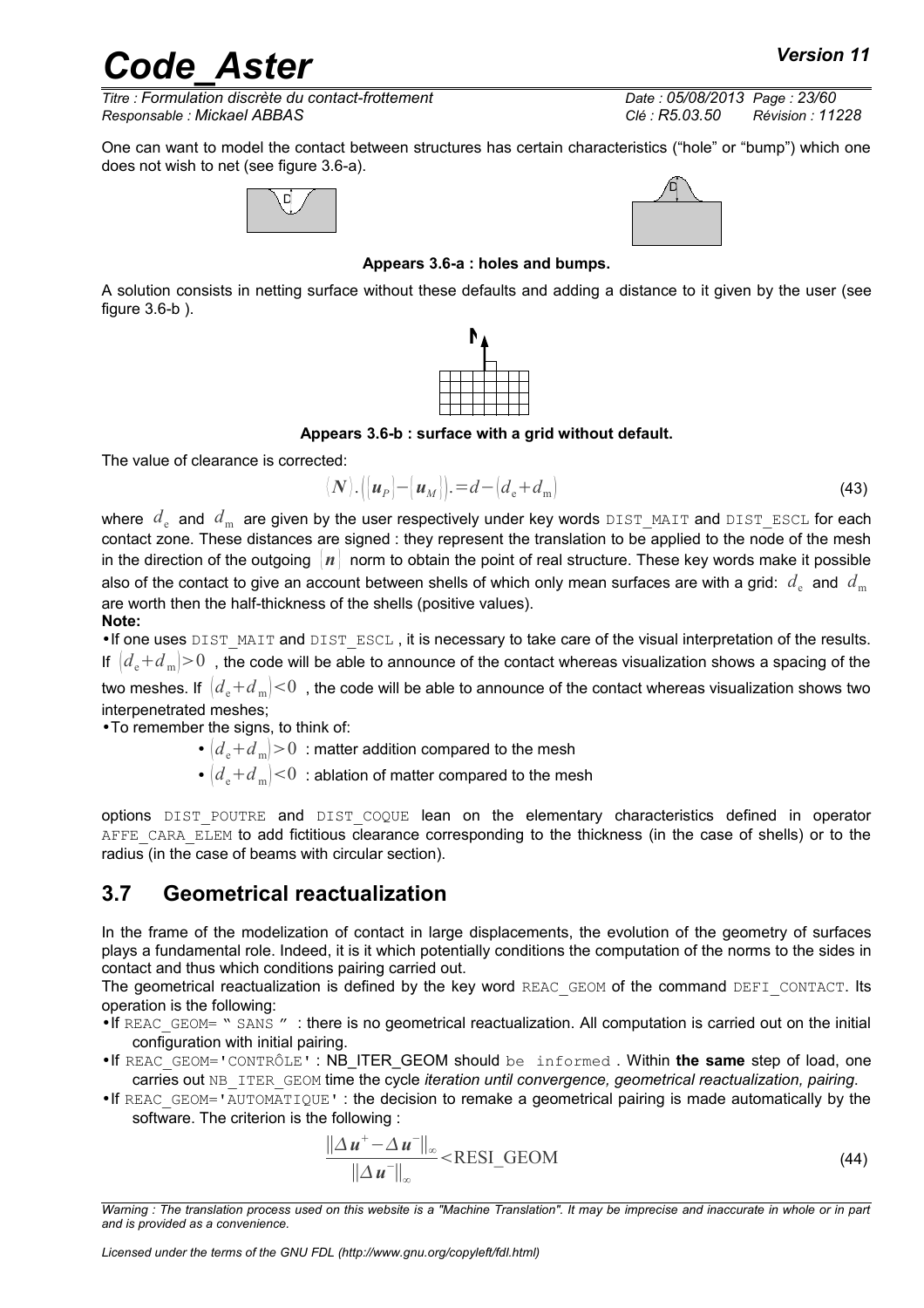One can want to model the contact between structures has certain characteristics ("hole" or "bump") which one does not wish to net (see figure 3.6-a).

**Appears 3.6-a : holes and bumps.**

A solution consists in netting surface without these defaults and adding a distance to it given by the user (see figure 3.6-b ).

**Appears 3.6-b : surface with a grid without default.**

The value of clearance is corrected:

$$\{N\}.(\{u_P\}-\{u_M\}).=d-(d_e+d_m) \tag{43}$$

where $d_e$ and $d_m$ are given by the user respectively under key words DIST_MAIT and DIST_ESCL for each contact zone. These distances are signed : they represent the translation to be applied to the node of the mesh in the direction of the outgoing $\{n\}$ norm to obtain the point of real structure. These key words make it possible also of the contact to give an account between shells of which only mean surfaces are with a grid: $d_e$ and $d_m$ are worth then the half-thickness of the shells (positive values).

**Note:**

- If one uses DIST_MAIT and DIST_ESCL , it is necessary to take care of the visual interpretation of the results. If $(d_e+d_m)>0$ , the code will be able to announce of the contact whereas visualization shows a spacing of the two meshes. If $(d_e+d_m)<0$ , the code will be able to announce of the contact whereas visualization shows two interpenetrated meshes;
- To remember the signs, to think of:
  - $(d_e+d_m)>0$ : matter addition compared to the mesh
  - $(d_e+d_m)<0$ : ablation of matter compared to the mesh

options DIST_POUTRE and DIST_COQUE lean on the elementary characteristics defined in operator AFFE_CARA_ELEM to add fictitious clearance corresponding to the thickness (in the case of shells) or to the radius (in the case of beams with circular section).

## 3.7 Geometrical reactualization

In the frame of the modelization of contact in large displacements, the evolution of the geometry of surfaces plays a fundamental role. Indeed, it is it which potentially conditions the computation of the norms to the sides in contact and thus which conditions pairing carried out.

The geometrical reactualization is defined by the key word REAC_GEOM of the command DEFI_CONTACT. Its operation is the following:

- If REAC_GEOM= " SANS " : there is no geometrical reactualization. All computation is carried out on the initial configuration with initial pairing.
- If REAC_GEOM='CONTRÔLE' : NB_ITER_GEOM should be informed . Within **the same** step of load, one carries out NB_ITER_GEOM time the cycle *iteration until convergence, geometrical reactualization, pairing.*
- If REAC_GEOM='AUTOMATIQUE' : the decision to remake a geometrical pairing is made automatically by the software. The criterion is the following :

$$\frac{\|\Delta u^{+}-\Delta u^{-}\|_{\infty}}{\|\Delta u^{-}\|_{\infty}}<\text{RESI\_GEOM} \tag{44}$$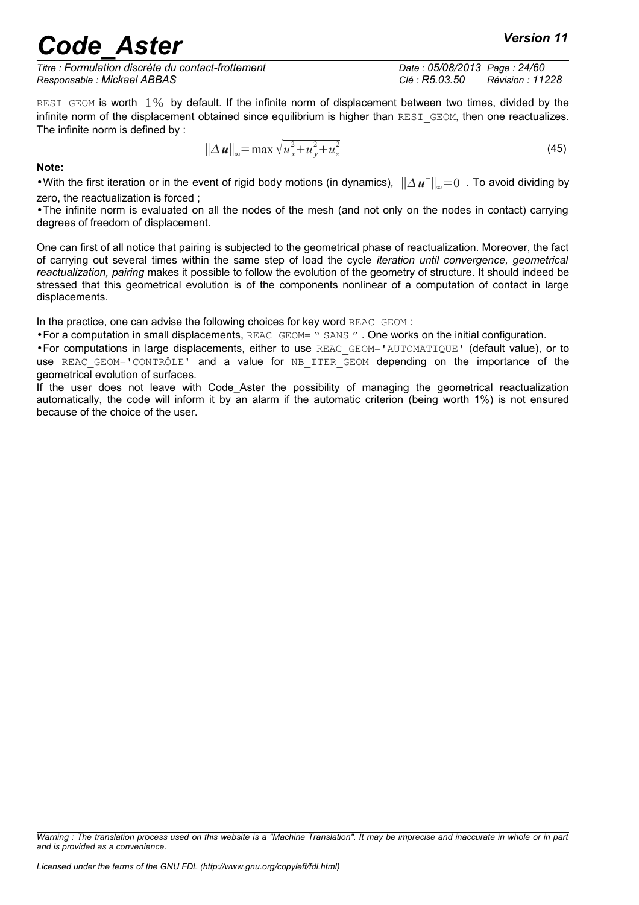RESI_GEOM is worth $1\%$ by default. If the infinite norm of displacement between two times, divided by the infinite norm of the displacement obtained since equilibrium is higher than RESI_GEOM, then one reactualizes. The infinite norm is defined by :

$$\|\Delta \boldsymbol{u}\|_{\infty}=\max \sqrt{u_x^2+u_y^2+u_z^2} \tag{45}$$

**Note:**

- With the first iteration or in the event of rigid body motions (in dynamics), $\|\Delta \boldsymbol{u}^{-}\|_{\infty}=0$ . To avoid dividing by zero, the reactualization is forced ;
- The infinite norm is evaluated on all the nodes of the mesh (and not only on the nodes in contact) carrying degrees of freedom of displacement.

One can first of all notice that pairing is subjected to the geometrical phase of reactualization. Moreover, the fact of carrying out several times within the same step of load the cycle *iteration until convergence, geometrical reactualization, pairing* makes it possible to follow the evolution of the geometry of structure. It should indeed be stressed that this geometrical evolution is of the components nonlinear of a computation of contact in large displacements.

In the practice, one can advise the following choices for key word REAC_GEOM :

- For a computation in small displacements, REAC_GEOM= " SANS " . One works on the initial configuration.
- For computations in large displacements, either to use REAC_GEOM='AUTOMATIQUE' (default value), or to use REAC_GEOM='CONTRÔLE' and a value for NB_ITER_GEOM depending on the importance of the geometrical evolution of surfaces.

If the user does not leave with Code_Aster the possibility of managing the geometrical reactualization automatically, the code will inform it by an alarm if the automatic criterion (being worth 1%) is not ensured because of the choice of the user.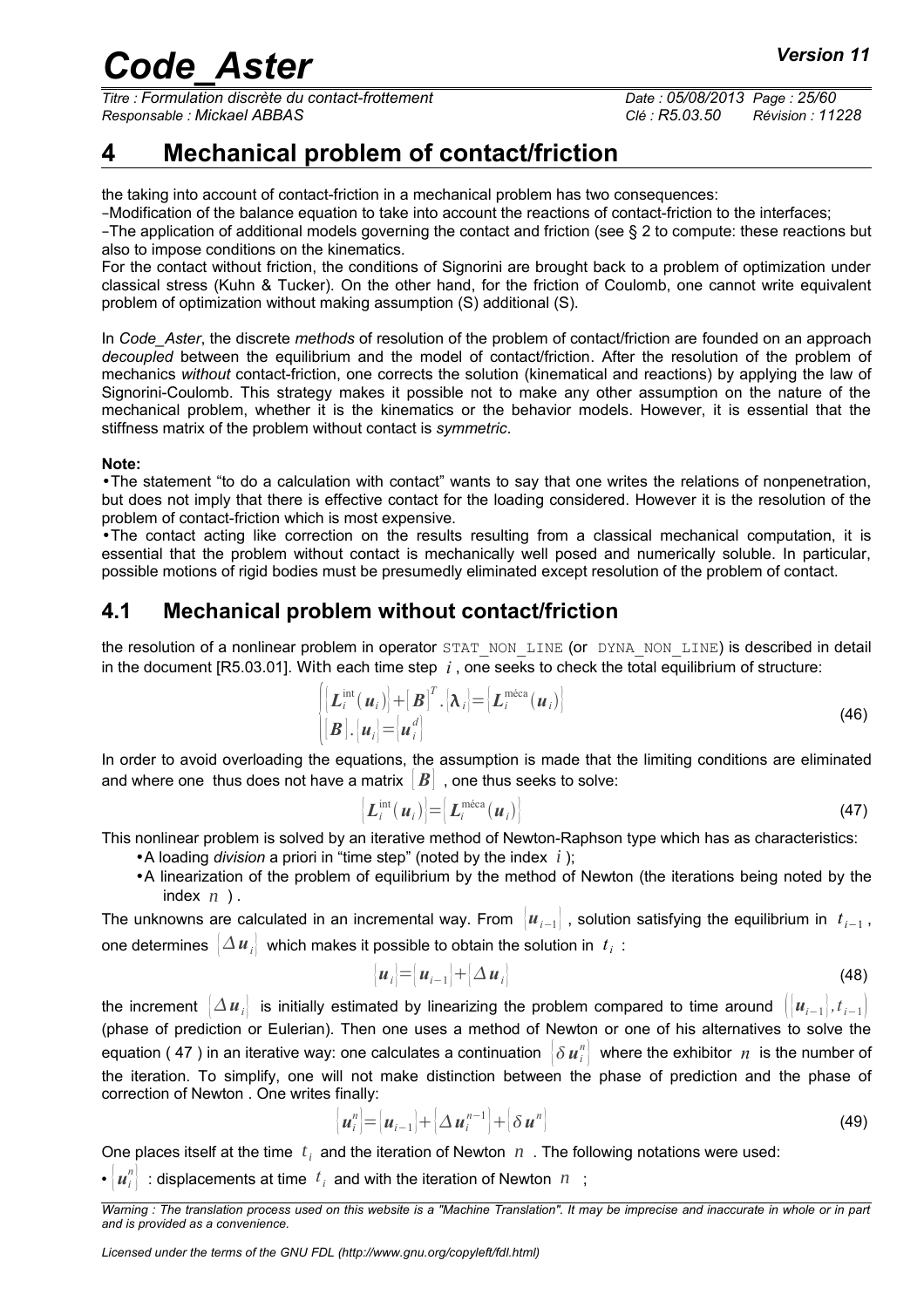# 4 Mechanical problem of contact/friction

the taking into account of contact-friction in a mechanical problem has two consequences:

- Modification of the balance equation to take into account the reactions of contact-friction to the interfaces;
- The application of additional models governing the contact and friction (see § 2 to compute: these reactions but also to impose conditions on the kinematics.

For the contact without friction, the conditions of Signorini are brought back to a problem of optimization under classical stress (Kuhn & Tucker). On the other hand, for the friction of Coulomb, one cannot write equivalent problem of optimization without making assumption (S) additional (S).

In *Code_Aster*, the discrete *methods* of resolution of the problem of contact/friction are founded on an approach *decoupled* between the equilibrium and the model of contact/friction. After the resolution of the problem of mechanics *without* contact-friction, one corrects the solution (kinematical and reactions) by applying the law of Signorini-Coulomb. This strategy makes it possible not to make any other assumption on the nature of the mechanical problem, whether it is the kinematics or the behavior models. However, it is essential that the stiffness matrix of the problem without contact is *symmetric*.

**Note:**

- The statement "to do a calculation with contact" wants to say that one writes the relations of nonpenetration, but does not imply that there is effective contact for the loading considered. However it is the resolution of the problem of contact-friction which is most expensive.
- The contact acting like correction on the results resulting from a classical mechanical computation, it is essential that the problem without contact is mechanically well posed and numerically soluble. In particular, possible motions of rigid bodies must be presumedly eliminated except resolution of the problem of contact.

## 4.1 Mechanical problem without contact/friction

the resolution of a nonlinear problem in operator STAT_NON_LINE (or DYNA_NON_LINE) is described in detail in the document [R5.03.01]. With each time step $i$, one seeks to check the total equilibrium of structure:

$$\begin{cases} \{\boldsymbol{L}_i^{\text{int}}(\boldsymbol{u}_i)\}+[\boldsymbol{B}]^T.\{\boldsymbol{\lambda}_i\}=\{\boldsymbol{L}_i^{\text{méca}}(\boldsymbol{u}_i)\} \\ [\boldsymbol{B}].\{\boldsymbol{u}_i\}=\{\boldsymbol{u}_i^d\} \end{cases} \tag{46}$$

In order to avoid overloading the equations, the assumption is made that the limiting conditions are eliminated and where one thus does not have a matrix $[\boldsymbol{B}]$, one thus seeks to solve:

$$\{\boldsymbol{L}_i^{\text{int}}(\boldsymbol{u}_i)\}=\{\boldsymbol{L}_i^{\text{méca}}(\boldsymbol{u}_i)\} \tag{47}$$

This nonlinear problem is solved by an iterative method of Newton-Raphson type which has as characteristics:

- A loading *division* a priori in "time step" (noted by the index $i$);
- A linearization of the problem of equilibrium by the method of Newton (the iterations being noted by the index $n$).

The unknowns are calculated in an incremental way. From $\{\boldsymbol{u}_{i-1}\}$, solution satisfying the equilibrium in $t_{i-1}$, one determines $\{\Delta\boldsymbol{u}_i\}$ which makes it possible to obtain the solution in $t_i$:

$$\{\boldsymbol{u}_i\}=\{\boldsymbol{u}_{i-1}\}+\{\Delta\boldsymbol{u}_i\} \tag{48}$$

the increment $\{\Delta\boldsymbol{u}_i\}$ is initially estimated by linearizing the problem compared to time around $(\{\boldsymbol{u}_{i-1}\},t_{i-1})$ (phase of prediction or Eulerian). Then one uses a method of Newton or one of his alternatives to solve the equation (47) in an iterative way: one calculates a continuation $\{\delta\boldsymbol{u}_i^n\}$ where the exhibitor $n$ is the number of the iteration. To simplify, one will not make distinction between the phase of prediction and the phase of correction of Newton . One writes finally:

$$\{\boldsymbol{u}_i^n\}=\{\boldsymbol{u}_{i-1}\}+\{\Delta\boldsymbol{u}_i^{n-1}\}+\{\delta\boldsymbol{u}^n\} \tag{49}$$

One places itself at the time $t_i$ and the iteration of Newton $n$. The following notations were used:

- $\{\boldsymbol{u}_i^n\}$ : displacements at time $t_i$ and with the iteration of Newton $n$ ;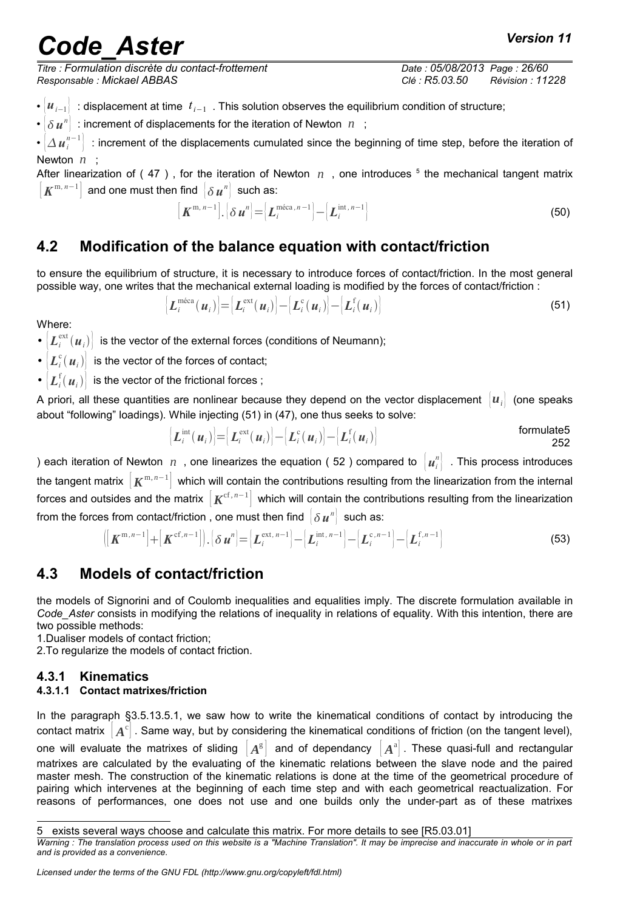- $\{u_{i-1}\}$ : displacement at time $t_{i-1}$ . This solution observes the equilibrium condition of structure;
- $\{\delta u^n\}$ : increment of displacements for the iteration of Newton $n$ ;
- $\{\Delta u_i^{n-1}\}$ : increment of the displacements cumulated since the beginning of time step, before the iteration of Newton $n$ ;

After linearization of ( 47 ) , for the iteration of Newton $n$ , one introduces [5] the mechanical tangent matrix $[K^{\mathrm{m},n-1}]$ and one must then find $\{\delta u^n\}$ such as:

$$[K^{\mathrm{m},n-1}].\{\delta u^n\}=\{L_i^{\mathrm{méca},n-1}\}-\{L_i^{\mathrm{int},n-1}\} \tag{50}$$

## 4.2 Modification of the balance equation with contact/friction

to ensure the equilibrium of structure, it is necessary to introduce forces of contact/friction. In the most general possible way, one writes that the mechanical external loading is modified by the forces of contact/friction :

$$\{L_i^{\mathrm{méca}}(u_i)\}=\{L_i^{\mathrm{ext}}(u_i)\}-\{L_i^{\mathrm{c}}(u_i)\}-\{L_i^{\mathrm{f}}(u_i)\} \tag{51}$$

Where:

- $\{L_i^{\mathrm{ext}}(u_i)\}$ is the vector of the external forces (conditions of Neumann);
- $\{L_i^{\mathrm{c}}(u_i)\}$ is the vector of the forces of contact;
- $\{L_i^{\mathrm{f}}(u_i)\}$ is the vector of the frictional forces ;

A priori, all these quantities are nonlinear because they depend on the vector displacement $\{u_i\}$ (one speaks about "following" loadings). While injecting (51) in (47), one thus seeks to solve:

$$\{L_i^{\mathrm{int}}(u_i)\}=\{L_i^{\mathrm{ext}}(u_i)\}-\{L_i^{\mathrm{c}}(u_i)\}-\{L_i^{\mathrm{f}}(u_i)\}$$

formulate5 252

) each iteration of Newton $n$ , one linearizes the equation ( 52 ) compared to $\{u_i^n\}$ . This process introduces the tangent matrix $[K^{\mathrm{m},n-1}]$ which will contain the contributions resulting from the linearization from the internal forces and outsides and the matrix $[K^{\mathrm{cf},n-1}]$ which will contain the contributions resulting from the linearization from the forces from contact/friction , one must then find $\{\delta u^n\}$ such as:

$$\left([K^{\mathrm{m},n-1}]+[K^{\mathrm{cf},n-1}]\right).\{\delta u^n\}=\{L_i^{\mathrm{ext},n-1}\}-\{L_i^{\mathrm{int},n-1}\}-\{L_i^{\mathrm{c},n-1}\}-\{L_i^{\mathrm{f},n-1}\} \tag{53}$$

## 4.3 Models of contact/friction

the models of Signorini and of Coulomb inequalities and equalities imply. The discrete formulation available in *Code_Aster* consists in modifying the relations of inequality in relations of equality. With this intention, there are two possible methods:

1. Dualiser models of contact friction;
2. To regularize the models of contact friction.

### 4.3.1 Kinematics

#### 4.3.1.1 Contact matrixes/friction

In the paragraph §3.5.13.5.1, we saw how to write the kinematical conditions of contact by introducing the contact matrix $[A^{\mathrm{c}}]$ . Same way, but by considering the kinematical conditions of friction (on the tangent level), one will evaluate the matrixes of sliding $[A^{\mathrm{g}}]$ and of dependancy $[A^{\mathrm{a}}]$ . These quasi-full and rectangular matrixes are calculated by the evaluating of the kinematic relations between the slave node and the paired master mesh. The construction of the kinematic relations is done at the time of the geometrical procedure of pairing which intervenes at the beginning of each time step and with each geometrical reactualization. For reasons of performances, one does not use and one builds only the under-part as of these matrixes

---

[5] exists several ways choose and calculate this matrix. For more details to see [R5.03.01]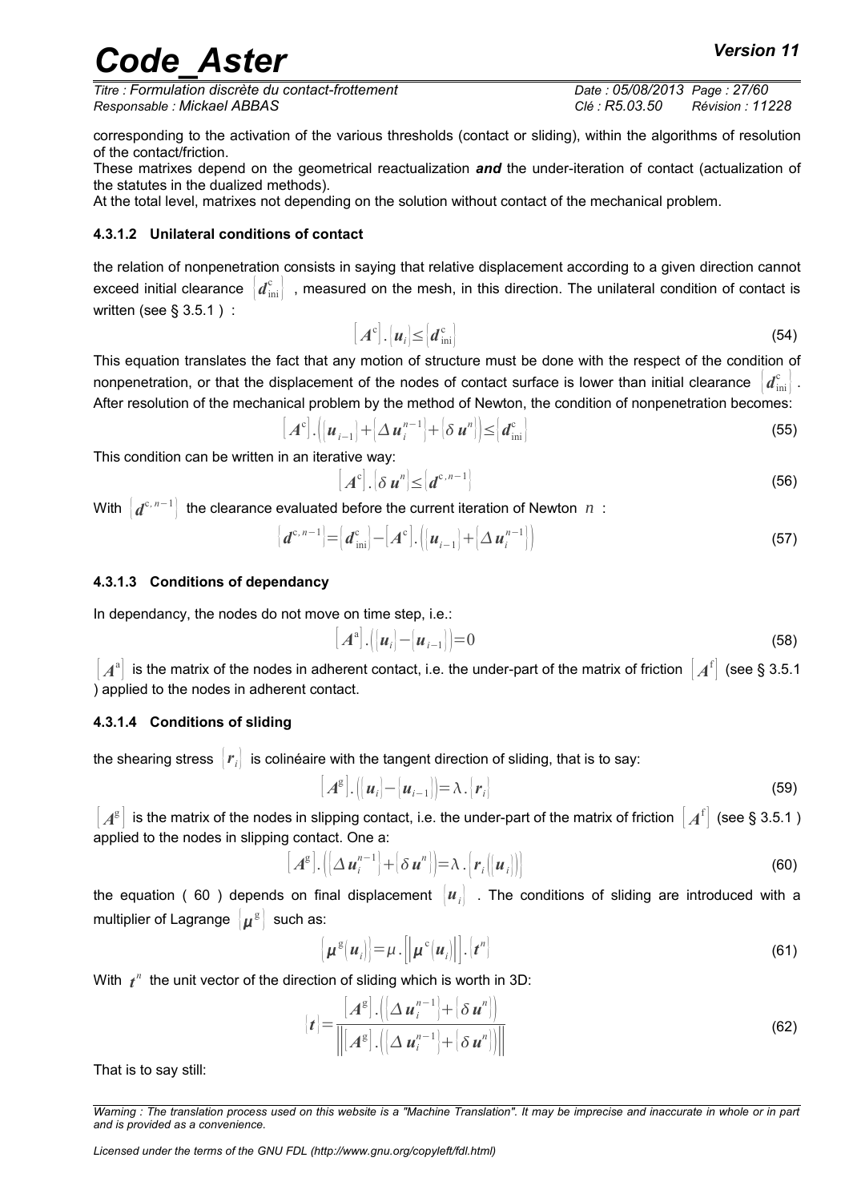corresponding to the activation of the various thresholds (contact or sliding), within the algorithms of resolution of the contact/friction.

These matrixes depend on the geometrical reactualization ***and*** the under-iteration of contact (actualization of the statutes in the dualized methods).

At the total level, matrixes not depending on the solution without contact of the mechanical problem.

#### 4.3.1.2 Unilateral conditions of contact

the relation of nonpenetration consists in saying that relative displacement according to a given direction cannot exceed initial clearance $\{\boldsymbol{d}_{\text{ini}}^{\text{c}}\}$ , measured on the mesh, in this direction. The unilateral condition of contact is written (see § 3.5.1 ) :

$$[\boldsymbol{A}^{\text{c}}].\{\boldsymbol{u}_i\}\leq\{\boldsymbol{d}_{\text{ini}}^{\text{c}}\} \tag{54}$$

This equation translates the fact that any motion of structure must be done with the respect of the condition of nonpenetration, or that the displacement of the nodes of contact surface is lower than initial clearance $\{\boldsymbol{d}_{\text{ini}}^{\text{c}}\}$. After resolution of the mechanical problem by the method of Newton, the condition of nonpenetration becomes:

$$[\boldsymbol{A}^{\text{c}}].\left(\{\boldsymbol{u}_{i-1}\}+\{\Delta\,\boldsymbol{u}_i^{n-1}\}+\{\delta\,\boldsymbol{u}^n\}\right)\leq\{\boldsymbol{d}_{\text{ini}}^{\text{c}}\} \tag{55}$$

This condition can be written in an iterative way:

$$[\boldsymbol{A}^{\text{c}}].\{\delta\,\boldsymbol{u}^n\}\leq\{\boldsymbol{d}^{\text{c},n-1}\} \tag{56}$$

With $\{\boldsymbol{d}^{\text{c},n-1}\}$ the clearance evaluated before the current iteration of Newton $n$ :

$$\{\boldsymbol{d}^{\text{c},n-1}\}=\{\boldsymbol{d}_{\text{ini}}^{\text{c}}\}-[\boldsymbol{A}^{\text{c}}].\left(\{\boldsymbol{u}_{i-1}\}+\{\Delta\,\boldsymbol{u}_i^{n-1}\}\right) \tag{57}$$

#### 4.3.1.3 Conditions of dependancy

In dependancy, the nodes do not move on time step, i.e.:

$$[\boldsymbol{A}^{\text{a}}].\left(\{\boldsymbol{u}_i\}-\{\boldsymbol{u}_{i-1}\}\right)=0 \tag{58}$$

$[\boldsymbol{A}^{\text{a}}]$ is the matrix of the nodes in adherent contact, i.e. the under-part of the matrix of friction $[\boldsymbol{A}^{\text{f}}]$ (see § 3.5.1 ) applied to the nodes in adherent contact.

#### 4.3.1.4 Conditions of sliding

the shearing stress $\{\boldsymbol{r}_i\}$ is colinéaire with the tangent direction of sliding, that is to say:

$$[\boldsymbol{A}^{\text{g}}].\left(\{\boldsymbol{u}_i\}-\{\boldsymbol{u}_{i-1}\}\right)=\lambda.\{\boldsymbol{r}_i\} \tag{59}$$

$[\boldsymbol{A}^{\text{g}}]$ is the matrix of the nodes in slipping contact, i.e. the under-part of the matrix of friction $[\boldsymbol{A}^{\text{f}}]$ (see § 3.5.1 ) applied to the nodes in slipping contact. One a:

$$[\boldsymbol{A}^{\text{g}}].\left(\{\Delta\,\boldsymbol{u}_i^{n-1}\}+\{\delta\,\boldsymbol{u}^n\}\right)=\lambda.\{\boldsymbol{r}_i(\{\boldsymbol{u}_i\})\} \tag{60}$$

the equation ( 60 ) depends on final displacement $\{\boldsymbol{u}_i\}$ . The conditions of sliding are introduced with a multiplier of Lagrange $\{\boldsymbol{\mu}^{\text{g}}\}$ such as:

$$\{\boldsymbol{\mu}^{\text{g}}(\boldsymbol{u}_i)\}=\mu.\left[\left|\boldsymbol{\mu}^{\text{c}}(\boldsymbol{u}_i)\right|\right].\{\boldsymbol{t}^n\} \tag{61}$$

With $\boldsymbol{t}^n$ the unit vector of the direction of sliding which is worth in 3D:

$$\{\boldsymbol{t}\}=\frac{[\boldsymbol{A}^{\text{g}}].\left(\{\Delta\,\boldsymbol{u}_i^{n-1}\}+\{\delta\,\boldsymbol{u}^n\}\right)}{\left\|[\boldsymbol{A}^{\text{g}}].\left(\{\Delta\,\boldsymbol{u}_i^{n-1}\}+\{\delta\,\boldsymbol{u}^n\}\right)\right\|} \tag{62}$$

That is to say still: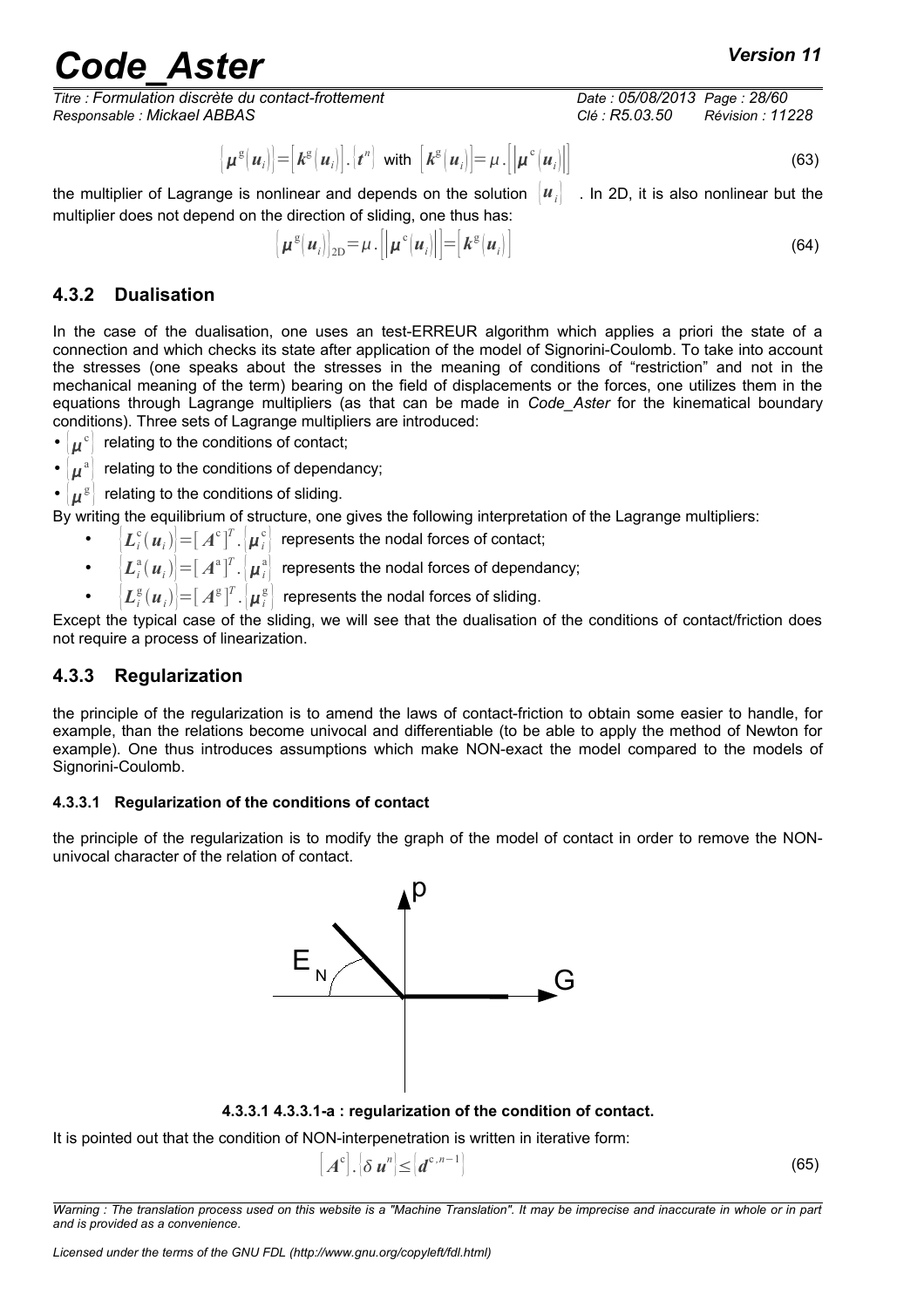$$\{\boldsymbol{\mu}^{\mathrm{g}}(\boldsymbol{u}_i)\}=[\boldsymbol{k}^{\mathrm{g}}(\boldsymbol{u}_i)].\{\boldsymbol{t}^n\} \text{ with } [\boldsymbol{k}^{\mathrm{g}}(\boldsymbol{u}_i)]=\mu.[|\boldsymbol{\mu}^{\mathrm{c}}(\boldsymbol{u}_i)|] \tag{63}$$

the multiplier of Lagrange is nonlinear and depends on the solution $\{\boldsymbol{u}_i\}$ . In 2D, it is also nonlinear but the multiplier does not depend on the direction of sliding, one thus has:

$$\{\boldsymbol{\mu}^{\mathrm{g}}(\boldsymbol{u}_i)\}_{\mathrm{2D}}=\mu.[|\boldsymbol{\mu}^{\mathrm{c}}(\boldsymbol{u}_i)|]=[\boldsymbol{k}^{\mathrm{g}}(\boldsymbol{u}_i)] \tag{64}$$

### 4.3.2 Dualisation

In the case of the dualisation, one uses an test-ERREUR algorithm which applies a priori the state of a connection and which checks its state after application of the model of Signorini-Coulomb. To take into account the stresses (one speaks about the stresses in the meaning of conditions of "restriction" and not in the mechanical meaning of the term) bearing on the field of displacements or the forces, one utilizes them in the equations through Lagrange multipliers (as that can be made in *Code_Aster* for the kinematical boundary conditions). Three sets of Lagrange multipliers are introduced:

- $\{\boldsymbol{\mu}^{\mathrm{c}}\}$ relating to the conditions of contact;
- $\{\boldsymbol{\mu}^{\mathrm{a}}\}$ relating to the conditions of dependancy;
- $\{\boldsymbol{\mu}^{\mathrm{g}}\}$ relating to the conditions of sliding.

By writing the equilibrium of structure, one gives the following interpretation of the Lagrange multipliers:

- $\{\boldsymbol{L}_i^{\mathrm{c}}(\boldsymbol{u}_i)\}=[\boldsymbol{A}^{\mathrm{c}}]^T.\{\boldsymbol{\mu}_i^{\mathrm{c}}\}$ represents the nodal forces of contact;
- $\{\boldsymbol{L}_i^{\mathrm{a}}(\boldsymbol{u}_i)\}=[\boldsymbol{A}^{\mathrm{a}}]^T.\{\boldsymbol{\mu}_i^{\mathrm{a}}\}$ represents the nodal forces of dependancy;
- $\{\boldsymbol{L}_i^{\mathrm{g}}(\boldsymbol{u}_i)\}=[\boldsymbol{A}^{\mathrm{g}}]^T.\{\boldsymbol{\mu}_i^{\mathrm{g}}\}$ represents the nodal forces of sliding.

Except the typical case of the sliding, we will see that the dualisation of the conditions of contact/friction does not require a process of linearization.

### 4.3.3 Regularization

the principle of the regularization is to amend the laws of contact-friction to obtain some easier to handle, for example, than the relations become univocal and differentiable (to be able to apply the method of Newton for example). One thus introduces assumptions which make NON-exact the model compared to the models of Signorini-Coulomb.

#### 4.3.3.1 Regularization of the conditions of contact

the principle of the regularization is to modify the graph of the model of contact in order to remove the NON-univocal character of the relation of contact.

**4.3.3.1 4.3.3.1-a : regularization of the condition of contact.**

It is pointed out that the condition of NON-interpenetration is written in iterative form:

$$[\boldsymbol{A}^{\mathrm{c}}].\{\delta\,\boldsymbol{u}^n\}\leq\{\boldsymbol{d}^{\mathrm{c},n-1}\} \tag{65}$$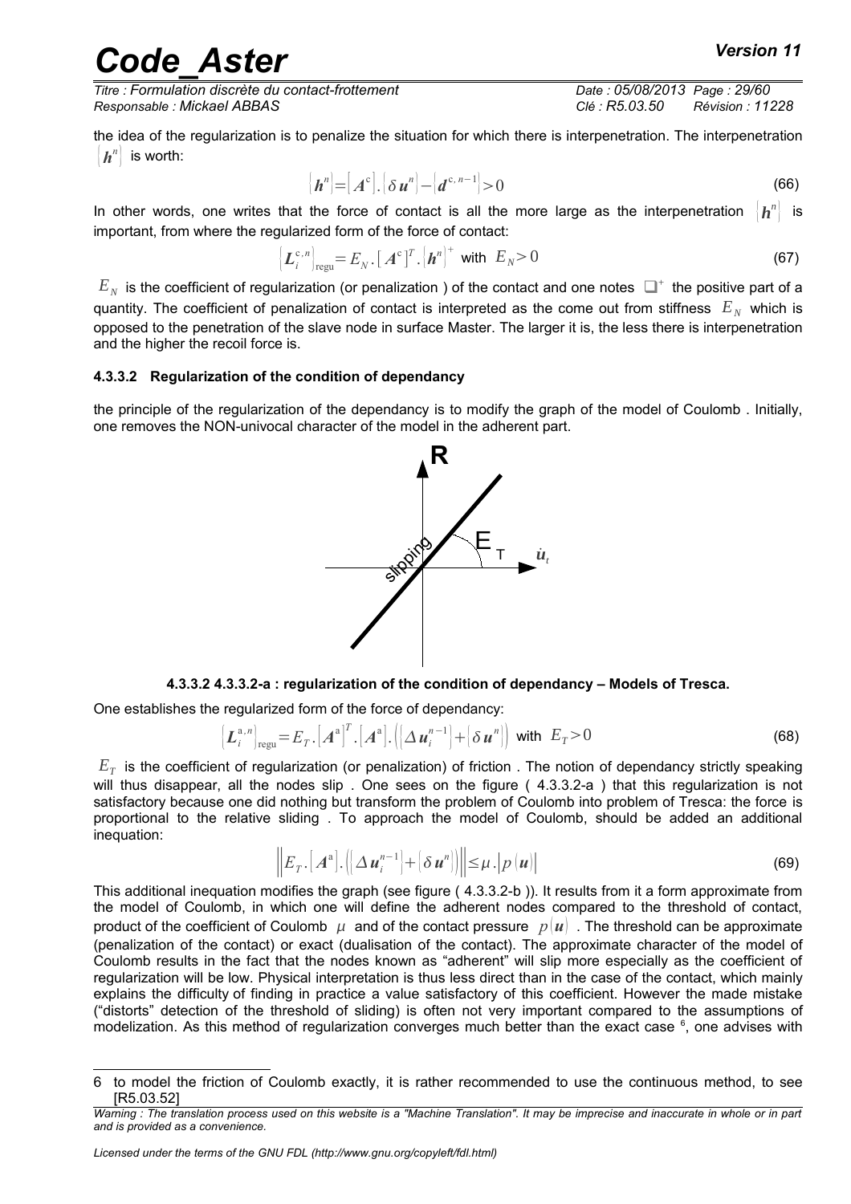the idea of the regularization is to penalize the situation for which there is interpenetration. The interpenetration $\{\boldsymbol{h}^n\}$ is worth:

$$\{\boldsymbol{h}^n\}=[\boldsymbol{A}^c].\{\delta \boldsymbol{u}^n\}-\{\boldsymbol{d}^{c,n-1}\}>0 \tag{66}$$

In other words, one writes that the force of contact is all the more large as the interpenetration $\{\boldsymbol{h}^n\}$ is important, from where the regularized form of the force of contact:

$$\{\boldsymbol{L}_i^{c,n}\}_{\text{regu}}=E_N.[\boldsymbol{A}^c]^T.\{\boldsymbol{h}^n\}^+ \text{ with } E_N>0 \tag{67}$$

$E_N$ is the coefficient of regularization (or penalization ) of the contact and one notes $\square^+$ the positive part of a quantity. The coefficient of penalization of contact is interpreted as the come out from stiffness $E_N$ which is opposed to the penetration of the slave node in surface Master. The larger it is, the less there is interpenetration and the higher the recoil force is.

#### 4.3.3.2 Regularization of the condition of dependancy

the principle of the regularization of the dependancy is to modify the graph of the model of Coulomb . Initially, one removes the NON-univocal character of the model in the adherent part.

**4.3.3.2 4.3.3.2-a : regularization of the condition of dependancy – Models of Tresca.**

One establishes the regularized form of the force of dependancy:

$$\{\boldsymbol{L}_i^{a,n}\}_{\text{regu}}=E_T.[\boldsymbol{A}^a]^T.[\boldsymbol{A}^a].\left(\{\Delta \boldsymbol{u}_i^{n-1}\}+\{\delta \boldsymbol{u}^n\}\right) \text{ with } E_T>0 \tag{68}$$

$E_T$ is the coefficient of regularization (or penalization) of friction . The notion of dependancy strictly speaking will thus disappear, all the nodes slip . One sees on the figure ( 4.3.3.2-a ) that this regularization is not satisfactory because one did nothing but transform the problem of Coulomb into problem of Tresca: the force is proportional to the relative sliding . To approach the model of Coulomb, should be added an additional inequation:

$$\left\|E_T.[\boldsymbol{A}^a].\left(\{\Delta \boldsymbol{u}_i^{n-1}\}+\{\delta \boldsymbol{u}^n\}\right)\right\|\leq\mu.|p(\boldsymbol{u})| \tag{69}$$

This additional inequation modifies the graph (see figure ( 4.3.3.2-b )). It results from it a form approximate from the model of Coulomb, in which one will define the adherent nodes compared to the threshold of contact, product of the coefficient of Coulomb $\mu$ and of the contact pressure $p(\boldsymbol{u})$ . The threshold can be approximate (penalization of the contact) or exact (dualisation of the contact). The approximate character of the model of Coulomb results in the fact that the nodes known as "adherent" will slip more especially as the coefficient of regularization will be low. Physical interpretation is thus less direct than in the case of the contact, which mainly explains the difficulty of finding in practice a value satisfactory of this coefficient. However the made mistake ("distorts" detection of the threshold of sliding) is often not very important compared to the assumptions of modelization. As this method of regularization converges much better than the exact case [6], one advises with

[6] to model the friction of Coulomb exactly, it is rather recommended to use the continuous method, to see [R5.03.52]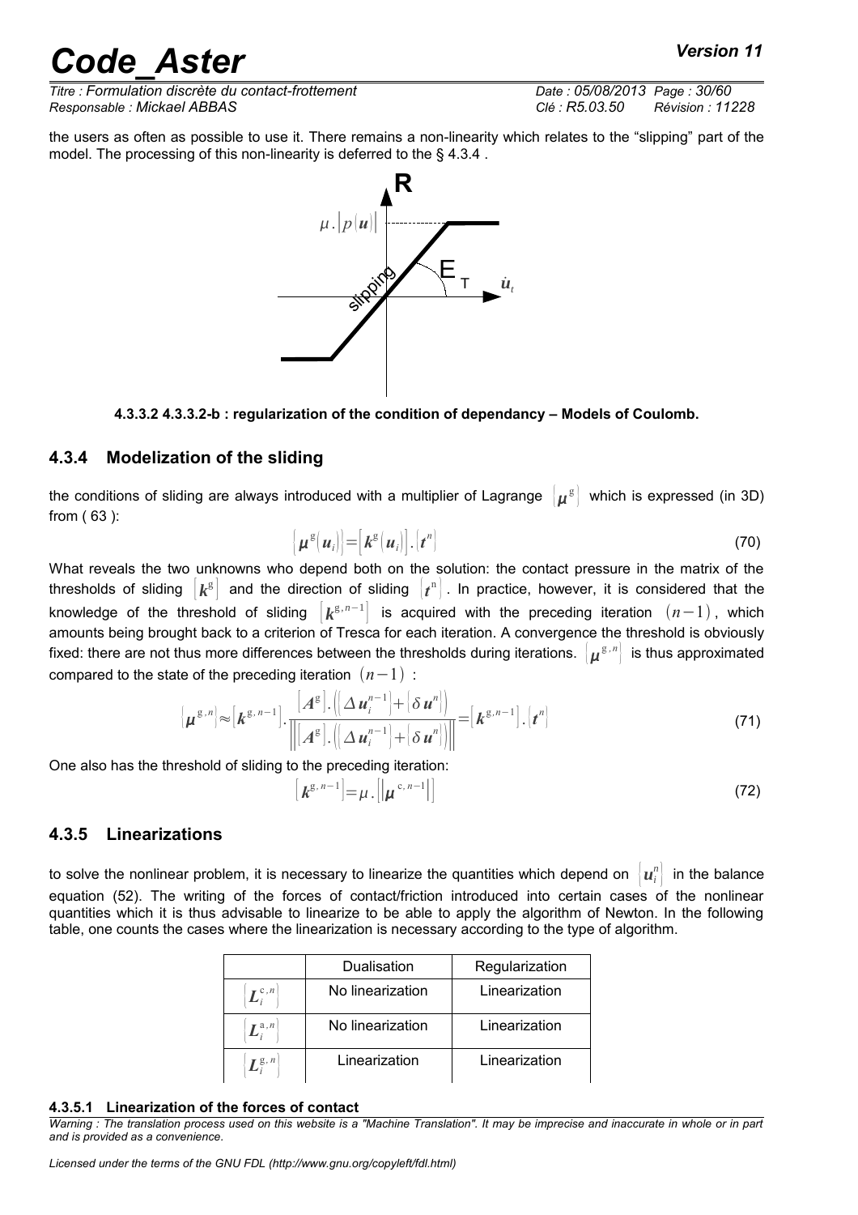the users as often as possible to use it. There remains a non-linearity which relates to the "slipping" part of the model. The processing of this non-linearity is deferred to the § 4.3.4 .

**4.3.3.2 4.3.3.2-b : regularization of the condition of dependancy – Models of Coulomb.**

### 4.3.4 Modelization of the sliding

the conditions of sliding are always introduced with a multiplier of Lagrange $\{\boldsymbol{\mu}^{\mathrm{g}}\}$ which is expressed (in 3D) from ( 63 ):

$$\{\boldsymbol{\mu}^{\mathrm{g}}(\boldsymbol{u}_i)\}=[\boldsymbol{k}^{\mathrm{g}}(\boldsymbol{u}_i)].\{\boldsymbol{t}^n\} \tag{70}$$

What reveals the two unknowns who depend both on the solution: the contact pressure in the matrix of the thresholds of sliding $[\boldsymbol{k}^{\mathrm{g}}]$ and the direction of sliding $\{\boldsymbol{t}^{\mathrm{n}}\}$. In practice, however, it is considered that the knowledge of the threshold of sliding $[\boldsymbol{k}^{\mathrm{g},n-1}]$ is acquired with the preceding iteration $(n-1)$, which amounts being brought back to a criterion of Tresca for each iteration. A convergence the threshold is obviously fixed: there are not thus more differences between the thresholds during iterations. $\{\boldsymbol{\mu}^{\mathrm{g},n}\}$ is thus approximated compared to the state of the preceding iteration $(n-1)$ :

$$\{\boldsymbol{\mu}^{\mathrm{g},n}\}\approx[\boldsymbol{k}^{\mathrm{g},n-1}].\frac{[\boldsymbol{A}^{\mathrm{g}}].\left(\{\Delta\boldsymbol{u}_i^{n-1}\}+\{\delta\boldsymbol{u}^n\}\right)}{\left\|[\boldsymbol{A}^{\mathrm{g}}].\left(\{\Delta\boldsymbol{u}_i^{n-1}\}+\{\delta\boldsymbol{u}^n\}\right)\right\|}=[\boldsymbol{k}^{\mathrm{g},n-1}].\{\boldsymbol{t}^n\} \tag{71}$$

One also has the threshold of sliding to the preceding iteration:

$$[\boldsymbol{k}^{\mathrm{g},n-1}]=\mu.\left[\left|\boldsymbol{\mu}^{\mathrm{c},n-1}\right|\right] \tag{72}$$

### 4.3.5 Linearizations

to solve the nonlinear problem, it is necessary to linearize the quantities which depend on $\{\boldsymbol{u}_i^n\}$ in the balance equation (52). The writing of the forces of contact/friction introduced into certain cases of the nonlinear quantities which it is thus advisable to linearize to be able to apply the algorithm of Newton. In the following table, one counts the cases where the linearization is necessary according to the type of algorithm.

| | Dualisation | Regularization |
|---|---|---|
| $\{\boldsymbol{L}_i^{\mathrm{c},n}\}$ | No linearization | Linearization |
| $\{\boldsymbol{L}_i^{\mathrm{a},n}\}$ | No linearization | Linearization |
| $\{\boldsymbol{L}_i^{\mathrm{g},n}\}$ | Linearization | Linearization |

#### 4.3.5.1 Linearization of the forces of contact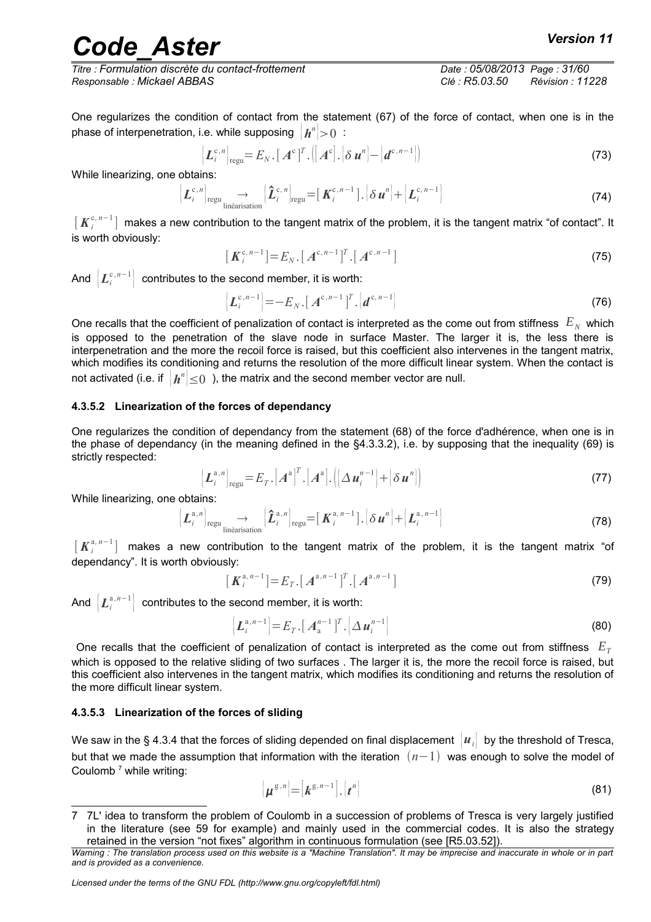One regularizes the condition of contact from the statement (67) of the force of contact, when one is in the phase of interpenetration, i.e. while supposing $\{\boldsymbol{h}^n\}>0$ :

$$\{\boldsymbol{L}_i^{\mathrm{c},n}\}_{\mathrm{regu}} = E_N . [\boldsymbol{A}^{\mathrm{c}}]^T . ([\boldsymbol{A}^{\mathrm{c}}] . \{\delta \boldsymbol{u}^n\} - \{\boldsymbol{d}^{\mathrm{c},n-1}\}) \tag{73}$$

While linearizing, one obtains:

$$\{\boldsymbol{L}_i^{\mathrm{c},n}\}_{\mathrm{regu}} \underset{\text{linéarisation}}{\rightarrow} \{\hat{\boldsymbol{L}}_i^{\mathrm{c},n}\}_{\mathrm{regu}} = [\boldsymbol{K}_i^{\mathrm{c},n-1}] . \{\delta \boldsymbol{u}^n\} + \{\boldsymbol{L}_i^{\mathrm{c},n-1}\} \tag{74}$$

$[\boldsymbol{K}_i^{\mathrm{c},n-1}]$ makes a new contribution to the tangent matrix of the problem, it is the tangent matrix "of contact". It is worth obviously:

$$[\boldsymbol{K}_i^{\mathrm{c},n-1}] = E_N . [\boldsymbol{A}^{\mathrm{c},n-1}]^T . [\boldsymbol{A}^{\mathrm{c},n-1}] \tag{75}$$

And $\{\boldsymbol{L}_i^{\mathrm{c},n-1}\}$ contributes to the second member, it is worth:

$$\{\boldsymbol{L}_i^{\mathrm{c},n-1}\} = -E_N . [\boldsymbol{A}^{\mathrm{c},n-1}]^T . \{\boldsymbol{d}^{\mathrm{c},n-1}\} \tag{76}$$

One recalls that the coefficient of penalization of contact is interpreted as the come out from stiffness $E_N$ which is opposed to the penetration of the slave node in surface Master. The larger it is, the less there is interpenetration and the more the recoil force is raised, but this coefficient also intervenes in the tangent matrix, which modifies its conditioning and returns the resolution of the more difficult linear system. When the contact is not activated (i.e. if $\{\boldsymbol{h}^n\}\leq 0$ ), the matrix and the second member vector are null.

#### 4.3.5.2 Linearization of the forces of dependancy

One regularizes the condition of dependancy from the statement (68) of the force d'adhérence, when one is in the phase of dependancy (in the meaning defined in the §4.3.3.2), i.e. by supposing that the inequality (69) is strictly respected:

$$\{\boldsymbol{L}_i^{\mathrm{a},n}\}_{\mathrm{regu}} = E_T . [\boldsymbol{A}^{\mathrm{a}}]^T . [\boldsymbol{A}^{\mathrm{a}}] . (\{\Delta \boldsymbol{u}_i^{n-1}\} + \{\delta \boldsymbol{u}^n\}) \tag{77}$$

While linearizing, one obtains:

$$\{\boldsymbol{L}_i^{\mathrm{a},n}\}_{\mathrm{regu}} \underset{\text{linéarisation}}{\rightarrow} \{\hat{\boldsymbol{L}}_i^{\mathrm{a},n}\}_{\mathrm{regu}} = [\boldsymbol{K}_i^{\mathrm{a},n-1}] . \{\delta \boldsymbol{u}^n\} + \{\boldsymbol{L}_i^{\mathrm{a},n-1}\} \tag{78}$$

$[\boldsymbol{K}_i^{\mathrm{a},n-1}]$ makes a new contribution to the tangent matrix of the problem, it is the tangent matrix "of dependancy". It is worth obviously:

$$[\boldsymbol{K}_i^{\mathrm{a},n-1}] = E_T . [\boldsymbol{A}^{\mathrm{a},n-1}]^T . [\boldsymbol{A}^{\mathrm{a},n-1}] \tag{79}$$

And $\{\boldsymbol{L}_i^{\mathrm{a},n-1}\}$ contributes to the second member, it is worth:

$$\{\boldsymbol{L}_i^{\mathrm{a},n-1}\} = E_T . [\boldsymbol{A}_{\mathrm{a}}^{n-1}]^T . \{\Delta \boldsymbol{u}_i^{n-1}\} \tag{80}$$

One recalls that the coefficient of penalization of contact is interpreted as the come out from stiffness $E_T$ which is opposed to the relative sliding of two surfaces . The larger it is, the more the recoil force is raised, but this coefficient also intervenes in the tangent matrix, which modifies its conditioning and returns the resolution of the more difficult linear system.

#### 4.3.5.3 Linearization of the forces of sliding

We saw in the § 4.3.4 that the forces of sliding depended on final displacement $\{\boldsymbol{u}_i\}$ by the threshold of Tresca, but that we made the assumption that information with the iteration $(n-1)$ was enough to solve the model of Coulomb [7] while writing:

$$\{\boldsymbol{\mu}^{\mathrm{g},n}\} = [\boldsymbol{k}^{\mathrm{g},n-1}] . \{\boldsymbol{t}^n\} \tag{81}$$

---

7 7L' idea to transform the problem of Coulomb in a succession of problems of Tresca is very largely justified in the literature (see 59 for example) and mainly used in the commercial codes. It is also the strategy retained in the version "not fixes" algorithm in continuous formulation (see [R5.03.52]).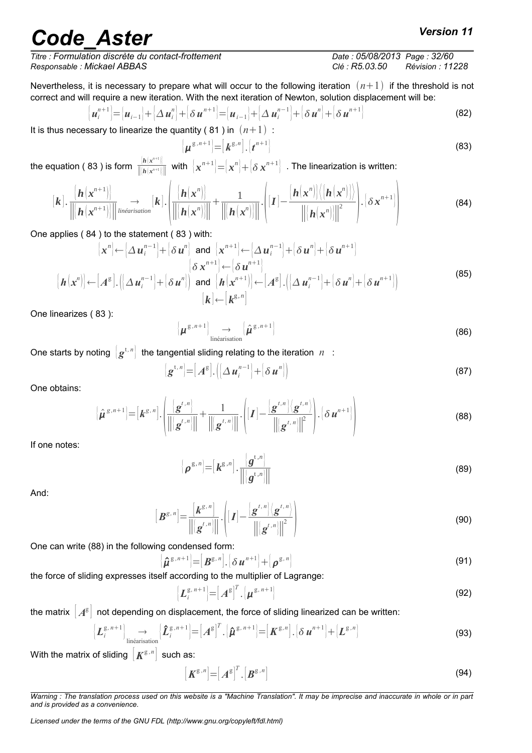Nevertheless, it is necessary to prepare what will occur to the following iteration $(n+1)$ if the threshold is not correct and will require a new iteration. With the next iteration of Newton, solution displacement will be:

$$\{\boldsymbol{u}_i^{n+1}\}=\{\boldsymbol{u}_{i-1}\}+\{\Delta\boldsymbol{u}_i^n\}+\{\delta\boldsymbol{u}^{n+1}\}=\{\boldsymbol{u}_{i-1}\}+\{\Delta\boldsymbol{u}_i^{n-1}\}+\{\delta\boldsymbol{u}^n\}+\{\delta\boldsymbol{u}^{n+1}\} \tag{82}$$

It is thus necessary to linearize the quantity ( 81 ) in $(n+1)$ :

$$\{\boldsymbol{\mu}^{g,n+1}\}=[\boldsymbol{k}^{g,n}].\{\boldsymbol{t}^{n+1}\} \tag{83}$$

the equation ( 83 ) is form $\frac{\{\boldsymbol{h}(\boldsymbol{x}^{n+1})\}}{\|\{\boldsymbol{h}(\boldsymbol{x}^{n+1})\}\|}$ with $\{\boldsymbol{x}^{n+1}\}=\{\boldsymbol{x}^n\}+\{\delta\boldsymbol{x}^{n+1}\}$ . The linearization is written:

$$[\boldsymbol{k}].\frac{\{\boldsymbol{h}(\boldsymbol{x}^{n+1})\}}{\|\{\boldsymbol{h}(\boldsymbol{x}^{n+1})\}\|}\underset{linéarisation}{\rightarrow}[\boldsymbol{k}].\left(\frac{\{\boldsymbol{h}(\boldsymbol{x}^n)\}}{\|\{\boldsymbol{h}(\boldsymbol{x}^n)\}\|}+\frac{1}{\|\{\boldsymbol{h}(\boldsymbol{x}^n)\}\|}.\left([\boldsymbol{I}]-\frac{\{\boldsymbol{h}(\boldsymbol{x}^n)\}\langle\boldsymbol{h}(\boldsymbol{x}^n)\rangle}{\|\{\boldsymbol{h}(\boldsymbol{x}^n)\}\|^2}\right).\{\delta\boldsymbol{x}^{n+1}\}\right) \tag{84}$$

One applies ( 84 ) to the statement ( 83 ) with:

$$\begin{gathered}\{\boldsymbol{x}^n\}\leftarrow\{\Delta\boldsymbol{u}_i^{n-1}\}+\{\delta\boldsymbol{u}^n\}\ \text{ and }\ \{\boldsymbol{x}^{n+1}\}\leftarrow\{\Delta\boldsymbol{u}_i^{n-1}\}+\{\delta\boldsymbol{u}^n\}+\{\delta\boldsymbol{u}^{n+1}\}\\ \{\delta\boldsymbol{x}^{n+1}\}\leftarrow\{\delta\boldsymbol{u}^{n+1}\}\\ \{\boldsymbol{h}(\boldsymbol{x}^n)\}\leftarrow[\boldsymbol{A}^g].(\{\Delta\boldsymbol{u}_i^{n-1}\}+\{\delta\boldsymbol{u}^n\})\ \text{ and }\ \{\boldsymbol{h}(\boldsymbol{x}^{n+1})\}\leftarrow[\boldsymbol{A}^g].(\{\Delta\boldsymbol{u}_i^{n-1}\}+\{\delta\boldsymbol{u}^n\}+\{\delta\boldsymbol{u}^{n+1}\})\\ [\boldsymbol{k}]\leftarrow[\boldsymbol{k}^{g,n}]\end{gathered} \tag{85}$$

One linearizes ( 83 ):

$$\{\boldsymbol{\mu}^{g,n+1}\}\underset{\text{linéarisation}}{\rightarrow}\{\hat{\boldsymbol{\mu}}^{g,n+1}\} \tag{86}$$

One starts by noting $\{\boldsymbol{g}^{t,n}\}$ the tangential sliding relating to the iteration $n$ :

$$\{\boldsymbol{g}^{t,n}\}=[\boldsymbol{A}^g].(\{\Delta\boldsymbol{u}_i^{n-1}\}+\{\delta\boldsymbol{u}^n\}) \tag{87}$$

One obtains:

$$\{\hat{\boldsymbol{\mu}}^{g,n+1}\}=[\boldsymbol{k}^{g,n}].\left(\frac{\{\boldsymbol{g}^{t,n}\}}{\|\{\boldsymbol{g}^{t,n}\}\|}+\frac{1}{\|\{\boldsymbol{g}^{t,n}\}\|}.\left([\boldsymbol{I}]-\frac{\{\boldsymbol{g}^{t,n}\}\langle\boldsymbol{g}^{t,n}\rangle}{\|\{\boldsymbol{g}^{t,n}\}\|^2}\right).\{\delta\boldsymbol{u}^{n+1}\}\right) \tag{88}$$

If one notes:

$$\{\boldsymbol{\rho}^{g,n}\}=[\boldsymbol{k}^{g,n}].\frac{\{\boldsymbol{g}^{t,n}\}}{\|\{\boldsymbol{g}^{t,n}\}\|} \tag{89}$$

And:

$$[\boldsymbol{B}^{g,n}]=\frac{[\boldsymbol{k}^{g,n}]}{\|\{\boldsymbol{g}^{t,n}\}\|}.\left([\boldsymbol{I}]-\frac{\{\boldsymbol{g}^{t,n}\}\langle\boldsymbol{g}^{t,n}\rangle}{\|\{\boldsymbol{g}^{t,n}\}\|^2}\right) \tag{90}$$

One can write (88) in the following condensed form:

$$\{\hat{\boldsymbol{\mu}}^{g,n+1}\}=[\boldsymbol{B}^{g,n}].\{\delta\boldsymbol{u}^{n+1}\}+\{\boldsymbol{\rho}^{g,n}\} \tag{91}$$

the force of sliding expresses itself according to the multiplier of Lagrange:

$$\{\boldsymbol{L}_i^{g,n+1}\}=[\boldsymbol{A}^g]^T.\{\boldsymbol{\mu}^{g,n+1}\} \tag{92}$$

the matrix $[\boldsymbol{A}^g]$ not depending on displacement, the force of sliding linearized can be written:

$$\{\boldsymbol{L}_i^{g,n+1}\}\underset{\text{linéarisation}}{\rightarrow}\{\hat{\boldsymbol{L}}_i^{g,n+1}\}=[\boldsymbol{A}^g]^T.\{\hat{\boldsymbol{\mu}}^{g,n+1}\}=[\boldsymbol{K}^{g,n}].\{\delta\boldsymbol{u}^{n+1}\}+\{\boldsymbol{L}^{g,n}\} \tag{93}$$

With the matrix of sliding $[\boldsymbol{K}^{g,n}]$ such as:

$$[\boldsymbol{K}^{g,n}]=[\boldsymbol{A}^g]^T.[\boldsymbol{B}^{g,n}] \tag{94}$$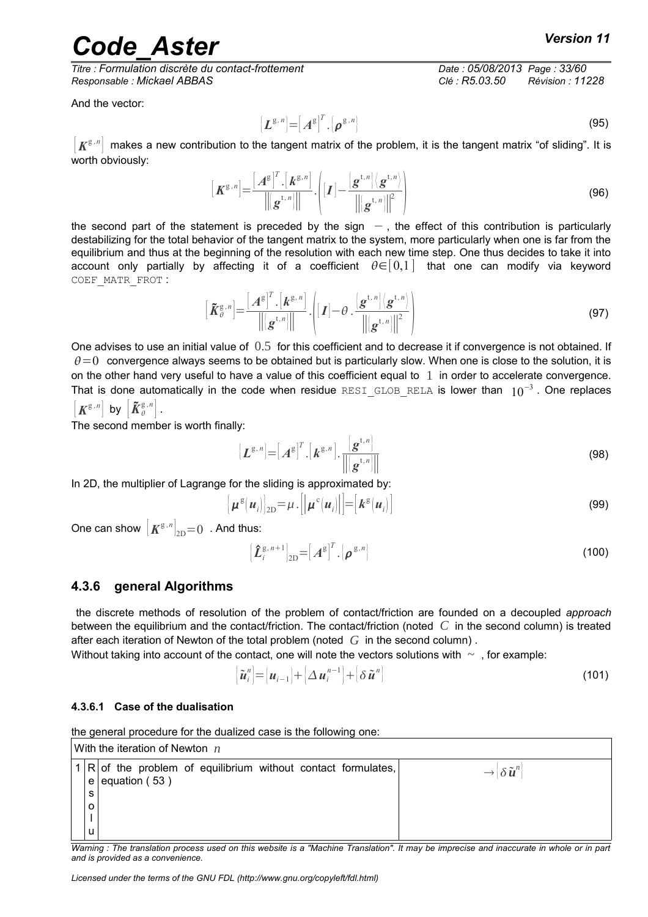And the vector:

$$\{L^{g,n}\} = [A^{g}]^{T} . \{\rho^{g,n}\} \tag{95}$$

$[K^{g,n}]$ makes a new contribution to the tangent matrix of the problem, it is the tangent matrix "of sliding". It is worth obviously:

$$[K^{g,n}] = \frac{[A^{g}]^{T} . [k^{g,n}]}{\|\{g^{t,n}\}\|} . \left( [I] - \frac{\{g^{t,n}\}\langle g^{t,n}\rangle}{\|\{g^{t,n}\}\|^{2}} \right) \tag{96}$$

the second part of the statement is preceded by the sign $-$, the effect of this contribution is particularly destabilizing for the total behavior of the tangent matrix to the system, more particularly when one is far from the equilibrium and thus at the beginning of the resolution with each new time step. One thus decides to take it into account only partially by affecting it of a coefficient $\theta \in [0,1]$ that one can modify via keyword COEF_MATR_FROT:

$$[\tilde{K}^{g,n}_{\theta}] = \frac{[A^{g}]^{T} . [k^{g,n}]}{\|\{g^{t,n}\}\|} . \left( [I] - \theta . \frac{\{g^{t,n}\}\langle g^{t,n}\rangle}{\|\{g^{t,n}\}\|^{2}} \right) \tag{97}$$

One advises to use an initial value of $0.5$ for this coefficient and to decrease it if convergence is not obtained. If $\theta = 0$ convergence always seems to be obtained but is particularly slow. When one is close to the solution, it is on the other hand very useful to have a value of this coefficient equal to $1$ in order to accelerate convergence. That is done automatically in the code when residue RESI_GLOB_RELA is lower than $10^{-3}$. One replaces $[K^{g,n}]$ by $[\tilde{K}^{g,n}_{\theta}]$.

The second member is worth finally:

$$\{L^{g,n}\} = [A^{g}]^{T} . [k^{g,n}] . \frac{\{g^{t,n}\}}{\|\{g^{t,n}\}\|} \tag{98}$$

In 2D, the multiplier of Lagrange for the sliding is approximated by:

$$\{\mu^{g}(u_i)\}_{2D} = \mu . [|\mu^{c}(u_i)|] = [k^{g}(u_i)] \tag{99}$$

One can show $[K^{g,n}]_{2D} = 0$. And thus:

$$\{\hat{L}^{g,n+1}_{i}\}_{2D} = [A^{g}]^{T} . \{\rho^{g,n}\} \tag{100}$$

### 4.3.6 general Algorithms

the discrete methods of resolution of the problem of contact/friction are founded on a decoupled *approach* between the equilibrium and the contact/friction. The contact/friction (noted $C$ in the second column) is treated after each iteration of Newton of the total problem (noted $G$ in the second column).

Without taking into account of the contact, one will note the vectors solutions with $\sim$, for example:

$$\{\tilde{u}^{n}_{i}\} = \{u_{i-1}\} + \{\Delta u^{n-1}_{i}\} + \{\delta \tilde{u}^{n}\} \tag{101}$$

#### 4.3.6.1 Case of the dualisation

the general procedure for the dualized case is the following one:

| With the iteration of Newton $n$ | | | |
|---|---|---|---|
| 1 | Resolu | of the problem of equilibrium without contact formulates, equation ( 53 ) | $\rightarrow \{\delta \tilde{u}^{n}\}$ |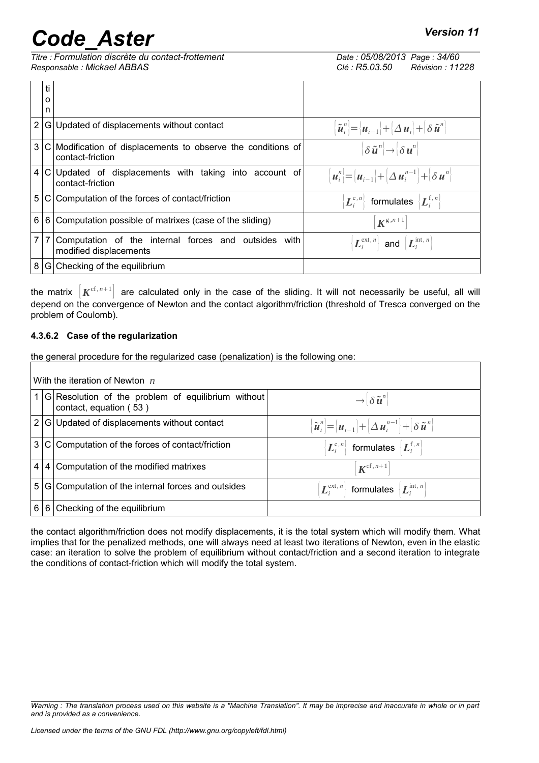| | ti o n | | |
|---|---|---|---|
| 2 | G | Updated of displacements without contact | $\{\tilde{\boldsymbol{u}}_i^n\} = \{\boldsymbol{u}_{i-1}\} + \{\Delta \boldsymbol{u}_i\} + \{\delta \tilde{\boldsymbol{u}}^n\}$ |
| 3 | C | Modification of displacements to observe the conditions of contact-friction | $\{\delta \tilde{\boldsymbol{u}}^n\} \rightarrow \{\delta \boldsymbol{u}^n\}$ |
| 4 | C | Updated of displacements with taking into account of contact-friction | $\{\boldsymbol{u}_i^n\} = \{\boldsymbol{u}_{i-1}\} + \{\Delta \boldsymbol{u}_i^{n-1}\} + \{\delta \boldsymbol{u}^n\}$ |
| 5 | C | Computation of the forces of contact/friction | $\{\boldsymbol{L}_i^{c,n}\}$ formulates $\{\boldsymbol{L}_i^{f,n}\}$ |
| 6 | 6 | Computation possible of matrixes (case of the sliding) | $[\boldsymbol{K}^{g,n+1}]$ |
| 7 | 7 | Computation of the internal forces and outsides with modified displacements | $\{\boldsymbol{L}_i^{\text{ext},n}\}$ and $\{\boldsymbol{L}_i^{\text{int},n}\}$ |
| 8 | G | Checking of the equilibrium | |

the matrix $[\boldsymbol{K}^{\text{cf},n+1}]$ are calculated only in the case of the sliding. It will not necessarily be useful, all will depend on the convergence of Newton and the contact algorithm/friction (threshold of Tresca converged on the problem of Coulomb).

#### 4.3.6.2 Case of the regularization

the general procedure for the regularized case (penalization) is the following one:

| With the iteration of Newton $n$ | | | |
|---|---|---|---|
| 1 | G | Resolution of the problem of equilibrium without contact, equation ( 53 ) | $\rightarrow \{\delta \tilde{\boldsymbol{u}}^n\}$ |
| 2 | G | Updated of displacements without contact | $\{\tilde{\boldsymbol{u}}_i^n\} = \{\boldsymbol{u}_{i-1}\} + \{\Delta \boldsymbol{u}_i^{n-1}\} + \{\delta \tilde{\boldsymbol{u}}^n\}$ |
| 3 | C | Computation of the forces of contact/friction | $\{\boldsymbol{L}_i^{c,n}\}$ formulates $\{\boldsymbol{L}_i^{f,n}\}$ |
| 4 | 4 | Computation of the modified matrixes | $[\boldsymbol{K}^{\text{cf},n+1}]$ |
| 5 | G | Computation of the internal forces and outsides | $\{\boldsymbol{L}_i^{\text{ext},n}\}$ formulates $\{\boldsymbol{L}_i^{\text{int},n}\}$ |
| 6 | 6 | Checking of the equilibrium | |

the contact algorithm/friction does not modify displacements, it is the total system which will modify them. What implies that for the penalized methods, one will always need at least two iterations of Newton, even in the elastic case: an iteration to solve the problem of equilibrium without contact/friction and a second iteration to integrate the conditions of contact-friction which will modify the total system.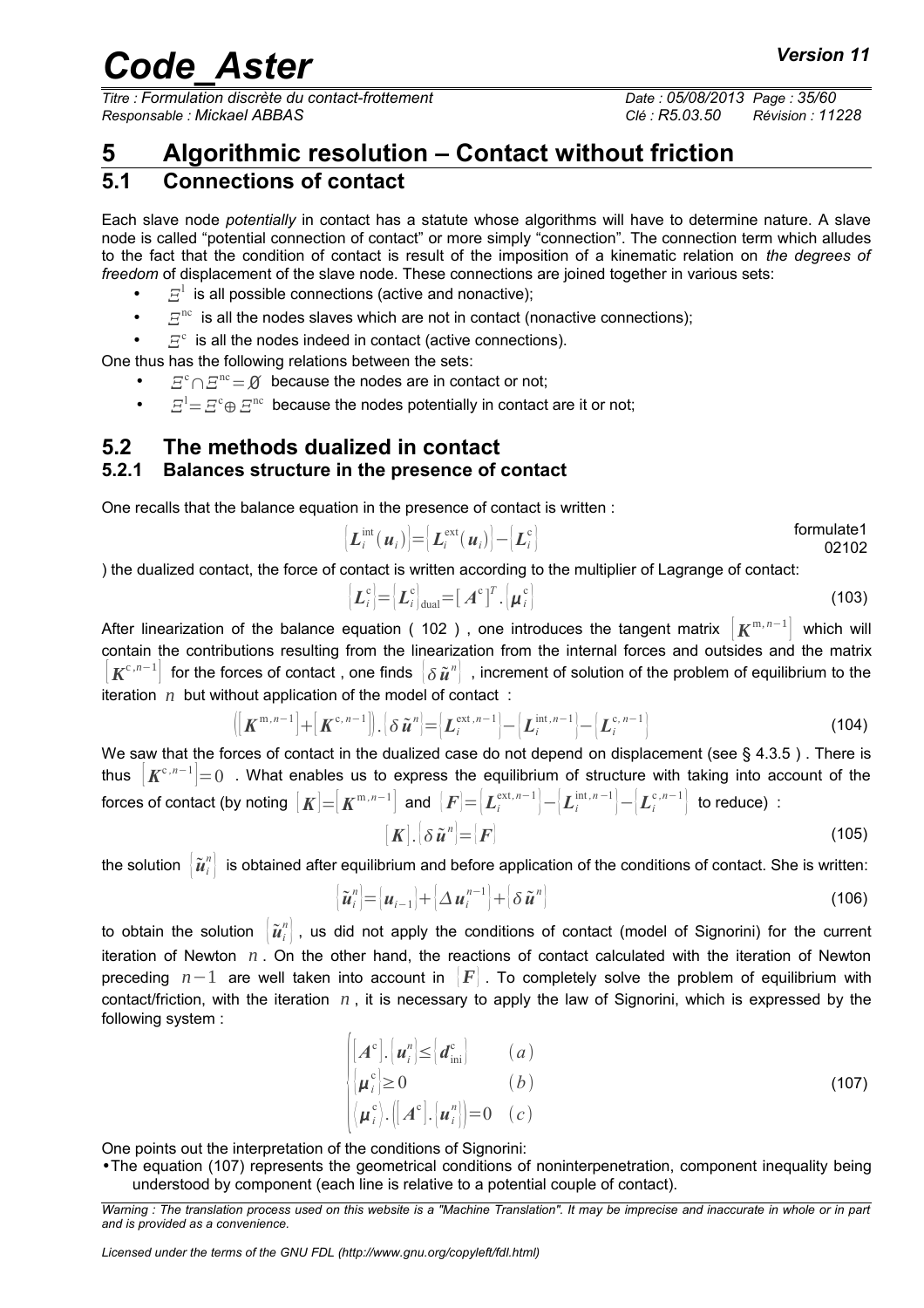# 5 Algorithmic resolution – Contact without friction

## 5.1 Connections of contact

Each slave node *potentially* in contact has a statute whose algorithms will have to determine nature. A slave node is called "potential connection of contact" or more simply "connection". The connection term which alludes to the fact that the condition of contact is result of the imposition of a kinematic relation on *the degrees of freedom* of displacement of the slave node. These connections are joined together in various sets:

- $\Xi^{1}$ is all possible connections (active and nonactive);
- $\Xi^{nc}$ is all the nodes slaves which are not in contact (nonactive connections);
- $\Xi^{c}$ is all the nodes indeed in contact (active connections).

One thus has the following relations between the sets:

- $\Xi^{c} \cap \Xi^{nc} = \emptyset$ because the nodes are in contact or not;
- $\Xi^{1} = \Xi^{c} \oplus \Xi^{nc}$ because the nodes potentially in contact are it or not;

## 5.2 The methods dualized in contact

### 5.2.1 Balances structure in the presence of contact

One recalls that the balance equation in the presence of contact is written :

$$\{L_i^{\mathrm{int}}(u_i)\} = \{L_i^{\mathrm{ext}}(u_i)\} - \{L_i^{\mathrm{c}}\} \qquad \text{formulate1 02102}$$

) the dualized contact, the force of contact is written according to the multiplier of Lagrange of contact:

$$\{L_i^{\mathrm{c}}\} = \{L_i^{\mathrm{c}}\}_{\mathrm{dual}} = [A^{\mathrm{c}}]^T . \{\mu_i^{\mathrm{c}}\} \tag{103}$$

After linearization of the balance equation ( 102 ) , one introduces the tangent matrix $[K^{m,n-1}]$ which will contain the contributions resulting from the linearization from the internal forces and outsides and the matrix $[K^{c,n-1}]$ for the forces of contact , one finds $\{\delta \tilde{u}^n\}$ , increment of solution of the problem of equilibrium to the iteration $n$ but without application of the model of contact :

$$([K^{m,n-1}] + [K^{c,n-1}]).\{\delta \tilde{u}^n\} = \{L_i^{\mathrm{ext},n-1}\} - \{L_i^{\mathrm{int},n-1}\} - \{L_i^{\mathrm{c},n-1}\} \tag{104}$$

We saw that the forces of contact in the dualized case do not depend on displacement (see § 4.3.5 ) . There is thus $[K^{c,n-1}] = 0$ . What enables us to express the equilibrium of structure with taking into account of the forces of contact (by noting $[K] = [K^{m,n-1}]$ and $\{F\} = \{L_i^{\mathrm{ext},n-1}\} - \{L_i^{\mathrm{int},n-1}\} - \{L_i^{\mathrm{c},n-1}\}$ to reduce) :

$$[K].\{\delta \tilde{u}^n\} = \{F\} \tag{105}$$

the solution $\{\tilde{u}_i^n\}$ is obtained after equilibrium and before application of the conditions of contact. She is written:

$$\{\tilde{u}_i^n\} = \{u_{i-1}\} + \{\Delta u_i^{n-1}\} + \{\delta \tilde{u}^n\} \tag{106}$$

to obtain the solution $\{\tilde{u}_i^n\}$ , us did not apply the conditions of contact (model of Signorini) for the current iteration of Newton $n$ . On the other hand, the reactions of contact calculated with the iteration of Newton preceding $n-1$ are well taken into account in $\{F\}$ . To completely solve the problem of equilibrium with contact/friction, with the iteration $n$ , it is necessary to apply the law of Signorini, which is expressed by the following system :

$$\begin{cases} [A^{\mathrm{c}}].\{u_i^n\} \le \{d_{\mathrm{ini}}^{\mathrm{c}}\} & (a) \\ \{\mu_i^{\mathrm{c}}\} \ge 0 & (b) \\ \langle \mu_i^{\mathrm{c}} \rangle . ([A^{\mathrm{c}}].\{u_i^n\}) = 0 & (c) \end{cases} \tag{107}$$

One points out the interpretation of the conditions of Signorini:

- The equation (107) represents the geometrical conditions of noninterpenetration, component inequality being understood by component (each line is relative to a potential couple of contact).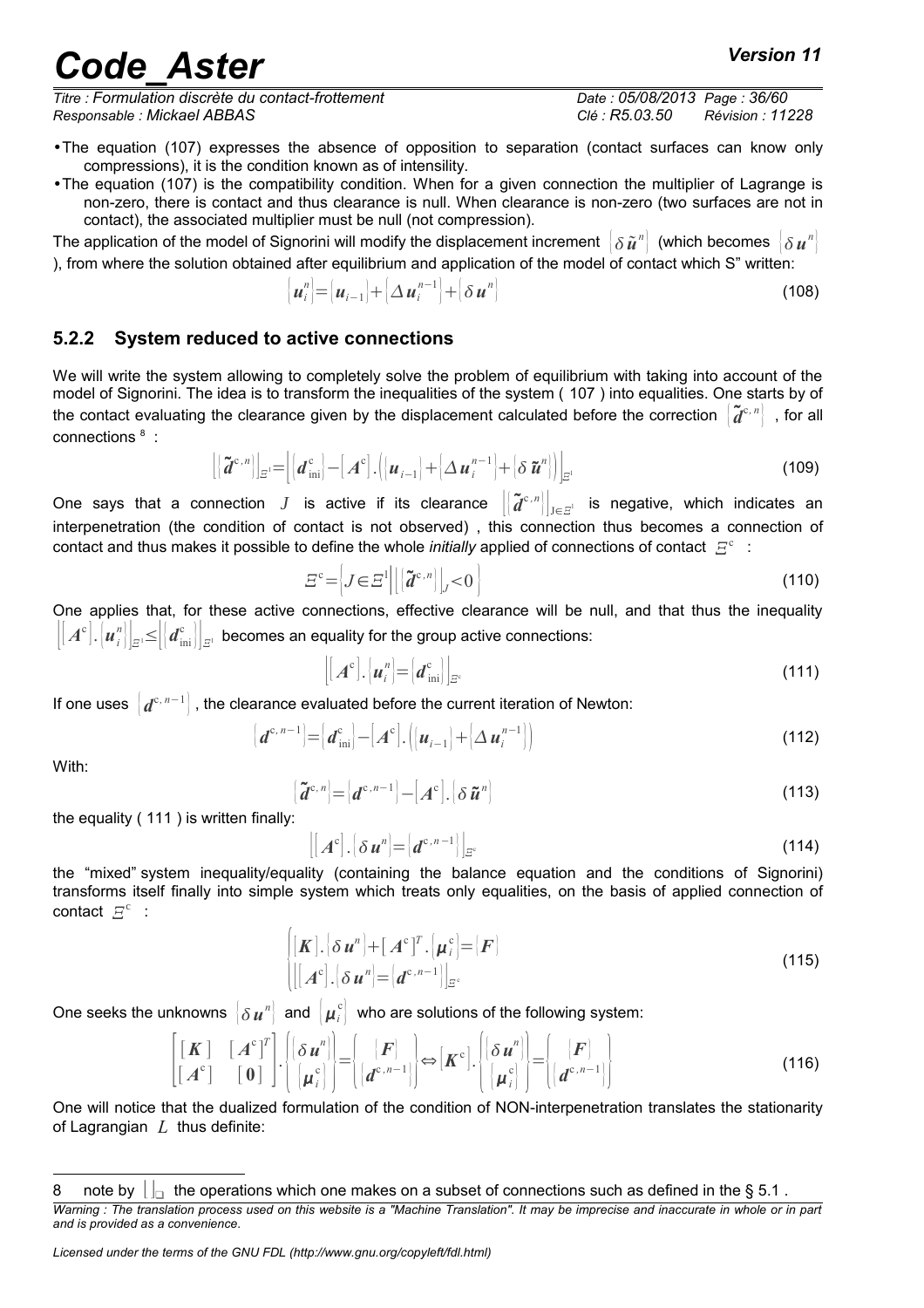- The equation (107) expresses the absence of opposition to separation (contact surfaces can know only compressions), it is the condition known as of intensity.
- The equation (107) is the compatibility condition. When for a given connection the multiplier of Lagrange is non-zero, there is contact and thus clearance is null. When clearance is non-zero (two surfaces are not in contact), the associated multiplier must be null (not compression).

The application of the model of Signorini will modify the displacement increment $\{\delta \tilde{u}^n\}$ (which becomes $\{\delta u^n\}$ ), from where the solution obtained after equilibrium and application of the model of contact which S" written:

$$\{u_i^n\}=\{u_{i-1}\}+\{\Delta u_i^{n-1}\}+\{\delta u^n\} \tag{108}$$

### 5.2.2 System reduced to active connections

We will write the system allowing to completely solve the problem of equilibrium with taking into account of the model of Signorini. The idea is to transform the inequalities of the system ( 107 ) into equalities. One starts by of the contact evaluating the clearance given by the displacement calculated before the correction $\{\tilde{d}^{c,n}\}$ , for all connections [8] :

$$\left|\{\tilde{d}^{c,n}\}\right|_{\Xi^l}=\left|\{d_{\text{ini}}^c\}-[A^c].\left(\{u_{i-1}\}+\{\Delta u_i^{n-1}\}+\{\delta \tilde{u}^n\}\right)\right|_{\Xi^l} \tag{109}$$

One says that a connection $J$ is active if its clearance $\left|\{\tilde{d}^{c,n}\}\right|_{J\in\Xi^l}$ is negative, which indicates an interpenetration (the condition of contact is not observed) , this connection thus becomes a connection of contact and thus makes it possible to define the whole *initially* applied of connections of contact $\Xi^c$ :

$$\Xi^c=\left\{J\in\Xi^l \left| \left|\{\tilde{d}^{c,n}\}\right|_J<0\right.\right\} \tag{110}$$

One applies that, for these active connections, effective clearance will be null, and that thus the inequality $\left|[A^c].\{u_i^n\}\right|_{\Xi^l}\leq\left|\{d_{\text{ini}}^c\}\right|_{\Xi^l}$ becomes an equality for the group active connections:

$$\left|[A^c].\{u_i^n\}=\{d_{\text{ini}}^c\}\right|_{\Xi^c} \tag{111}$$

If one uses $\{d^{c,n-1}\}$ , the clearance evaluated before the current iteration of Newton:

$$\{d^{c,n-1}\}=\{d_{\text{ini}}^c\}-[A^c].\left(\{u_{i-1}\}+\{\Delta u_i^{n-1}\}\right) \tag{112}$$

With:

$$\{\tilde{d}^{c,n}\}=\{d^{c,n-1}\}-[A^c].\{\delta \tilde{u}^n\} \tag{113}$$

the equality ( 111 ) is written finally:

$$\left|[A^c].\{\delta u^n\}=\{d^{c,n-1}\}\right|_{\Xi^c} \tag{114}$$

the "mixed" system inequality/equality (containing the balance equation and the conditions of Signorini) transforms itself finally into simple system which treats only equalities, on the basis of applied connection of contact $\Xi^c$ :

$$\begin{cases}[K].\{\delta u^n\}+[A^c]^T.\{\mu_i^c\}=\{F\}\\ \left|[A^c].\{\delta u^n\}=\{d^{c,n-1}\}\right|_{\Xi^c}\end{cases} \tag{115}$$

One seeks the unknowns $\{\delta u^n\}$ and $\{\mu_i^c\}$ who are solutions of the following system:

$$\begin{bmatrix}[K] & [A^c]^T\\ [A^c] & [0]\end{bmatrix}.\begin{Bmatrix}\{\delta u^n\}\\ \{\mu_i^c\}\end{Bmatrix}=\begin{Bmatrix}\{F\}\\ \{d^{c,n-1}\}\end{Bmatrix}\Leftrightarrow[K^c].\begin{Bmatrix}\{\delta u^n\}\\ \{\mu_i^c\}\end{Bmatrix}=\begin{Bmatrix}\{F\}\\ \{d^{c,n-1}\}\end{Bmatrix} \tag{116}$$

One will notice that the dualized formulation of the condition of NON-interpenetration translates the stationarity of Lagrangian $L$ thus definite:

---

[8] note by $|\,|_{\square}$ the operations which one makes on a subset of connections such as defined in the § 5.1 .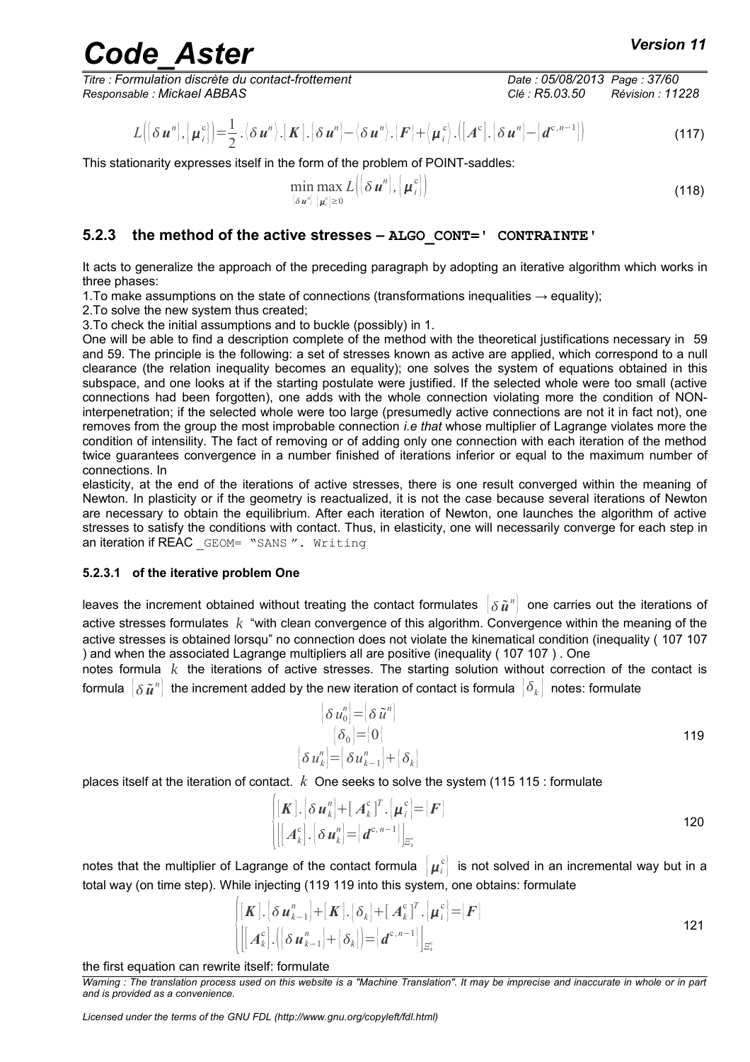$$L\left(\{\delta \boldsymbol{u}^n\},\{\boldsymbol{\mu}_i^c\}\right)=\frac{1}{2}.\langle\delta \boldsymbol{u}^n\rangle.[\boldsymbol{K}].\{\delta \boldsymbol{u}^n\}-\langle\delta \boldsymbol{u}^n\rangle.\{\boldsymbol{F}\}+\langle\boldsymbol{\mu}_i^c\rangle.\left([\boldsymbol{A}^c].\{\delta \boldsymbol{u}^n\}-\{\boldsymbol{d}^{c,n-1}\}\right) \tag{117}$$

This stationarity expresses itself in the form of the problem of POINT-saddles:

$$\min_{\{\delta \boldsymbol{u}^n\}} \max_{\{\boldsymbol{\mu}_i^c\}\geq 0} L\left(\{\delta \boldsymbol{u}^n\},\{\boldsymbol{\mu}_i^c\}\right) \tag{118}$$

### 5.2.3 the method of the active stresses – ALGO_CONT=' CONTRAINTE'

It acts to generalize the approach of the preceding paragraph by adopting an iterative algorithm which works in three phases:

1. To make assumptions on the state of connections (transformations inequalities → equality);
2. To solve the new system thus created;
3. To check the initial assumptions and to buckle (possibly) in 1.

One will be able to find a description complete of the method with the theoretical justifications necessary in 59 and 59. The principle is the following: a set of stresses known as active are applied, which correspond to a null clearance (the relation inequality becomes an equality); one solves the system of equations obtained in this subspace, and one looks at if the starting postulate were justified. If the selected whole were too small (active connections had been forgotten), one adds with the whole connection violating more the condition of NON-interpenetration; if the selected whole were too large (presumedly active connections are not it in fact not), one removes from the group the most improbable connection *i.e that* whose multiplier of Lagrange violates more the condition of intensility. The fact of removing or of adding only one connection with each iteration of the method twice guarantees convergence in a number finished of iterations inferior or equal to the maximum number of connections. In

elasticity, at the end of the iterations of active stresses, there is one result converged within the meaning of Newton. In plasticity or if the geometry is reactualized, it is not the case because several iterations of Newton are necessary to obtain the equilibrium. After each iteration of Newton, one launches the algorithm of active stresses to satisfy the conditions with contact. Thus, in elasticity, one will necessarily converge for each step in an iteration if REAC _GEOM= "SANS ". Writing

#### 5.2.3.1 of the iterative problem One

leaves the increment obtained without treating the contact formulates $\{\delta \tilde{\boldsymbol{u}}^n\}$ one carries out the iterations of active stresses formulates $k$ "with clean convergence of this algorithm. Convergence within the meaning of the active stresses is obtained lorsqu" no connection does not violate the kinematical condition (inequality ( 107 107 ) and when the associated Lagrange multipliers all are positive (inequality ( 107 107 ) . One

notes formula $k$ the iterations of active stresses. The starting solution without correction of the contact is formula $\{\delta \tilde{\boldsymbol{u}}^n\}$ the increment added by the new iteration of contact is formula $\{\delta_k\}$ notes: formulate

$$\begin{aligned}\{\delta u_0^n\}&=\{\delta \tilde{u}^n\}\\ \{\delta_0\}&=\{0\}\\ \{\delta u_k^n\}&=\{\delta u_{k-1}^n\}+\{\delta_k\}\end{aligned} \tag{119}$$

places itself at the iteration of contact. $k$ One seeks to solve the system (115 115 : formulate

$$\begin{cases}[\boldsymbol{K}].\{\delta \boldsymbol{u}_k^n\}+[\boldsymbol{A}_k^c]^T.\{\boldsymbol{\mu}_i^c\}=\{\boldsymbol{F}\}\\ \left[[\boldsymbol{A}_k^c].\{\delta \boldsymbol{u}_k^n\}=\{\boldsymbol{d}^{c,n-1}\}\right]_{\Xi_k^c}\end{cases} \tag{120}$$

notes that the multiplier of Lagrange of the contact formula $\{\boldsymbol{\mu}_i^c\}$ is not solved in an incremental way but in a total way (on time step). While injecting (119 119 into this system, one obtains: formulate

$$\begin{cases}[\boldsymbol{K}].\{\delta \boldsymbol{u}_{k-1}^n\}+[\boldsymbol{K}].\{\delta_k\}+[\boldsymbol{A}_k^c]^T.\{\boldsymbol{\mu}_i^c\}=\{\boldsymbol{F}\}\\ \left[[\boldsymbol{A}_k^c].\left(\{\delta \boldsymbol{u}_{k-1}^n\}+\{\delta_k\}\right)=\{\boldsymbol{d}^{c,n-1}\}\right]_{\Xi_k^c}\end{cases} \tag{121}$$

the first equation can rewrite itself: formulate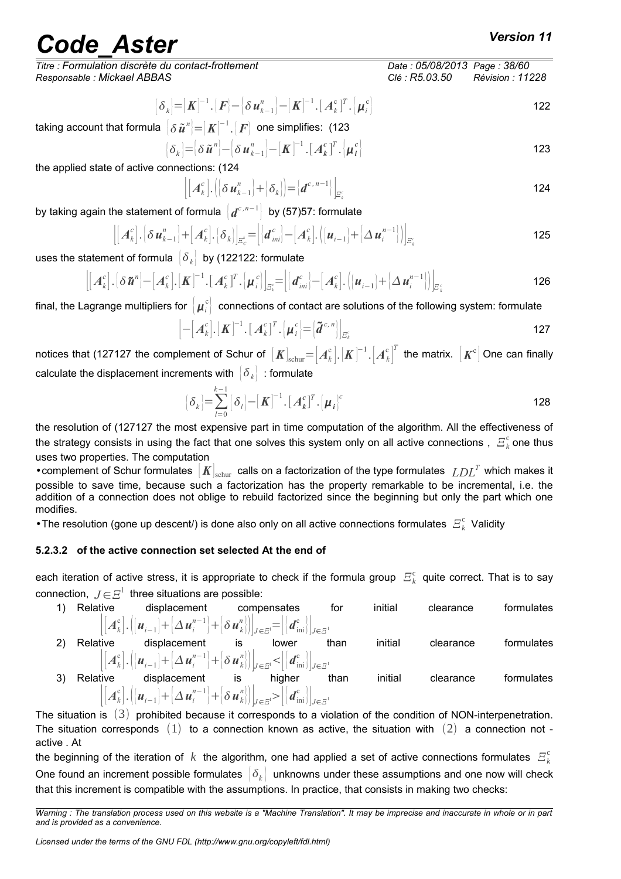$$\{\delta_k\}=[\boldsymbol{K}]^{-1}.\{\boldsymbol{F}\}-\{\delta \boldsymbol{u}_{k-1}^{n}\}-[\boldsymbol{K}]^{-1}.[\boldsymbol{A}_k^{c}]^T.\{\boldsymbol{\mu}_i^{c}\} \qquad 122$$

taking account that formula $\{\delta \tilde{\boldsymbol{u}}^n\}=[\boldsymbol{K}]^{-1}.\{\boldsymbol{F}\}$ one simplifies: (123

$$\{\delta_k\}=\{\delta \tilde{\boldsymbol{u}}^n\}-\{\delta \boldsymbol{u}_{k-1}^{n}\}-[\boldsymbol{K}]^{-1}.[\boldsymbol{A}_k^{c}]^T.\{\boldsymbol{\mu}_i^{c}\} \qquad 123$$

the applied state of active connections: (124

$$\left[[\boldsymbol{A}_k^{c}].\left(\{\delta \boldsymbol{u}_{k-1}^{n}\}+\{\delta_k\}\right)=\{\boldsymbol{d}^{c,n-1}\}\right]_{\Xi_k^c} \qquad 124$$

by taking again the statement of formula $\{\boldsymbol{d}^{c,n-1}\}$ by (57)57: formulate

$$\left[[\boldsymbol{A}_k^{c}].\{\delta \boldsymbol{u}_{k-1}^{n}\}+[\boldsymbol{A}_k^{c}].\{\delta_k\}\right]_{\Xi_c^k}=\left[\{\boldsymbol{d}_{ini}^{c}\}-[\boldsymbol{A}_k^{c}].\left(\{\boldsymbol{u}_{i-1}\}+\{\Delta \boldsymbol{u}_i^{n-1}\}\right)\right]_{\Xi_k^c} \qquad 125$$

uses the statement of formula $\{\delta_k\}$ by (122122: formulate

$$\left[[\boldsymbol{A}_k^{c}].\{\delta \tilde{\boldsymbol{u}}^n\}-[\boldsymbol{A}_k^{c}].[\boldsymbol{K}]^{-1}.[\boldsymbol{A}_k^{c}]^T.\{\boldsymbol{\mu}_i^{c}\}\right]_{\Xi_k^c}=\left[\{\boldsymbol{d}_{ini}^{c}\}-[\boldsymbol{A}_k^{c}].\left(\{\boldsymbol{u}_{i-1}\}+\{\Delta \boldsymbol{u}_i^{n-1}\}\right)\right]_{\Xi_k^c} \qquad 126$$

final, the Lagrange multipliers for $\{\boldsymbol{\mu}_i^{c}\}$ connections of contact are solutions of the following system: formulate

$$\left[-[\boldsymbol{A}_k^{c}].[\boldsymbol{K}]^{-1}.[\boldsymbol{A}_k^{c}]^T.\{\boldsymbol{\mu}_i^{c}\}=\{\tilde{\boldsymbol{d}}^{c,n}\}\right]_{\Xi_k^c} \qquad 127$$

notices that (127127 the complement of Schur of $[\boldsymbol{K}]_{\text{schur}}=[\boldsymbol{A}_k^{c}].[\boldsymbol{K}]^{-1}.[\boldsymbol{A}_k^{c}]^T$ the matrix. $[\boldsymbol{K}^{c}]$ One can finally calculate the displacement increments with $\{\delta_k\}$ : formulate

$$\{\delta_k\}=\sum_{l=0}^{k-1}\{\delta_l\}-[\boldsymbol{K}]^{-1}.[\boldsymbol{A}_k^{c}]^T.\{\boldsymbol{\mu}_i\}^c \qquad 128$$

the resolution of (127127 the most expensive part in time computation of the algorithm. All the effectiveness of the strategy consists in using the fact that one solves this system only on all active connections , $\Xi_k^c$ one thus uses two properties. The computation

- complement of Schur formulates $[\boldsymbol{K}]_{\text{schur}}$ calls on a factorization of the type formulates $LDL^T$ which makes it possible to save time, because such a factorization has the property remarkable to be incremental, i.e. the addition of a connection does not oblige to rebuild factorized since the beginning but only the part which one modifies.
- The resolution (gone up descent/) is done also only on all active connections formulates $\Xi_k^c$ Validity

#### 5.2.3.2 of the active connection set selected At the end of

each iteration of active stress, it is appropriate to check if the formula group $\Xi_k^c$ quite correct. That is to say connection, $J\in\Xi^1$ three situations are possible:

1) Relative displacement compensates for initial clearance formulates $\left[[\boldsymbol{A}_k^{c}].\left(\{\boldsymbol{u}_{i-1}\}+\{\Delta \boldsymbol{u}_i^{n-1}\}+\{\delta \boldsymbol{u}_k^{n}\}\right)\right]_{J\in\Xi^1}=\left[\{\boldsymbol{d}_{\text{ini}}^{c}\}\right]_{J\in\Xi^1}$
2) Relative displacement is lower than initial clearance formulates $\left[[\boldsymbol{A}_k^{c}].\left(\{\boldsymbol{u}_{i-1}\}+\{\Delta \boldsymbol{u}_i^{n-1}\}+\{\delta \boldsymbol{u}_k^{n}\}\right)\right]_{J\in\Xi^1}<\left[\{\boldsymbol{d}_{\text{ini}}^{c}\}\right]_{J\in\Xi^1}$
3) Relative displacement is higher than initial clearance formulates $\left[[\boldsymbol{A}_k^{c}].\left(\{\boldsymbol{u}_{i-1}\}+\{\Delta \boldsymbol{u}_i^{n-1}\}+\{\delta \boldsymbol{u}_k^{n}\}\right)\right]_{J\in\Xi^1}>\left[\{\boldsymbol{d}_{\text{ini}}^{c}\}\right]_{J\in\Xi^1}$

The situation is $(3)$ prohibited because it corresponds to a violation of the condition of NON-interpenetration. The situation corresponds $(1)$ to a connection known as active, the situation with $(2)$ a connection not - active . At
the beginning of the iteration of $k$ the algorithm, one had applied a set of active connections formulates $\Xi_k^c$ One found an increment possible formulates $\{\delta_k\}$ unknowns under these assumptions and one now will check that this increment is compatible with the assumptions. In practice, that consists in making two checks: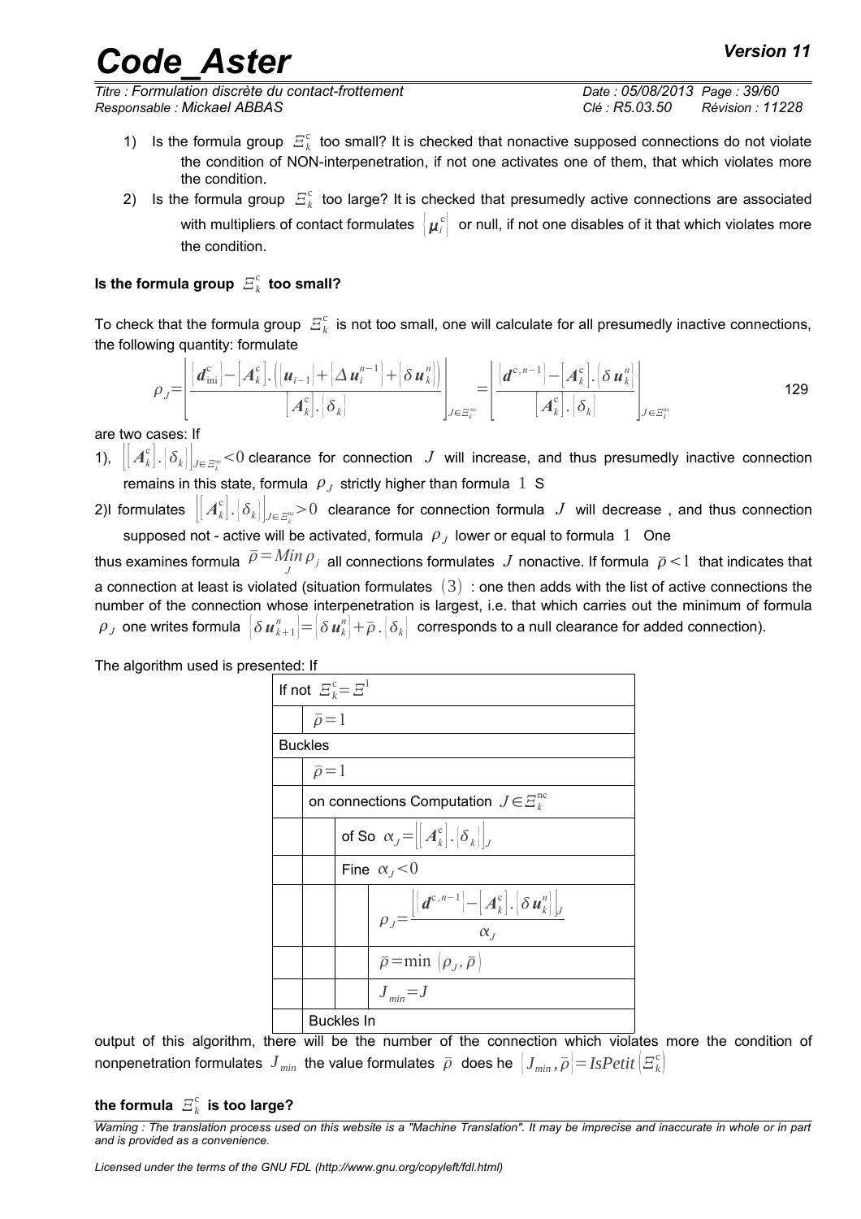1) Is the formula group $\Xi_k^c$ too small? It is checked that nonactive supposed connections do not violate the condition of NON-interpenetration, if not one activates one of them, that which violates more the condition.

2) Is the formula group $\Xi_k^c$ too large? It is checked that presumedly active connections are associated with multipliers of contact formulates $\{\boldsymbol{\mu}_i^c\}$ or null, if not one disables of it that which violates more the condition.

#### Is the formula group $\Xi_k^c$ too small?

To check that the formula group $\Xi_k^c$ is not too small, one will calculate for all presumedly inactive connections, the following quantity: formulate

$$\rho_J = \left[ \frac{\{\boldsymbol{d}_{\text{ini}}^c\} - [\boldsymbol{A}_k^c] . (\{\boldsymbol{u}_{i-1}\} + \{\Delta \boldsymbol{u}_i^{n-1}\} + \{\delta \boldsymbol{u}_k^n\})}{[\boldsymbol{A}_k^c] . \{\delta_k\}} \right]_{J \in \Xi_k^{nc}} = \left[ \frac{\{\boldsymbol{d}^{c,n-1}\} - [\boldsymbol{A}_k^c] . \{\delta \boldsymbol{u}_k^n\}}{[\boldsymbol{A}_k^c] . \{\delta_k\}} \right]_{J \in \Xi_k^{nc}} \quad 129$$

are two cases: If

1), $\left[ [\boldsymbol{A}_k^c] . \{\delta_k\} \right]_{J \in \Xi_k^{nc}} < 0$ clearance for connection $J$ will increase, and thus presumedly inactive connection remains in this state, formula $\rho_J$ strictly higher than formula $1$ S

2)I formulates $\left[ [\boldsymbol{A}_k^c] . \{\delta_k\} \right]_{J \in \Xi_k^{nc}} > 0$ clearance for connection formula $J$ will decrease , and thus connection supposed not - active will be activated, formula $\rho_J$ lower or equal to formula $1$ One

thus examines formula $\bar{\rho} = \underset{J}{Min}\, \rho_j$ all connections formulates $J$ nonactive. If formula $\bar{\rho} < 1$ that indicates that a connection at least is violated (situation formulates $(3)$ : one then adds with the list of active connections the number of the connection whose interpenetration is largest, i.e. that which carries out the minimum of formula $\rho_J$ one writes formula $\{\delta \boldsymbol{u}_{k+1}^n\} = \{\delta \boldsymbol{u}_k^n\} + \bar{\rho} . \{\delta_k\}$ corresponds to a null clearance for added connection).

The algorithm used is presented: If

| If not $\Xi_k^c = \Xi^1$ | | | |
|---|---|---|---|
| | $\bar{\rho} = 1$ | | |
| Buckles | | | |
| | $\bar{\rho} = 1$ | | |
| | on connections Computation $J \in \Xi_k^{nc}$ | | |
| | | of So $\alpha_J = \left[ [\boldsymbol{A}_k^c] . \{\delta_k\} \right]_J$ | |
| | | Fine $\alpha_J < 0$ | |
| | | | $\rho_J = \dfrac{\left[ \{\boldsymbol{d}^{c,n-1}\} - [\boldsymbol{A}_k^c] . \{\delta \boldsymbol{u}_k^n\} \right]_J}{\alpha_J}$ |
| | | | $\bar{\rho} = \min(\rho_J, \bar{\rho})$ |
| | | | $J_{min} = J$ |
| | Buckles In | | |

output of this algorithm, there will be the number of the connection which violates more the condition of nonpenetration formulates $J_{min}$ the value formulates $\bar{\rho}$ does he $\{J_{min}, \bar{\rho}\} = IsPetit(\Xi_k^c)$

#### the formula $\Xi_k^c$ is too large?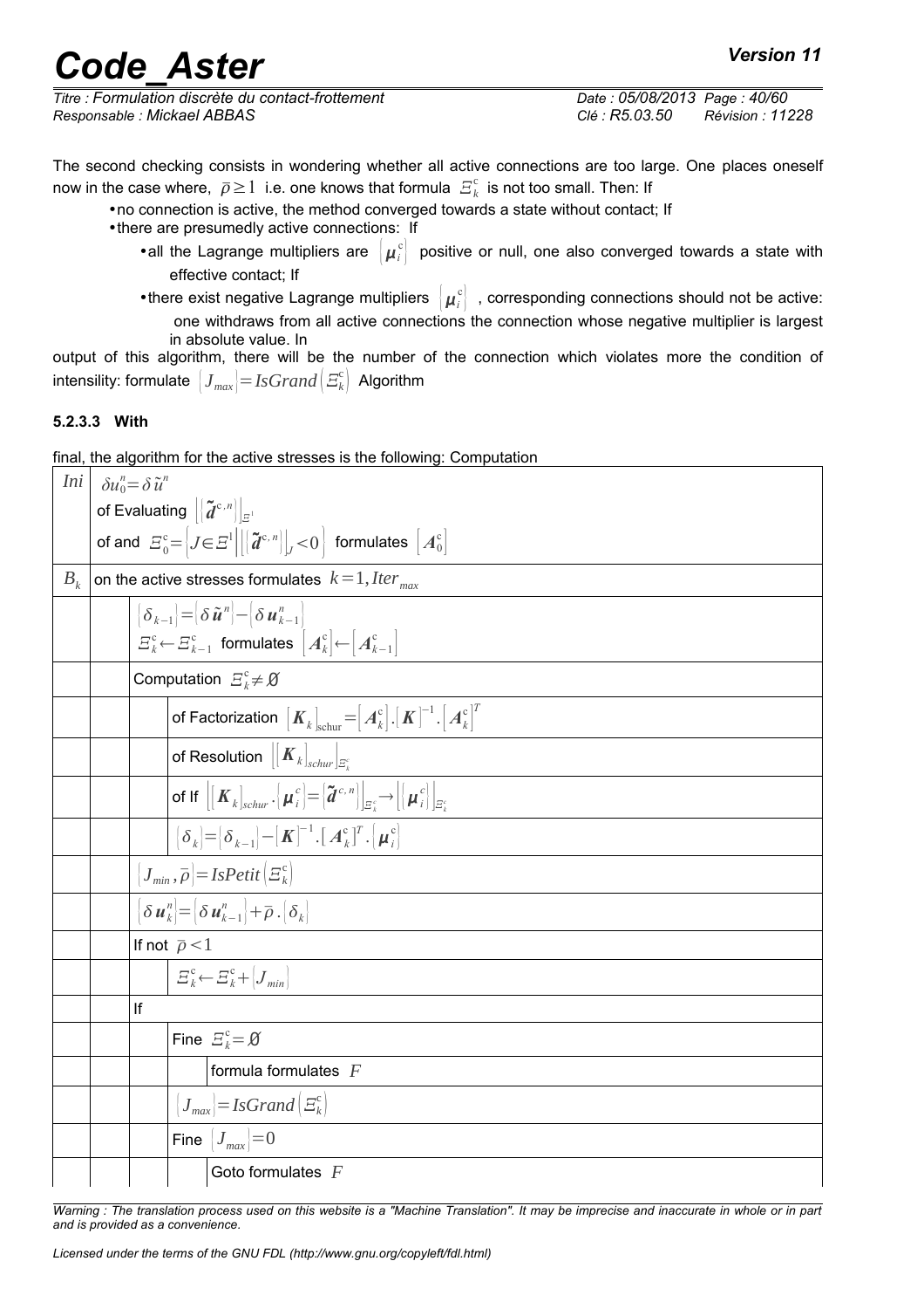The second checking consists in wondering whether all active connections are too large. One places oneself now in the case where, $\bar{\rho} \geq 1$ i.e. one knows that formula $\Xi_k^c$ is not too small. Then: If

- no connection is active, the method converged towards a state without contact; If
- there are presumedly active connections: If
  - all the Lagrange multipliers are $\{\boldsymbol{\mu}_i^c\}$ positive or null, one also converged towards a state with effective contact; If
  - there exist negative Lagrange multipliers $\{\boldsymbol{\mu}_i^c\}$, corresponding connections should not be active: one withdraws from all active connections the connection whose negative multiplier is largest in absolute value. In

output of this algorithm, there will be the number of the connection which violates more the condition of intensility: formulate $\{J_{max}\} = IsGrand\{\Xi_k^c\}$ Algorithm

#### 5.2.3.3 With

final, the algorithm for the active stresses is the following: Computation

| | | | | |
|---|---|---|---|---|
| $Ini$ | $\delta u_0^n = \delta \tilde{u}^n$ <br> of Evaluating $\{\{\tilde{\boldsymbol{d}}^{c,n}\}\}_{\Xi^1}$ <br> of and $\Xi_0^c = \{J \in \Xi^1 \| \{\tilde{\boldsymbol{d}}^{c,n}\}\|_J < 0\}$ formulates $[\boldsymbol{A}_0^c]$ | | | |
| $B_k$ | on the active stresses formulates $k=1, Iter_{max}$ | | | |
| | | $\{\delta_{k-1}\} = \{\delta \tilde{\boldsymbol{u}}^n\} - \{\delta \boldsymbol{u}_{k-1}^n\}$ <br> $\Xi_k^c \leftarrow \Xi_{k-1}^c$ formulates $[\boldsymbol{A}_k^c] \leftarrow [\boldsymbol{A}_{k-1}^c]$ | | |
| | | Computation $\Xi_k^c \neq \emptyset$ | | |
| | | | of Factorization $[\boldsymbol{K}_k]_{\text{schur}} = [\boldsymbol{A}_k^c].[\boldsymbol{K}]^{-1}.[\boldsymbol{A}_k^c]^T$ | |
| | | | of Resolution $\{[\boldsymbol{K}_k]_{schur}\}_{\Xi_k^c}$ | |
| | | | of If $\{[\boldsymbol{K}_k]_{schur}.\{\boldsymbol{\mu}_i^c\} = \{\tilde{\boldsymbol{d}}^{c,n}\}\}_{\Xi_k^c} \rightarrow \{\{\boldsymbol{\mu}_i^c\}\}_{\Xi_k^c}$ | |
| | | | $\{\delta_k\} = \{\delta_{k-1}\} - [\boldsymbol{K}]^{-1}.[\boldsymbol{A}_k^c]^T.\{\boldsymbol{\mu}_i^c\}$ | |
| | | $\{J_{min}, \bar{\rho}\} = IsPetit\{\Xi_k^c\}$ | | |
| | | $\{\delta \boldsymbol{u}_k^n\} = \{\delta \boldsymbol{u}_{k-1}^n\} + \bar{\rho}.\{\delta_k\}$ | | |
| | | If not $\bar{\rho} < 1$ | | |
| | | | $\Xi_k^c \leftarrow \Xi_k^c + \{J_{min}\}$ | |
| | | If | | |
| | | | Fine $\Xi_k^c = \emptyset$ | |
| | | | | formula formulates $F$ |
| | | | $\{J_{max}\} = IsGrand\{\Xi_k^c\}$ | |
| | | | Fine $\{J_{max}\} = 0$ | |
| | | | | Goto formulates $F$ |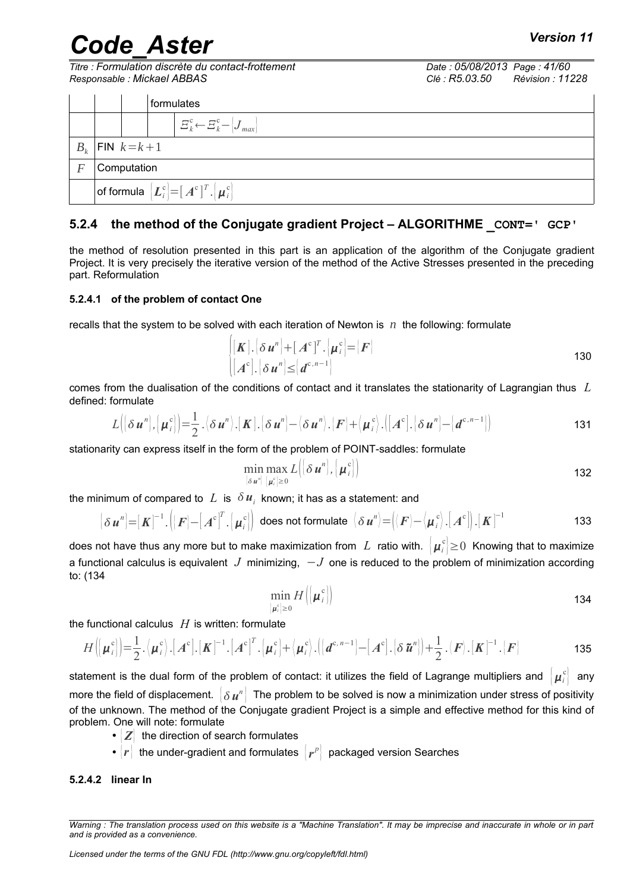|  |  |  | formulates |  |
|---|---|---|---|---|
|  |  |  |  | $\Xi_k^c \leftarrow \Xi_k^c - \{J_{max}\}$ |
| $B_k$ | FIN $k=k+1$ |  |  |  |
| $F$ | Computation |  |  |  |
|  | of formula $\{\boldsymbol{L}_i^c\}=[\boldsymbol{A}^c]^T.\{\boldsymbol{\mu}_i^c\}$ |  |  |  |

### 5.2.4 the method of the Conjugate gradient Project – ALGORITHME _CONT=' GCP'

the method of resolution presented in this part is an application of the algorithm of the Conjugate gradient Project. It is very precisely the iterative version of the method of the Active Stresses presented in the preceding part. Reformulation

#### 5.2.4.1 of the problem of contact One

recalls that the system to be solved with each iteration of Newton is $n$ the following: formulate

$$\begin{cases} [\boldsymbol{K}].\{\delta \boldsymbol{u}^n\}+[\boldsymbol{A}^c]^T.\{\boldsymbol{\mu}_i^c\}=\{\boldsymbol{F}\} \\ [\boldsymbol{A}^c].\{\delta \boldsymbol{u}^n\}\leq\{\boldsymbol{d}^{c,n-1}\} \end{cases} \tag{130}$$

comes from the dualisation of the conditions of contact and it translates the stationarity of Lagrangian thus $L$ defined: formulate

$$L\left(\{\delta \boldsymbol{u}^n\},\{\boldsymbol{\mu}_i^c\}\right)=\frac{1}{2}.\langle\delta \boldsymbol{u}^n\rangle.[\boldsymbol{K}].\{\delta \boldsymbol{u}^n\}-\langle\delta \boldsymbol{u}^n\rangle.\{\boldsymbol{F}\}+\langle\boldsymbol{\mu}_i^c\rangle.\left([\boldsymbol{A}^c].\{\delta \boldsymbol{u}^n\}-\{\boldsymbol{d}^{c,n-1}\}\right) \tag{131}$$

stationarity can express itself in the form of the problem of POINT-saddles: formulate

$$\min_{\{\delta \boldsymbol{u}^n\}} \max_{\{\boldsymbol{\mu}_i^c\}\geq 0} L\left(\{\delta \boldsymbol{u}^n\},\{\boldsymbol{\mu}_i^c\}\right) \tag{132}$$

the minimum of compared to $L$ is $\delta \boldsymbol{u}_i$ known; it has as a statement: and

$$\{\delta \boldsymbol{u}^n\}=[\boldsymbol{K}]^{-1}.\left(\{\boldsymbol{F}\}-[\boldsymbol{A}^c]^T.\{\boldsymbol{\mu}_i^c\}\right) \text{ does not formulate } \langle\delta \boldsymbol{u}^n\rangle=\left(\langle\boldsymbol{F}\rangle-\langle\boldsymbol{\mu}_i^c\rangle.[\boldsymbol{A}^c]\right).[\boldsymbol{K}]^{-1} \tag{133}$$

does not have thus any more but to make maximization from $L$ ratio with. $\{\boldsymbol{\mu}_i^c\}\geq 0$ Knowing that to maximize a functional calculus is equivalent $J$ minimizing, $-J$ one is reduced to the problem of minimization according to: (134

$$\min_{\{\boldsymbol{\mu}_i^c\}\geq 0} H\left(\{\boldsymbol{\mu}_i^c\}\right) \tag{134}$$

the functional calculus $H$ is written: formulate

$$H\left(\{\boldsymbol{\mu}_i^c\}\right)=\frac{1}{2}.\langle\boldsymbol{\mu}_i^c\rangle.[\boldsymbol{A}^c].[\boldsymbol{K}]^{-1}.[\boldsymbol{A}^c]^T.\{\boldsymbol{\mu}_i^c\}+\langle\boldsymbol{\mu}_i^c\rangle.\left(\{\boldsymbol{d}^{c,n-1}\}-[\boldsymbol{A}^c].\{\delta \tilde{\boldsymbol{u}}^n\}\right)+\frac{1}{2}.\langle\boldsymbol{F}\rangle.[\boldsymbol{K}]^{-1}.\{\boldsymbol{F}\} \tag{135}$$

statement is the dual form of the problem of contact: it utilizes the field of Lagrange multipliers and $\{\boldsymbol{\mu}_i^c\}$ any more the field of displacement. $\{\delta \boldsymbol{u}^n\}$ The problem to be solved is now a minimization under stress of positivity of the unknown. The method of the Conjugate gradient Project is a simple and effective method for this kind of problem. One will note: formulate

- $\{\boldsymbol{Z}\}$ the direction of search formulates
- $\{\boldsymbol{r}\}$ the under-gradient and formulates $\{\boldsymbol{r}^p\}$ packaged version Searches

#### 5.2.4.2 linear In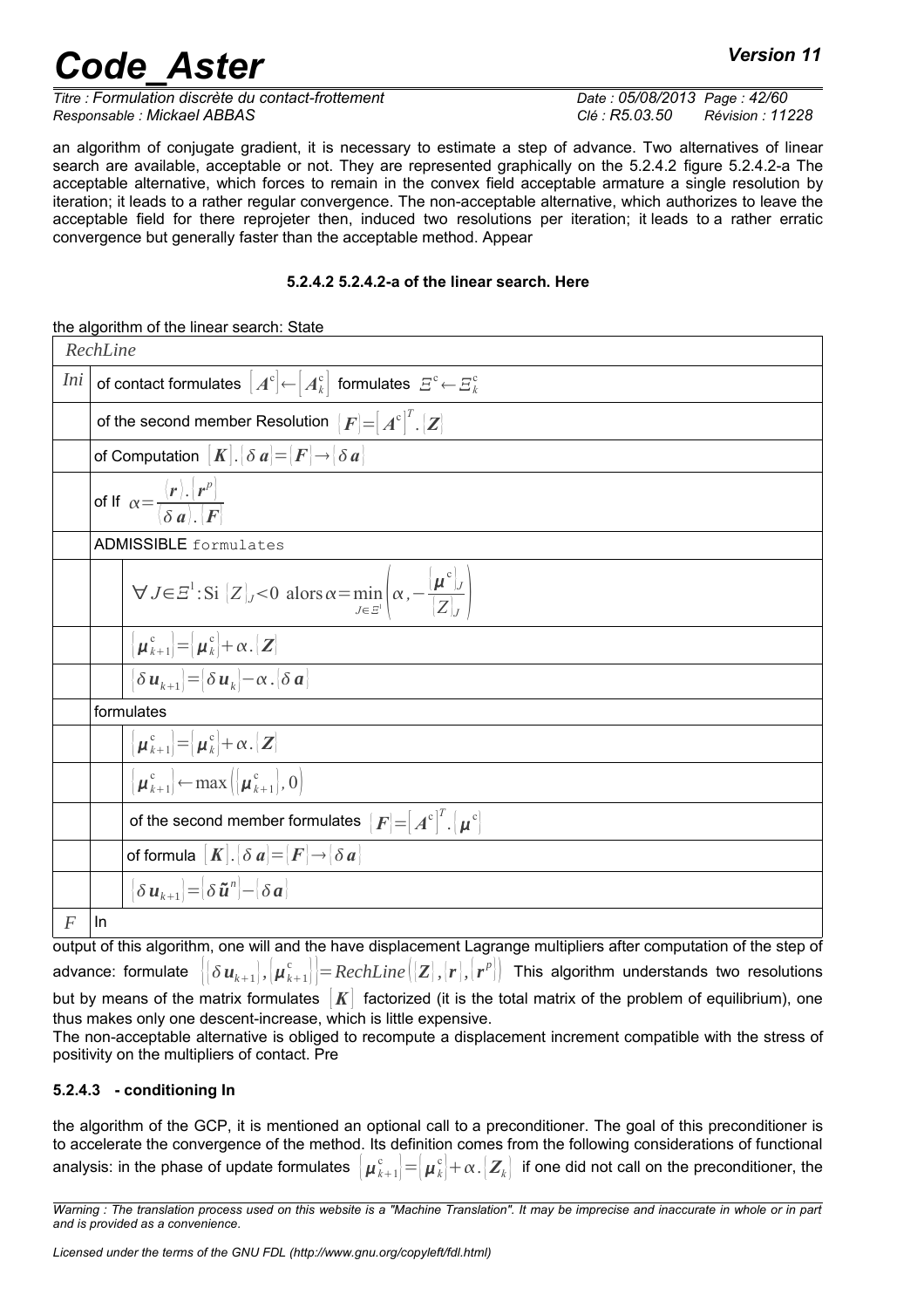an algorithm of conjugate gradient, it is necessary to estimate a step of advance. Two alternatives of linear search are available, acceptable or not. They are represented graphically on the 5.2.4.2 figure 5.2.4.2-a The acceptable alternative, which forces to remain in the convex field acceptable armature a single resolution by iteration; it leads to a rather regular convergence. The non-acceptable alternative, which authorizes to leave the acceptable field for there reprojeter then, induced two resolutions per iteration; it leads to a rather erratic convergence but generally faster than the acceptable method. Appear

**5.2.4.2 5.2.4.2-a of the linear search. Here**

the algorithm of the linear search: State

| *RechLine* | | |
|---|---|---|
| *Ini* | of contact formulates $[A^c] \leftarrow [A_k^c]$ formulates $\Xi^c \leftarrow \Xi_k^c$ | |
| | of the second member Resolution $\{F\} = [A^c]^T . \{Z\}$ | |
| | of Computation $[K].\{\delta a\} = \{F\} \rightarrow \{\delta a\}$ | |
| | of If $\alpha = \dfrac{\langle r \rangle . \{r^p\}}{\langle \delta a \rangle . \{F\}}$ | |
| | ADMISSIBLE formulates | |
| | | $\forall J \in \Xi^l : \text{Si } \{Z\}_J < 0 \text{ alors } \alpha = \min\limits_{J \in \Xi^l} \left( \alpha, -\dfrac{\{\mu^c\}_J}{\{Z\}_J} \right)$ |
| | | $\{\mu_{k+1}^c\} = \{\mu_k^c\} + \alpha . \{Z\}$ |
| | | $\{\delta u_{k+1}\} = \{\delta u_k\} - \alpha . \{\delta a\}$ |
| | formulates | |
| | | $\{\mu_{k+1}^c\} = \{\mu_k^c\} + \alpha . \{Z\}$ |
| | | $\{\mu_{k+1}^c\} \leftarrow \max\left(\{\mu_{k+1}^c\}, 0\right)$ |
| | | of the second member formulates $\{F\} = [A^c]^T . \{\mu^c\}$ |
| | | of formula $[K].\{\delta a\} = \{F\} \rightarrow \{\delta a\}$ |
| | | $\{\delta u_{k+1}\} = \{\delta \tilde{u}^n\} - \{\delta a\}$ |
| *F* | In | |

output of this algorithm, one will and the have displacement Lagrange multipliers after computation of the step of advance: formulate $\left(\{\delta u_{k+1}\}, \{\mu_{k+1}^c\}\right) = RechLine\left(\{Z\}, \{r\}, \{r^p\}\right)$ This algorithm understands two resolutions but by means of the matrix formulates $[K]$ factorized (it is the total matrix of the problem of equilibrium), one thus makes only one descent-increase, which is little expensive.

The non-acceptable alternative is obliged to recompute a displacement increment compatible with the stress of positivity on the multipliers of contact. Pre

#### 5.2.4.3 - conditioning In

the algorithm of the GCP, it is mentioned an optional call to a preconditioner. The goal of this preconditioner is to accelerate the convergence of the method. Its definition comes from the following considerations of functional analysis: in the phase of update formulates $\{\mu_{k+1}^c\} = \{\mu_k^c\} + \alpha . \{Z_k\}$ if one did not call on the preconditioner, the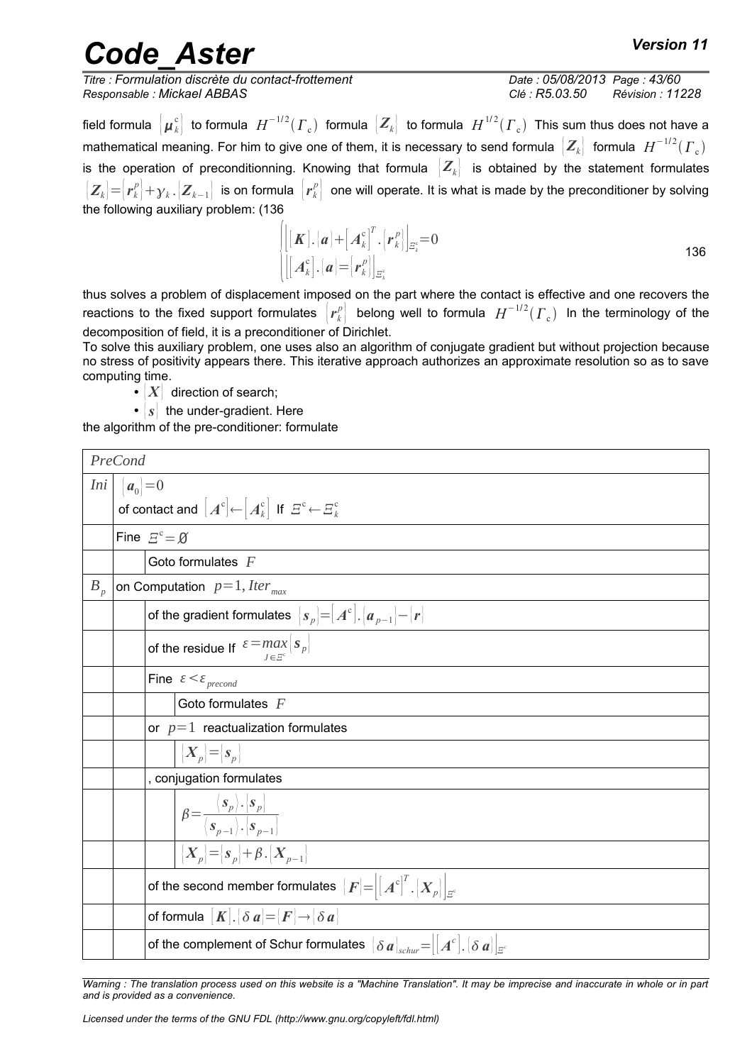field formula $\{\boldsymbol{\mu}_k^{c}\}$ to formula $H^{-1/2}(\Gamma_c)$ formula $\{\boldsymbol{Z}_k\}$ to formula $H^{1/2}(\Gamma_c)$ This sum thus does not have a mathematical meaning. For him to give one of them, it is necessary to send formula $\{\boldsymbol{Z}_k\}$ formula $H^{-1/2}(\Gamma_c)$ is the operation of preconditionning. Knowing that formula $\{\boldsymbol{Z}_k\}$ is obtained by the statement formulates $\{\boldsymbol{Z}_k\}=\{\boldsymbol{r}_k^{p}\}+\gamma_k.\{\boldsymbol{Z}_{k-1}\}$ is on formula $\{\boldsymbol{r}_k^{p}\}$ one will operate. It is what is made by the preconditioner by solving the following auxiliary problem: (136

$$\begin{cases} \left[[\boldsymbol{K}].\{\boldsymbol{a}\}+[\boldsymbol{A}_k^{c}]^T.\{\boldsymbol{r}_k^{p}\}\right]_{\Xi_k^c}=0 \\ \left[[\boldsymbol{A}_k^{c}].\{\boldsymbol{a}\}=\{\boldsymbol{r}_k^{p}\}\right]_{\Xi_k^c} \end{cases} \quad 136$$

thus solves a problem of displacement imposed on the part where the contact is effective and one recovers the reactions to the fixed support formulates $\{\boldsymbol{r}_k^{p}\}$ belong well to formula $H^{-1/2}(\Gamma_c)$ In the terminology of the decomposition of field, it is a preconditioner of Dirichlet.

To solve this auxiliary problem, one uses also an algorithm of conjugate gradient but without projection because no stress of positivity appears there. This iterative approach authorizes an approximate resolution so as to save computing time.

- $\{\boldsymbol{X}\}$ direction of search;
- $\{\boldsymbol{s}\}$ the under-gradient. Here

the algorithm of the pre-conditioner: formulate

| *PreCond* | | | |
|---|---|---|---|
| *Ini* | $\{\boldsymbol{a}_0\}=0$ <br> of contact and $[\boldsymbol{A}^{c}]\leftarrow[\boldsymbol{A}_k^{c}]$ If $\Xi^c\leftarrow\Xi_k^c$ | | |
| | Fine $\Xi^c=\emptyset$ | | |
| | | Goto formulates $F$ | |
| $B_p$ | on Computation $p=1, Iter_{max}$ | | |
| | | of the gradient formulates $\{\boldsymbol{s}_p\}=[\boldsymbol{A}^{c}].\{\boldsymbol{a}_{p-1}\}-\{\boldsymbol{r}\}$ | |
| | | of the residue If $\varepsilon=\max\limits_{J\in\Xi^c}\{\boldsymbol{s}_p\}$ | |
| | | Fine $\varepsilon<\varepsilon_{precond}$ | |
| | | | Goto formulates $F$ |
| | | or $p=1$ reactualization formulates | |
| | | | $\{\boldsymbol{X}_p\}=\{\boldsymbol{s}_p\}$ |
| | | , conjugation formulates | |
| | | | $\beta=\dfrac{\langle\boldsymbol{s}_p\rangle.\{\boldsymbol{s}_p\}}{\langle\boldsymbol{s}_{p-1}\rangle.\{\boldsymbol{s}_{p-1}\}}$ |
| | | | $\{\boldsymbol{X}_p\}=\{\boldsymbol{s}_p\}+\beta.\{\boldsymbol{X}_{p-1}\}$ |
| | | of the second member formulates $\{\boldsymbol{F}\}=\left[[\boldsymbol{A}^{c}]^T.\{\boldsymbol{X}_p\}\right]_{\Xi^c}$ | |
| | | of formula $[\boldsymbol{K}].\{\delta\boldsymbol{a}\}=\{\boldsymbol{F}\}\rightarrow\{\delta\boldsymbol{a}\}$ | |
| | | of the complement of Schur formulates $\{\delta\boldsymbol{a}\}_{schur}=\left[[\boldsymbol{A}^{c}].\{\delta\boldsymbol{a}\}\right]_{\Xi^c}$ | |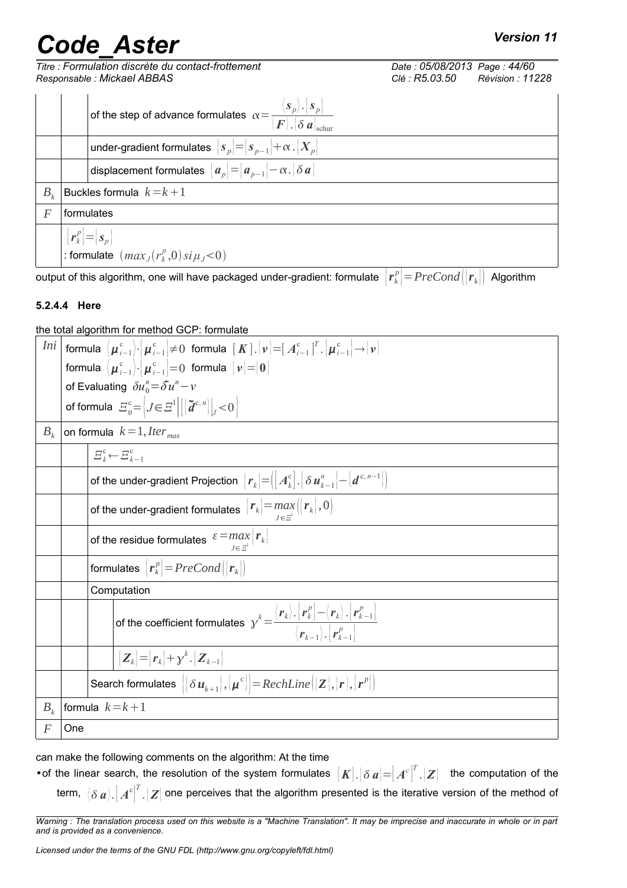| | | |
|---|---|---|
| | | of the step of advance formulates $\alpha=\dfrac{\langle \boldsymbol{s}_p\rangle . \{\boldsymbol{s}_p\}}{\langle \boldsymbol{F}\rangle . \{\delta\, \boldsymbol{a}\}_{\text{schur}}}$ |
| | | under-gradient formulates $\{\boldsymbol{s}_p\}=\{\boldsymbol{s}_{p-1}\}+\alpha . \{\boldsymbol{X}_p\}$ |
| | | displacement formulates $\{\boldsymbol{a}_p\}=\{\boldsymbol{a}_{p-1}\}-\alpha . \{\delta\, \boldsymbol{a}\}$ |
| $B_k$ | Buckles formula $k=k+1$ | |
| $F$ | formulates | |
| | $\{\boldsymbol{r}_k^p\}=\{\boldsymbol{s}_p\}$ <br> : formulate $(max_J(r_k^p,0)\, si\, \mu_J<0)$ | |

output of this algorithm, one will have packaged under-gradient: formulate $\{\boldsymbol{r}_k^p\}=PreCond(\{\boldsymbol{r}_k\})$ Algorithm

#### 5.2.4.4 Here

the total algorithm for method GCP: formulate

| | | | |
|---|---|---|---|
| $Ini$ | formula $\langle \boldsymbol{\mu}_{i-1}^{c}\rangle \cdot \{\boldsymbol{\mu}_{i-1}^{c}\}\neq 0$ formula $[\boldsymbol{K}].\{\boldsymbol{v}\}=[\boldsymbol{A}_{i-1}^{c}]^T.\{\boldsymbol{\mu}_{i-1}^{c}\}\rightarrow\{\boldsymbol{v}\}$ <br> formula $\langle \boldsymbol{\mu}_{i-1}^{c}\rangle \cdot \{\boldsymbol{\mu}_{i-1}^{c}\}=0$ formula $\{\boldsymbol{v}\}=\{\boldsymbol{0}\}$ <br> of Evaluating $\delta u_0^n=\tilde{\delta u}^n-v$ <br> of formula $\Xi_0^{c}=\{J\in\Xi^{1} \mid \{\tilde{\boldsymbol{d}}^{c,n}\}\rvert_J<0\}$ | | |
| $B_k$ | on formula $k=1, Iter_{max}$ | | |
| | | $\Xi_k^{c}\leftarrow\Xi_{k-1}^{c}$ | |
| | | of the under-gradient Projection $\{\boldsymbol{r}_k\}=([\boldsymbol{A}_k^{c}].\{\delta\, \boldsymbol{u}_{k-1}^n\}-\{\boldsymbol{d}^{c,n-1}\})$ | |
| | | of the under-gradient formulates $\{\boldsymbol{r}_k\}=\underset{J\in\Xi^{1}}{max}(\{\boldsymbol{r}_k\},0)$ | |
| | | of the residue formulates $\varepsilon=\underset{J\in\Xi^{1}}{max}\{\boldsymbol{r}_k\}$ | |
| | | formulates $\{\boldsymbol{r}_k^p\}=PreCond(\{\boldsymbol{r}_k\})$ | |
| | | Computation | |
| | | | of the coefficient formulates $\gamma^k=\dfrac{\langle \boldsymbol{r}_k\rangle . \{\boldsymbol{r}_k^p\}-\langle \boldsymbol{r}_k\rangle . \{\boldsymbol{r}_{k-1}^p\}}{\langle \boldsymbol{r}_{k-1}\rangle . \{\boldsymbol{r}_{k-1}^p\}}$ |
| | | | $\{\boldsymbol{Z}_k\}=\{\boldsymbol{r}_k\}+\gamma^k . \{\boldsymbol{Z}_{k-1}\}$ |
| | | Search formulates $(\{\delta\, \boldsymbol{u}_{k+1}\},\{\boldsymbol{\mu}^{c}\})=RechLine(\{\boldsymbol{Z}\},\{\boldsymbol{r}\},\{\boldsymbol{r}^p\})$ | |
| $B_k$ | formula $k=k+1$ | | |
| $F$ | One | | |

can make the following comments on the algorithm: At the time

- of the linear search, the resolution of the system formulates $[\boldsymbol{K}].\{\delta\, \boldsymbol{a}\}=[\boldsymbol{A}^{c}]^T.\{\boldsymbol{Z}\}$ the computation of the term, $\langle \delta\, \boldsymbol{a}\rangle . [\boldsymbol{A}^{c}]^T.\{\boldsymbol{Z}\}$ one perceives that the algorithm presented is the iterative version of the method of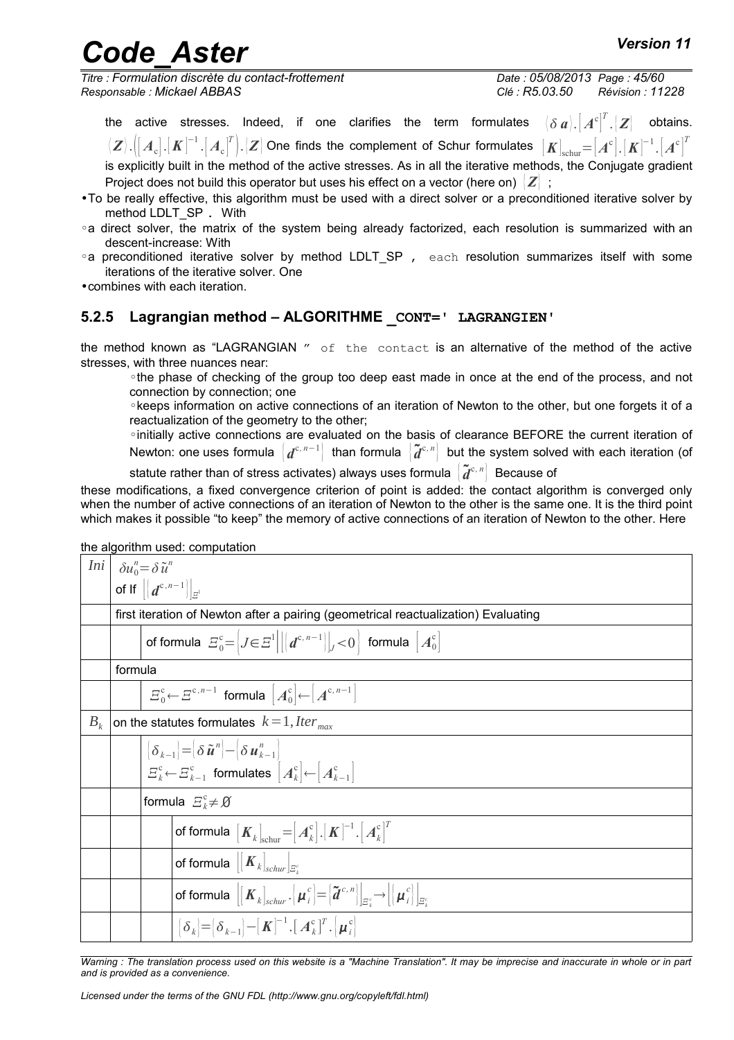the active stresses. Indeed, if one clarifies the term formulates $\langle\delta\, \boldsymbol{a}\rangle.\left[\boldsymbol{A}^{\mathrm{c}}\right]^T.\{\boldsymbol{Z}\}$ obtains. $\langle\boldsymbol{Z}\rangle.\left(\left[\boldsymbol{A}_{\mathrm{c}}\right].\left[\boldsymbol{K}\right]^{-1}.\left[\boldsymbol{A}_{\mathrm{c}}\right]^T\right).\{\boldsymbol{Z}\}$ One finds the complement of Schur formulates $\left[\boldsymbol{K}\right]_{\mathrm{schur}}=\left[\boldsymbol{A}^{\mathrm{c}}\right].\left[\boldsymbol{K}\right]^{-1}.\left[\boldsymbol{A}^{\mathrm{c}}\right]^T$ is explicitly built in the method of the active stresses. As in all the iterative methods, the Conjugate gradient Project does not build this operator but uses his effect on a vector (here on) $\{\boldsymbol{Z}\}$ ;

- To be really effective, this algorithm must be used with a direct solver or a preconditioned iterative solver by method LDLT_SP . With
  - a direct solver, the matrix of the system being already factorized, each resolution is summarized with an descent-increase: With
  - a preconditioned iterative solver by method LDLT_SP , each resolution summarizes itself with some iterations of the iterative solver. One
- combines with each iteration.

### 5.2.5 Lagrangian method – ALGORITHME _CONT=' LAGRANGIEN'

the method known as "LAGRANGIAN " of the contact is an alternative of the method of the active stresses, with three nuances near:

- the phase of checking of the group too deep east made in once at the end of the process, and not connection by connection; one
- keeps information on active connections of an iteration of Newton to the other, but one forgets it of a reactualization of the geometry to the other;
- initially active connections are evaluated on the basis of clearance BEFORE the current iteration of Newton: one uses formula $\left\{\boldsymbol{d}^{\mathrm{c},n-1}\right\}$ than formula $\left\{\tilde{\boldsymbol{d}}^{\mathrm{c},n}\right\}$ but the system solved with each iteration (of statute rather than of stress activates) always uses formula $\left\{\tilde{\boldsymbol{d}}^{\mathrm{c},n}\right\}$ Because of

these modifications, a fixed convergence criterion of point is added: the contact algorithm is converged only when the number of active connections of an iteration of Newton to the other is the same one. It is the third point which makes it possible "to keep" the memory of active connections of an iteration of Newton to the other. Here

the algorithm used: computation

| | | | |
|---|---|---|---|
| *Ini* | $\delta u_0^n=\delta\tilde{u}^n$ <br> of If $\left[\left\{\boldsymbol{d}^{\mathrm{c},n-1}\right\}\right]_{\Xi^1}$ | | |
| | first iteration of Newton after a pairing (geometrical reactualization) Evaluating | | |
| | | of formula $\Xi_0^{\mathrm{c}}=\left\{J\in\Xi^1\middle|\left[\left\{\boldsymbol{d}^{\mathrm{c},n-1}\right\}\right]_J<0\right\}$ formula $\left[\boldsymbol{A}_0^{\mathrm{c}}\right]$ | |
| | formula | | |
| | | $\Xi_0^{\mathrm{c}}\leftarrow\Xi^{\mathrm{c},n-1}$ formula $\left[\boldsymbol{A}_0^{\mathrm{c}}\right]\leftarrow\left[\boldsymbol{A}^{\mathrm{c},n-1}\right]$ | |
| $B_k$ | on the statutes formulates $k=1, Iter_{max}$ | | |
| | | $\{\delta_{k-1}\}=\{\delta\tilde{\boldsymbol{u}}^n\}-\{\delta\boldsymbol{u}_{k-1}^n\}$ <br> $\Xi_k^{\mathrm{c}}\leftarrow\Xi_{k-1}^{\mathrm{c}}$ formulates $\left[\boldsymbol{A}_k^{\mathrm{c}}\right]\leftarrow\left[\boldsymbol{A}_{k-1}^{\mathrm{c}}\right]$ | |
| | | formula $\Xi_k^{\mathrm{c}}\neq\emptyset$ | |
| | | | of formula $\left[\boldsymbol{K}_k\right]_{\mathrm{schur}}=\left[\boldsymbol{A}_k^{\mathrm{c}}\right].\left[\boldsymbol{K}\right]^{-1}.\left[\boldsymbol{A}_k^{\mathrm{c}}\right]^T$ |
| | | | of formula $\left[\left[\boldsymbol{K}_k\right]_{schur}\right]_{\Xi_k^{\mathrm{c}}}$ |
| | | | of formula $\left[\left[\boldsymbol{K}_k\right]_{schur}.\left\{\boldsymbol{\mu}_i^c\right\}=\left\{\tilde{\boldsymbol{d}}^{c,n}\right\}\right]_{\Xi_k^{\mathrm{c}}}\rightarrow\left[\left\{\boldsymbol{\mu}_i^c\right\}\right]_{\Xi_k^{\mathrm{c}}}$ |
| | | | $\{\delta_k\}=\{\delta_{k-1}\}-\left[\boldsymbol{K}\right]^{-1}.\left[\boldsymbol{A}_k^{\mathrm{c}}\right]^T.\left\{\boldsymbol{\mu}_i^{\mathrm{c}}\right\}$ |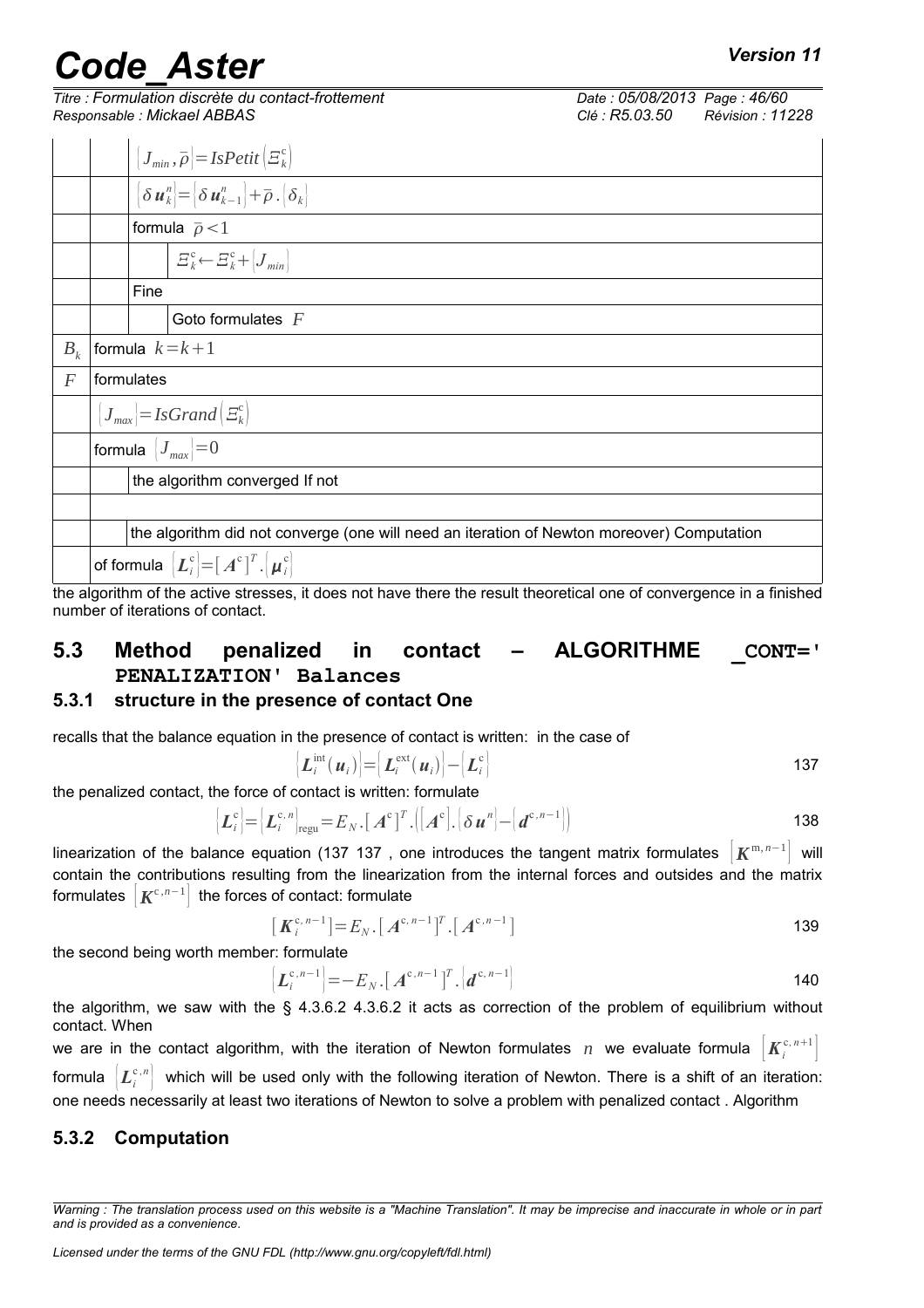|  |  | $\{J_{min}, \bar{\rho}\} = IsPetit\{\Xi_k^c\}$ |  |
|---|---|---|---|
|  |  | $\{\delta \boldsymbol{u}_k^n\} = \{\delta \boldsymbol{u}_{k-1}^n\} + \bar{\rho} . \{\delta_k\}$ |  |
|  |  | formula $\bar{\rho} < 1$ |  |
|  |  |  | $\Xi_k^c \leftarrow \Xi_k^c + \{J_{min}\}$ |
|  |  | Fine |  |
|  |  |  | Goto formulates $F$ |
| $B_k$ | formula $k = k+1$ |  |  |
| $F$ | formulates |  |  |
|  | $\{J_{max}\} = IsGrand\{\Xi_k^c\}$ |  |  |
|  | formula $\{J_{max}\} = 0$ |  |  |
|  |  | the algorithm converged If not |  |
|  |  |  |  |
|  |  | the algorithm did not converge (one will need an iteration of Newton moreover) Computation |  |
|  | of formula $\{\boldsymbol{L}_i^c\} = [\boldsymbol{A}^c]^T . \{\boldsymbol{\mu}_i^c\}$ |  |  |

the algorithm of the active stresses, it does not have there the result theoretical one of convergence in a finished number of iterations of contact.

## 5.3 Method penalized in contact – ALGORITHME _CONT=' PENALIZATION' Balances

### 5.3.1 structure in the presence of contact One

recalls that the balance equation in the presence of contact is written: in the case of

$$\{\boldsymbol{L}_i^{\text{int}}(\boldsymbol{u}_i)\} = \{\boldsymbol{L}_i^{\text{ext}}(\boldsymbol{u}_i)\} - \{\boldsymbol{L}_i^c\} \tag{137}$$

the penalized contact, the force of contact is written: formulate

$$\{\boldsymbol{L}_i^c\} = \{\boldsymbol{L}_i^{c,n}\}_{\text{regu}} = E_N . [\boldsymbol{A}^c]^T . ([\boldsymbol{A}^c] . \{\delta \boldsymbol{u}^n\} - \{\boldsymbol{d}^{c,n-1}\}) \tag{138}$$

linearization of the balance equation (137 137 , one introduces the tangent matrix formulates $[\boldsymbol{K}^{m,n-1}]$ will contain the contributions resulting from the linearization from the internal forces and outsides and the matrix formulates $[\boldsymbol{K}^{c,n-1}]$ the forces of contact: formulate

$$[\boldsymbol{K}_i^{c,n-1}] = E_N . [\boldsymbol{A}^{c,n-1}]^T . [\boldsymbol{A}^{c,n-1}] \tag{139}$$

the second being worth member: formulate

$$\{\boldsymbol{L}_i^{c,n-1}\} = -E_N . [\boldsymbol{A}^{c,n-1}]^T . \{\boldsymbol{d}^{c,n-1}\} \tag{140}$$

the algorithm, we saw with the § 4.3.6.2 4.3.6.2 it acts as correction of the problem of equilibrium without contact. When

we are in the contact algorithm, with the iteration of Newton formulates $n$ we evaluate formula $[\boldsymbol{K}_i^{c,n+1}]$ formula $\{\boldsymbol{L}_i^{c,n}\}$ which will be used only with the following iteration of Newton. There is a shift of an iteration: one needs necessarily at least two iterations of Newton to solve a problem with penalized contact . Algorithm

### 5.3.2 Computation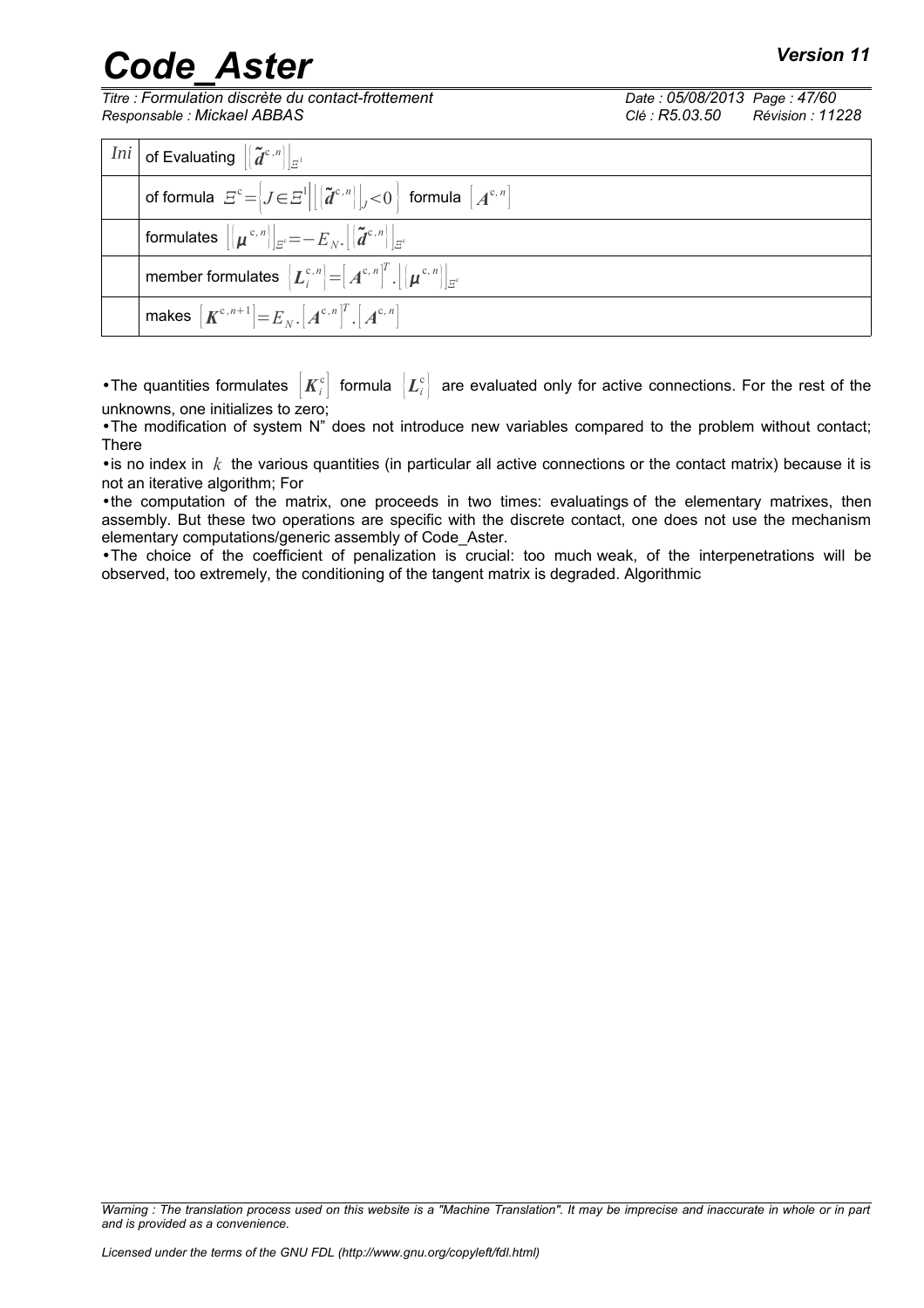| *Ini* | of Evaluating $\left\{\tilde{\boldsymbol{d}}^{c,n}\right\}_{\Xi^1}$ |
|---|---|
| | of formula $\Xi^c = \left\{ J \in \Xi^1 \middle| \left\{\tilde{\boldsymbol{d}}^{c,n}\right\}_J < 0 \right\}$ formula $\left[\boldsymbol{A}^{c,n}\right]$ |
| | formulates $\left\{\boldsymbol{\mu}^{c,n}\right\}_{\Xi^c} = -E_N . \left\{\tilde{\boldsymbol{d}}^{c,n}\right\}_{\Xi^c}$ |
| | member formulates $\left\{\boldsymbol{L}_i^{c,n}\right\} = \left[\boldsymbol{A}^{c,n}\right]^T . \left\{\boldsymbol{\mu}^{c,n}\right\}_{\Xi^c}$ |
| | makes $\left[\boldsymbol{K}^{c,n+1}\right] = E_N . \left[\boldsymbol{A}^{c,n}\right]^T . \left[\boldsymbol{A}^{c,n}\right]$ |

- The quantities formulates $\left[\boldsymbol{K}_i^c\right]$ formula $\left\{\boldsymbol{L}_i^c\right\}$ are evaluated only for active connections. For the rest of the unknowns, one initializes to zero;
- The modification of system N" does not introduce new variables compared to the problem without contact; There
- is no index in $k$ the various quantities (in particular all active connections or the contact matrix) because it is not an iterative algorithm; For
- the computation of the matrix, one proceeds in two times: evaluatings of the elementary matrixes, then assembly. But these two operations are specific with the discrete contact, one does not use the mechanism elementary computations/generic assembly of Code_Aster.
- The choice of the coefficient of penalization is crucial: too much weak, of the interpenetrations will be observed, too extremely, the conditioning of the tangent matrix is degraded. Algorithmic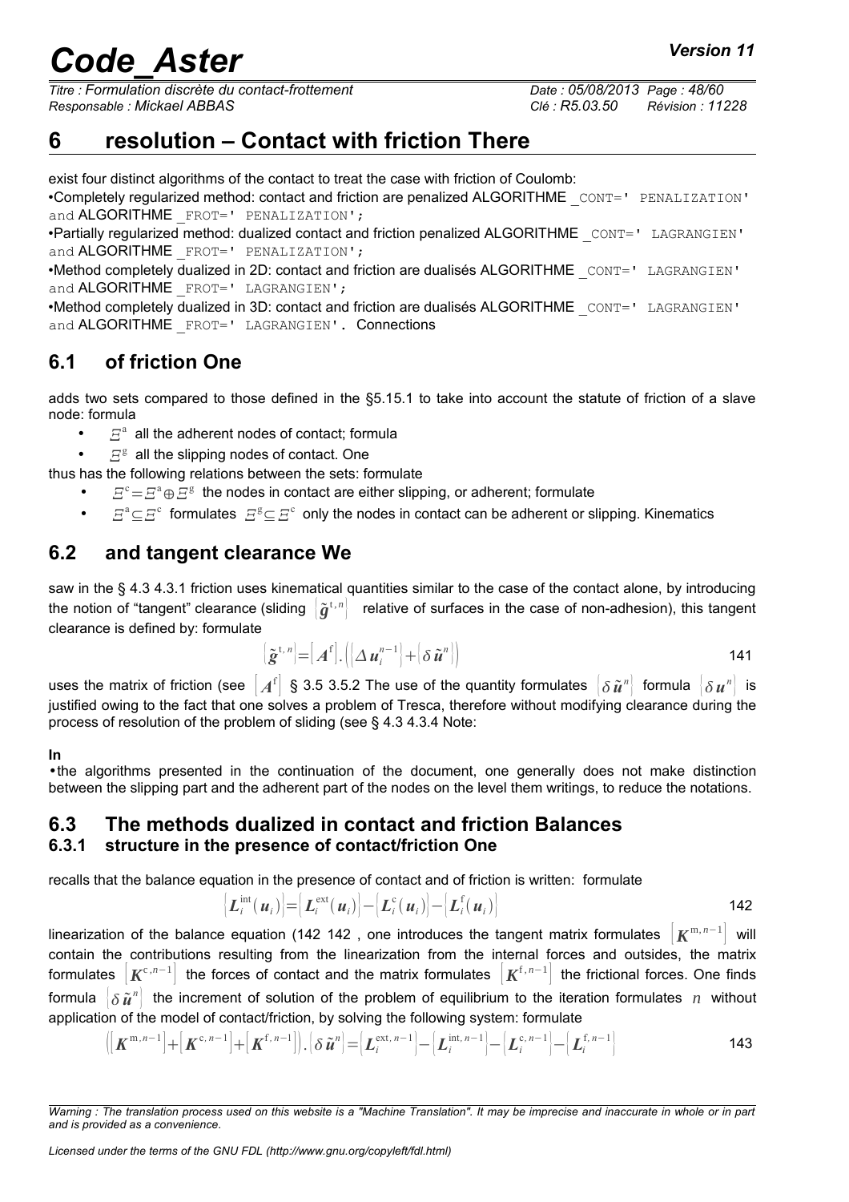# 6 resolution – Contact with friction There

exist four distinct algorithms of the contact to treat the case with friction of Coulomb:

- Completely regularized method: contact and friction are penalized ALGORITHME _CONT=' PENALIZATION' and ALGORITHME _FROT=' PENALIZATION';
- Partially regularized method: dualized contact and friction penalized ALGORITHME _CONT=' LAGRANGIEN' and ALGORITHME _FROT=' PENALIZATION';
- Method completely dualized in 2D: contact and friction are dualisés ALGORITHME _CONT=' LAGRANGIEN' and ALGORITHME _FROT=' LAGRANGIEN';
- Method completely dualized in 3D: contact and friction are dualisés ALGORITHME _CONT=' LAGRANGIEN' and ALGORITHME _FROT=' LAGRANGIEN'. Connections

## 6.1 of friction One

adds two sets compared to those defined in the §5.15.1 to take into account the statute of friction of a slave node: formula

- $\Xi^{\mathrm{a}}$ all the adherent nodes of contact; formula
- $\Xi^{\mathrm{g}}$ all the slipping nodes of contact. One

thus has the following relations between the sets: formulate

- $\Xi^{\mathrm{c}}=\Xi^{\mathrm{a}}\oplus\Xi^{\mathrm{g}}$ the nodes in contact are either slipping, or adherent; formulate
- $\Xi^{\mathrm{a}}\subseteq\Xi^{\mathrm{c}}$ formulates $\Xi^{\mathrm{g}}\subseteq\Xi^{\mathrm{c}}$ only the nodes in contact can be adherent or slipping. Kinematics

## 6.2 and tangent clearance We

saw in the § 4.3 4.3.1 friction uses kinematical quantities similar to the case of the contact alone, by introducing the notion of "tangent" clearance (sliding $\left\{\tilde{\boldsymbol{g}}^{\mathrm{t},n}\right\}$ relative of surfaces in the case of non-adhesion), this tangent clearance is defined by: formulate

$$\left\{\tilde{\boldsymbol{g}}^{\mathrm{t},n}\right\}=\left[\boldsymbol{A}^{\mathrm{f}}\right].\left(\left\{\Delta\boldsymbol{u}_i^{n-1}\right\}+\left\{\delta\tilde{\boldsymbol{u}}^n\right\}\right) \tag{141}$$

uses the matrix of friction (see $\left[\boldsymbol{A}^{\mathrm{f}}\right]$ § 3.5 3.5.2 The use of the quantity formulates $\left\{\delta\tilde{\boldsymbol{u}}^n\right\}$ formula $\left\{\delta\boldsymbol{u}^n\right\}$ is justified owing to the fact that one solves a problem of Tresca, therefore without modifying clearance during the process of resolution of the problem of sliding (see § 4.3 4.3.4 Note:

**In**

- the algorithms presented in the continuation of the document, one generally does not make distinction between the slipping part and the adherent part of the nodes on the level them writings, to reduce the notations.

## 6.3 The methods dualized in contact and friction Balances

### 6.3.1 structure in the presence of contact/friction One

recalls that the balance equation in the presence of contact and of friction is written: formulate

$$\left\{\boldsymbol{L}_i^{\mathrm{int}}(\boldsymbol{u}_i)\right\}=\left\{\boldsymbol{L}_i^{\mathrm{ext}}(\boldsymbol{u}_i)\right\}-\left\{\boldsymbol{L}_i^{\mathrm{c}}(\boldsymbol{u}_i)\right\}-\left\{\boldsymbol{L}_i^{\mathrm{f}}(\boldsymbol{u}_i)\right\} \tag{142}$$

linearization of the balance equation (142 142 , one introduces the tangent matrix formulates $\left[\boldsymbol{K}^{\mathrm{m},n-1}\right]$ will contain the contributions resulting from the linearization from the internal forces and outsides, the matrix formulates $\left[\boldsymbol{K}^{\mathrm{c},n-1}\right]$ the forces of contact and the matrix formulates $\left[\boldsymbol{K}^{\mathrm{f},n-1}\right]$ the frictional forces. One finds formula $\left\{\delta\tilde{\boldsymbol{u}}^n\right\}$ the increment of solution of the problem of equilibrium to the iteration formulates $n$ without application of the model of contact/friction, by solving the following system: formulate

$$\left(\left[\boldsymbol{K}^{\mathrm{m},n-1}\right]+\left[\boldsymbol{K}^{\mathrm{c},n-1}\right]+\left[\boldsymbol{K}^{\mathrm{f},n-1}\right]\right).\left\{\delta\tilde{\boldsymbol{u}}^n\right\}=\left\{\boldsymbol{L}_i^{\mathrm{ext},n-1}\right\}-\left\{\boldsymbol{L}_i^{\mathrm{int},n-1}\right\}-\left\{\boldsymbol{L}_i^{\mathrm{c},n-1}\right\}-\left\{\boldsymbol{L}_i^{\mathrm{f},n-1}\right\} \tag{143}$$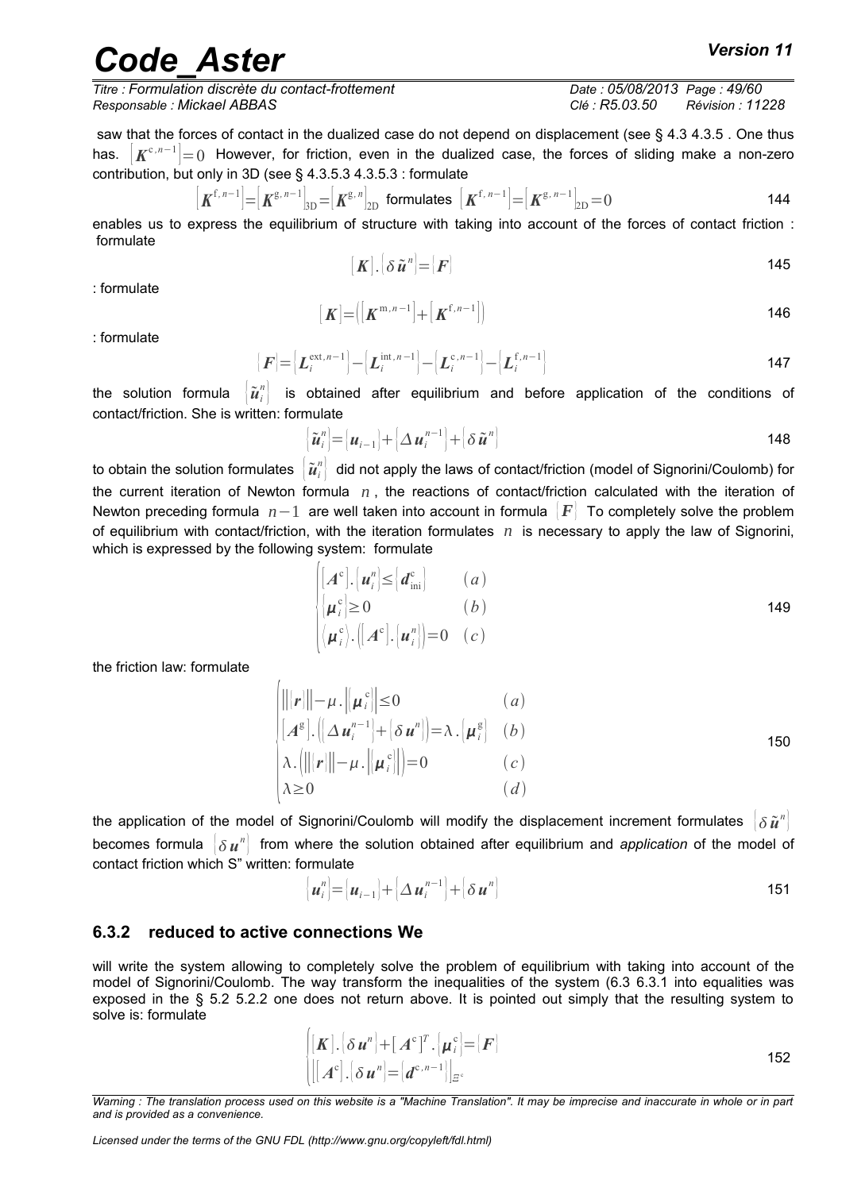saw that the forces of contact in the dualized case do not depend on displacement (see § 4.3 4.3.5 . One thus has. $[K^{c,n-1}]=0$ However, for friction, even in the dualized case, the forces of sliding make a non-zero contribution, but only in 3D (see § 4.3.5.3 4.3.5.3 : formulate

$$[K^{f,n-1}]=[K^{g,n-1}]_{3D}=[K^{g,n}]_{2D} \text{ formulates } [K^{f,n-1}]=[K^{g,n-1}]_{2D}=0 \quad (144)$$

enables us to express the equilibrium of structure with taking into account of the forces of contact friction : formulate

$$[K].\{\delta\tilde{u}^n\}=\{F\} \quad (145)$$

: formulate

$$[K]=([K^{m,n-1}]+[K^{f,n-1}]) \quad (146)$$

: formulate

$$\{F\}=\{L_i^{ext,n-1}\}-\{L_i^{int,n-1}\}-\{L_i^{c,n-1}\}-\{L_i^{f,n-1}\} \quad (147)$$

the solution formula $\{\tilde{u}_i^n\}$ is obtained after equilibrium and before application of the conditions of contact/friction. She is written: formulate

$$\{\tilde{u}_i^n\}=\{u_{i-1}\}+\{\Delta u_i^{n-1}\}+\{\delta\tilde{u}^n\} \quad (148)$$

to obtain the solution formulates $\{\tilde{u}_i^n\}$ did not apply the laws of contact/friction (model of Signorini/Coulomb) for the current iteration of Newton formula $n$, the reactions of contact/friction calculated with the iteration of Newton preceding formula $n-1$ are well taken into account in formula $\{F\}$ To completely solve the problem of equilibrium with contact/friction, with the iteration formulates $n$ is necessary to apply the law of Signorini, which is expressed by the following system: formulate

$$\begin{cases} [A^c].\{u_i^n\}\le\{d_{ini}^c\} & (a) \\ \{\mu_i^c\}\ge 0 & (b) \\ \{\mu_i^c\}.([A^c].\{u_i^n\})=0 & (c) \end{cases} \quad (149)$$

the friction law: formulate

$$\begin{cases} \|\{r\}\|-\mu.\|\{\mu_i^c\}\|\le 0 & (a) \\ [A^g].(\{\Delta u_i^{n-1}\}+\{\delta u^n\})=\lambda.\{\mu_i^g\} & (b) \\ \lambda.(\|\{r\}\|-\mu.\|\{\mu_i^c\}\|)=0 & (c) \\ \lambda\ge 0 & (d) \end{cases} \quad (150)$$

the application of the model of Signorini/Coulomb will modify the displacement increment formulates $\{\delta\tilde{u}^n\}$ becomes formula $\{\delta u^n\}$ from where the solution obtained after equilibrium and *application* of the model of contact friction which S" written: formulate

$$\{u_i^n\}=\{u_{i-1}\}+\{\Delta u_i^{n-1}\}+\{\delta u^n\} \quad (151)$$

### 6.3.2 reduced to active connections We

will write the system allowing to completely solve the problem of equilibrium with taking into account of the model of Signorini/Coulomb. The way transform the inequalities of the system (6.3 6.3.1 into equalities was exposed in the § 5.2 5.2.2 one does not return above. It is pointed out simply that the resulting system to solve is: formulate

$$\begin{cases} [K].\{\delta u^n\}+[A^c]^T.\{\mu_i^c\}=\{F\} \\ [[A^c].\{\delta u^n\}=\{d^{c,n-1}\}]_{\Xi^c} \end{cases} \quad (152)$$

*Warning : The translation process used on this website is a "Machine Translation". It may be imprecise and inaccurate in whole or in part and is provided as a convenience.*

*Licensed under the terms of the GNU FDL (http://www.gnu.org/copyleft/fdl.html)*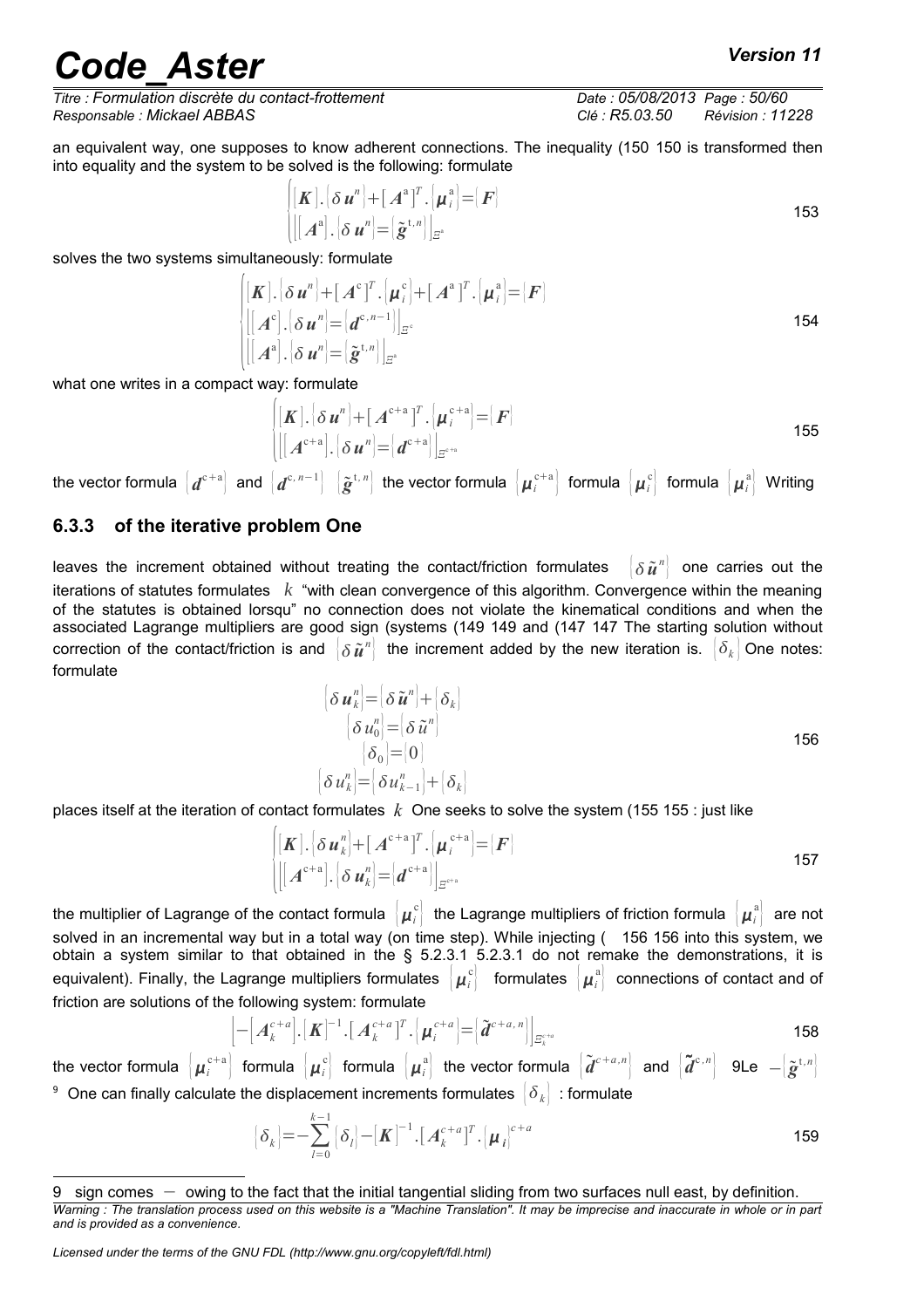an equivalent way, one supposes to know adherent connections. The inequality (150 150 is transformed then into equality and the system to be solved is the following: formulate

$$\begin{cases}[\boldsymbol{K}].\{\delta \boldsymbol{u}^n\}+[\boldsymbol{A}^{\mathrm{a}}]^T.\{\boldsymbol{\mu}_i^{\mathrm{a}}\}=\{\boldsymbol{F}\} \\ \left[[\boldsymbol{A}^{\mathrm{a}}].\{\delta \boldsymbol{u}^n\}=\{\tilde{\boldsymbol{g}}^{\mathrm{t},n}\}\right]_{\Xi^{\mathrm{a}}}\end{cases} \tag{153}$$

solves the two systems simultaneously: formulate

$$\begin{cases}[\boldsymbol{K}].\{\delta \boldsymbol{u}^n\}+[\boldsymbol{A}^{\mathrm{c}}]^T.\{\boldsymbol{\mu}_i^{\mathrm{c}}\}+[\boldsymbol{A}^{\mathrm{a}}]^T.\{\boldsymbol{\mu}_i^{\mathrm{a}}\}=\{\boldsymbol{F}\} \\ \left[[\boldsymbol{A}^{\mathrm{c}}].\{\delta \boldsymbol{u}^n\}=\{\boldsymbol{d}^{\mathrm{c},n-1}\}\right]_{\Xi^{\mathrm{c}}} \\ \left[[\boldsymbol{A}^{\mathrm{a}}].\{\delta \boldsymbol{u}^n\}=\{\tilde{\boldsymbol{g}}^{\mathrm{t},n}\}\right]_{\Xi^{\mathrm{a}}}\end{cases} \tag{154}$$

what one writes in a compact way: formulate

$$\begin{cases}[\boldsymbol{K}].\{\delta \boldsymbol{u}^n\}+[\boldsymbol{A}^{\mathrm{c+a}}]^T.\{\boldsymbol{\mu}_i^{\mathrm{c+a}}\}=\{\boldsymbol{F}\} \\ \left[[\boldsymbol{A}^{\mathrm{c+a}}].\{\delta \boldsymbol{u}^n\}=\{\boldsymbol{d}^{\mathrm{c+a}}\}\right]_{\Xi^{\mathrm{c+a}}}\end{cases} \tag{155}$$

the vector formula $\{\boldsymbol{d}^{\mathrm{c+a}}\}$ and $\{\boldsymbol{d}^{\mathrm{c},n-1}\}$ $\{\tilde{\boldsymbol{g}}^{\mathrm{t},n}\}$ the vector formula $\{\boldsymbol{\mu}_i^{\mathrm{c+a}}\}$ formula $\{\boldsymbol{\mu}_i^{\mathrm{c}}\}$ formula $\{\boldsymbol{\mu}_i^{\mathrm{a}}\}$ Writing

### 6.3.3 of the iterative problem One

leaves the increment obtained without treating the contact/friction formulates $\{\delta \tilde{\boldsymbol{u}}^n\}$ one carries out the iterations of statutes formulates $k$ "with clean convergence of this algorithm. Convergence within the meaning of the statutes is obtained lorsqu" no connection does not violate the kinematical conditions and when the associated Lagrange multipliers are good sign (systems (149 149 and (147 147 The starting solution without correction of the contact/friction is and $\{\delta \tilde{\boldsymbol{u}}^n\}$ the increment added by the new iteration is. $\{\delta_k\}$ One notes: formulate

$$\begin{gathered}\{\delta \boldsymbol{u}_k^n\}=\{\delta \tilde{\boldsymbol{u}}^n\}+\{\delta_k\} \\ \{\delta u_0^n\}=\{\delta \tilde{u}^n\} \\ \{\delta_0\}=\{0\} \\ \{\delta u_k^n\}=\{\delta u_{k-1}^n\}+\{\delta_k\}\end{gathered} \tag{156}$$

places itself at the iteration of contact formulates $k$ One seeks to solve the system (155 155 : just like

$$\begin{cases}[\boldsymbol{K}].\{\delta \boldsymbol{u}_k^n\}+[\boldsymbol{A}^{\mathrm{c+a}}]^T.\{\boldsymbol{\mu}_i^{\mathrm{c+a}}\}=\{\boldsymbol{F}\} \\ \left[[\boldsymbol{A}^{\mathrm{c+a}}].\{\delta \boldsymbol{u}_k^n\}=\{\boldsymbol{d}^{\mathrm{c+a}}\}\right]_{\Xi^{\mathrm{c+a}}}\end{cases} \tag{157}$$

the multiplier of Lagrange of the contact formula $\{\boldsymbol{\mu}_i^{\mathrm{c}}\}$ the Lagrange multipliers of friction formula $\{\boldsymbol{\mu}_i^{\mathrm{a}}\}$ are not solved in an incremental way but in a total way (on time step). While injecting ( 156 156 into this system, we obtain a system similar to that obtained in the § 5.2.3.1 5.2.3.1 do not remake the demonstrations, it is equivalent). Finally, the Lagrange multipliers formulates $\{\boldsymbol{\mu}_i^{\mathrm{c}}\}$ formulates $\{\boldsymbol{\mu}_i^{\mathrm{a}}\}$ connections of contact and of friction are solutions of the following system: formulate

$$\left[-[\boldsymbol{A}_k^{c+a}].[\boldsymbol{K}]^{-1}.[\boldsymbol{A}_k^{c+a}]^T.\{\boldsymbol{\mu}_i^{c+a}\}=\{\tilde{\boldsymbol{d}}^{c+a,n}\}\right]_{\Xi_k^{c+a}} \tag{158}$$

the vector formula $\{\boldsymbol{\mu}_i^{\mathrm{c+a}}\}$ formula $\{\boldsymbol{\mu}_i^{\mathrm{c}}\}$ formula $\{\boldsymbol{\mu}_i^{\mathrm{a}}\}$ the vector formula $\{\tilde{\boldsymbol{d}}^{c+a,n}\}$ and $\{\tilde{\boldsymbol{d}}^{\mathrm{c},n}\}$ 9Le $-\{\tilde{\boldsymbol{g}}^{\mathrm{t},n}\}$ [9] One can finally calculate the displacement increments formulates $\{\delta_k\}$ : formulate

$$\{\delta_k\}=-\sum_{l=0}^{k-1}\{\delta_l\}-[\boldsymbol{K}]^{-1}.[\boldsymbol{A}_k^{c+a}]^T.\{\boldsymbol{\mu}_{\boldsymbol{i}}\}^{c+a} \tag{159}$$

---

9 sign comes $-$ owing to the fact that the initial tangential sliding from two surfaces null east, by definition.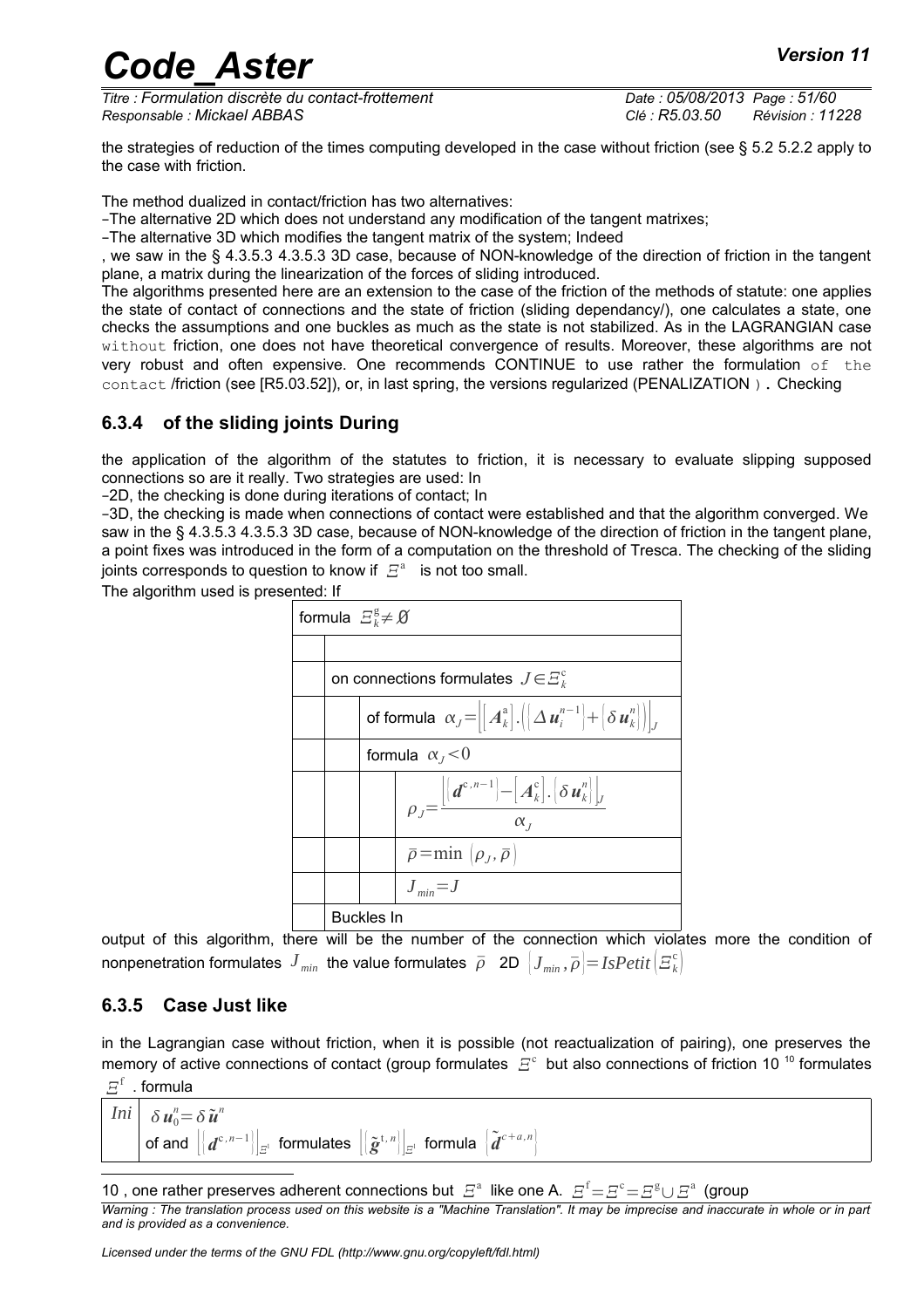the strategies of reduction of the times computing developed in the case without friction (see § 5.2 5.2.2 apply to the case with friction.

The method dualized in contact/friction has two alternatives:

- The alternative 2D which does not understand any modification of the tangent matrixes;
- The alternative 3D which modifies the tangent matrix of the system; Indeed

, we saw in the § 4.3.5.3 4.3.5.3 3D case, because of NON-knowledge of the direction of friction in the tangent plane, a matrix during the linearization of the forces of sliding introduced.

The algorithms presented here are an extension to the case of the friction of the methods of statute: one applies the state of contact of connections and the state of friction (sliding dependancy/), one calculates a state, one checks the assumptions and one buckles as much as the state is not stabilized. As in the LAGRANGIAN case `without` friction, one does not have theoretical convergence of results. Moreover, these algorithms are not very robust and often expensive. One recommends CONTINUE to use rather the formulation `of the contact` /friction (see [R5.03.52]), or, in last spring, the versions regularized (PENALIZATION ). Checking

### 6.3.4 of the sliding joints During

the application of the algorithm of the statutes to friction, it is necessary to evaluate slipping supposed connections so are it really. Two strategies are used: In

- 2D, the checking is done during iterations of contact; In
- 3D, the checking is made when connections of contact were established and that the algorithm converged. We saw in the § 4.3.5.3 4.3.5.3 3D case, because of NON-knowledge of the direction of friction in the tangent plane, a point fixes was introduced in the form of a computation on the threshold of Tresca. The checking of the sliding joints corresponds to question to know if $\Xi^{a}$ is not too small.

The algorithm used is presented: If

| formula $\Xi_k^{g} \neq \emptyset$ | | | |
|---|---|---|---|
| | | | |
| | on connections formulates $J \in \Xi_k^{c}$ | | |
| | | of formula $\alpha_J = \left[\left[A_k^{a}\right].\left(\left\{\Delta u_i^{n-1}\right\}+\left\{\delta u_k^{n}\right\}\right)\right]_J$ | |
| | | formula $\alpha_J < 0$ | |
| | | | $\rho_J = \dfrac{\left[\left\{d^{c,n-1}\right\}-\left[A_k^{c}\right].\left\{\delta u_k^{n}\right\}\right]_J}{\alpha_J}$ |
| | | | $\bar{\rho} = \min\left(\rho_J, \bar{\rho}\right)$ |
| | | | $J_{min} = J$ |
| | Buckles In | | |

output of this algorithm, there will be the number of the connection which violates more the condition of nonpenetration formulates $J_{min}$ the value formulates $\bar{\rho}$ 2D $\left(J_{min}, \bar{\rho}\right) = IsPetit\left(\Xi_k^{c}\right)$

### 6.3.5 Case Just like

in the Lagrangian case without friction, when it is possible (not reactualization of pairing), one preserves the memory of active connections of contact (group formulates $\Xi^{c}$ but also connections of friction 10 [10] formulates $\Xi^{f}$ . formula

| $Ini$ | $\delta u_0^{n} = \delta \tilde{u}^{n}$ <br> of and $\left[\left\{d^{c,n-1}\right\}\right]_{\Xi^{c}}$ formulates $\left[\left\{\tilde{g}^{t,n}\right\}\right]_{\Xi^{t}}$ formula $\left\{\tilde{d}^{c+a,n}\right\}$ |
|---|---|

10 , one rather preserves adherent connections but $\Xi^{a}$ like one A. $\Xi^{f} = \Xi^{c} = \Xi^{g} \cup \Xi^{a}$ (group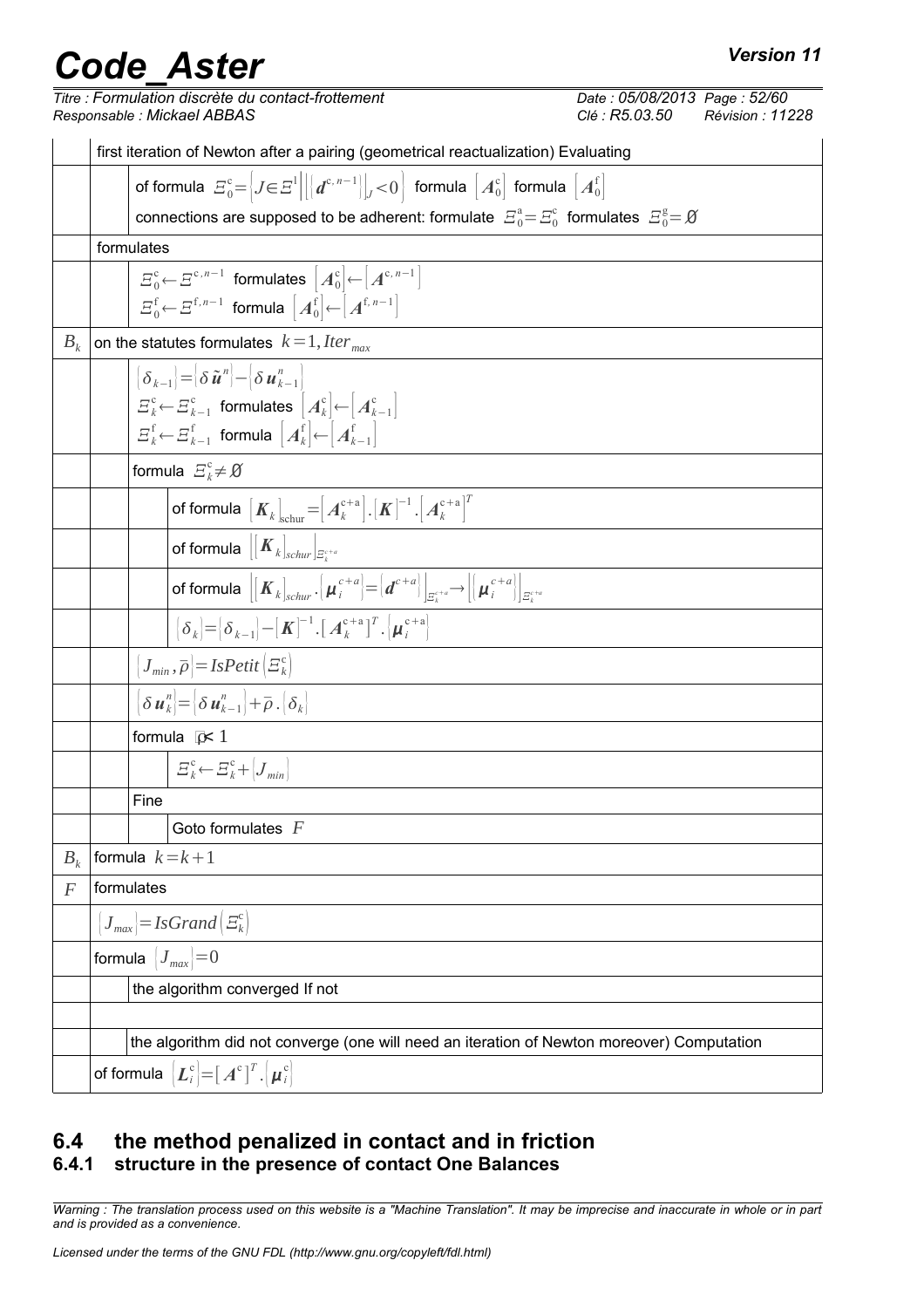| | | | |
|---|---|---|---|
| | first iteration of Newton after a pairing (geometrical reactualization) Evaluating | | |
| | | of formula $\Xi_0^c = \left\{ J \in \Xi^1 \middle\| \left\{ \boldsymbol{d}^{c,n-1} \right\}_J < 0 \right\}$ formula $\left[ \boldsymbol{A}_0^c \right]$ formula $\left[ \boldsymbol{A}_0^f \right]$ <br> connections are supposed to be adherent: formulate $\Xi_0^a = \Xi_0^c$ formulates $\Xi_0^g = \emptyset$ | |
| | formulates | | |
| | | $\Xi_0^c \leftarrow \Xi^{c,n-1}$ formulates $\left[ \boldsymbol{A}_0^c \right] \leftarrow \left[ \boldsymbol{A}^{c,n-1} \right]$ <br> $\Xi_0^f \leftarrow \Xi^{f,n-1}$ formula $\left[ \boldsymbol{A}_0^f \right] \leftarrow \left[ \boldsymbol{A}^{f,n-1} \right]$ | |
| $B_k$ | on the statutes formulates $k=1, Iter_{max}$ | | |
| | | $\left\{ \delta_{k-1} \right\} = \left\{ \delta \tilde{\boldsymbol{u}}^n \right\} - \left\{ \delta \boldsymbol{u}_{k-1}^n \right\}$ <br> $\Xi_k^c \leftarrow \Xi_{k-1}^c$ formulates $\left[ \boldsymbol{A}_k^c \right] \leftarrow \left[ \boldsymbol{A}_{k-1}^c \right]$ <br> $\Xi_k^f \leftarrow \Xi_{k-1}^f$ formula $\left[ \boldsymbol{A}_k^f \right] \leftarrow \left[ \boldsymbol{A}_{k-1}^f \right]$ | |
| | | formula $\Xi_k^c \neq \emptyset$ | |
| | | | of formula $\left[ \boldsymbol{K}_k \right]_{\text{schur}} = \left[ \boldsymbol{A}_k^{c+a} \right] . \left[ \boldsymbol{K} \right]^{-1} . \left[ \boldsymbol{A}_k^{c+a} \right]^T$ |
| | | | of formula $\left[ \left[ \boldsymbol{K}_k \right]_{schur} \right]_{\Xi_k^{c+a}}$ |
| | | | of formula $\left[ \left[ \boldsymbol{K}_k \right]_{schur} . \left\{ \boldsymbol{\mu}_i^{c+a} \right\} = \left\{ \boldsymbol{d}^{c+a} \right\} \right]_{\Xi_k^{c+a}} \rightarrow \left[ \left\{ \boldsymbol{\mu}_i^{c+a} \right\} \right]_{\Xi_k^{c+a}}$ |
| | | | $\left\{ \delta_k \right\} = \left\{ \delta_{k-1} \right\} - \left[ \boldsymbol{K} \right]^{-1} . \left[ \boldsymbol{A}_k^{c+a} \right]^T . \left\{ \boldsymbol{\mu}_i^{c+a} \right\}$ |
| | | $\left\{ J_{min}, \bar{\rho} \right\} = IsPetit\left( \Xi_k^c \right)$ | |
| | | $\left\{ \delta \boldsymbol{u}_k^n \right\} = \left\{ \delta \boldsymbol{u}_{k-1}^n \right\} + \bar{\rho} . \left\{ \delta_k \right\}$ | |
| | | formula $\bar{\rho} < 1$ | |
| | | | $\Xi_k^c \leftarrow \Xi_k^c + \left\{ J_{min} \right\}$ |
| | | Fine | |
| | | | Goto formulates $F$ |
| $B_k$ | formula $k=k+1$ | | |
| $F$ | formulates | | |
| | $\left\{ J_{max} \right\} = IsGrand\left( \Xi_k^c \right)$ | | |
| | formula $\left\{ J_{max} \right\} = 0$ | | |
| | | the algorithm converged If not | |
| | | | |
| | | the algorithm did not converge (one will need an iteration of Newton moreover) Computation | |
| | of formula $\left\{ \boldsymbol{L}_i^c \right\} = \left[ \boldsymbol{A}^c \right]^T . \left\{ \boldsymbol{\mu}_i^c \right\}$ | | |

## 6.4 the method penalized in contact and in friction

### 6.4.1 structure in the presence of contact One Balances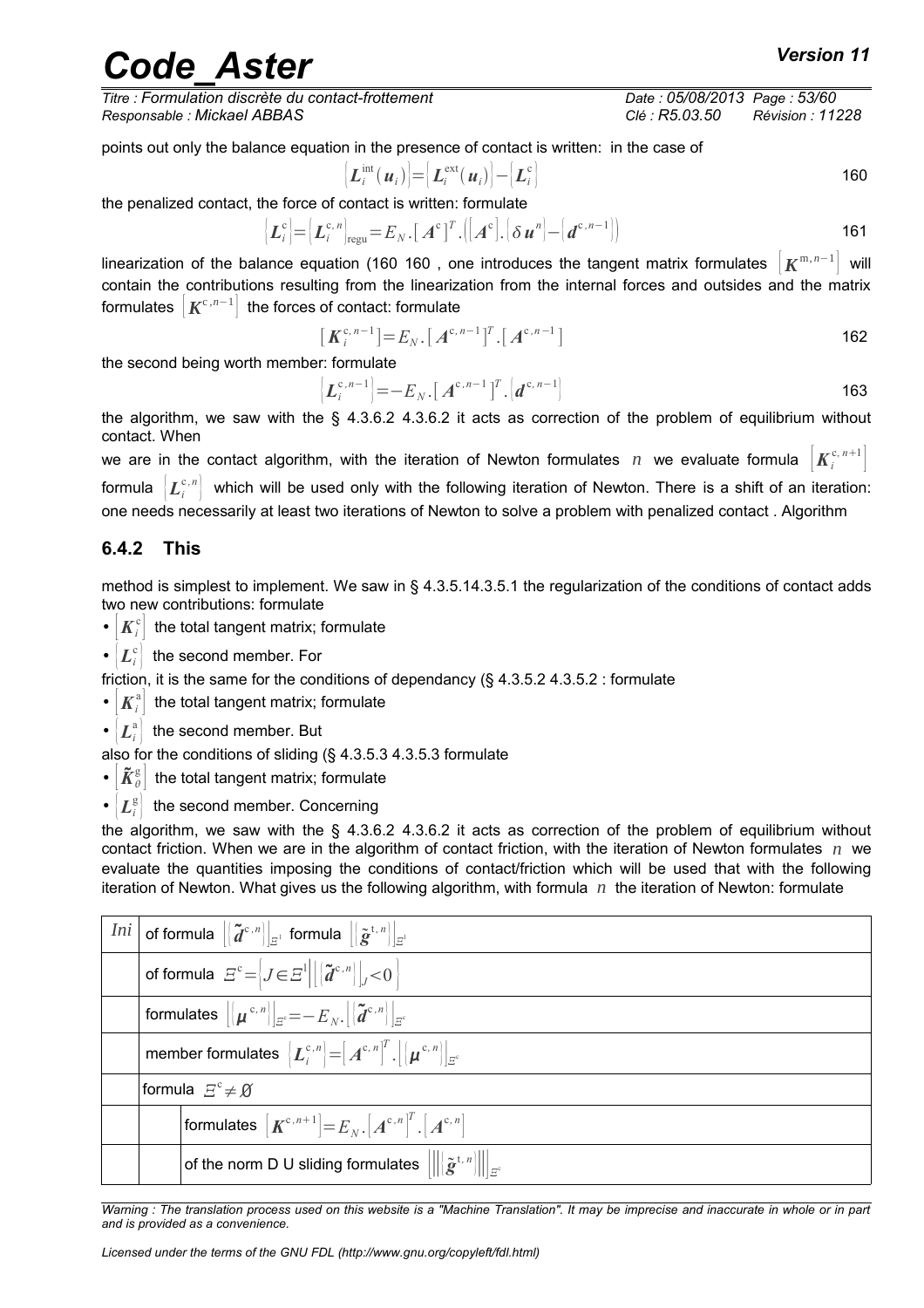points out only the balance equation in the presence of contact is written: in the case of

$$\{ \boldsymbol{L}_i^{\text{int}}(\boldsymbol{u}_i) \} = \{ \boldsymbol{L}_i^{\text{ext}}(\boldsymbol{u}_i) \} - \{ \boldsymbol{L}_i^{\text{c}} \} \quad 160$$

the penalized contact, the force of contact is written: formulate

$$\{ \boldsymbol{L}_i^{\text{c}} \} = \{ \boldsymbol{L}_i^{\text{c},n} \}_{\text{regu}} = E_N . [\boldsymbol{A}^{\text{c}}]^T . ([\boldsymbol{A}^{\text{c}}] . \{ \delta \boldsymbol{u}^n \} - \{ \boldsymbol{d}^{\text{c},n-1} \}) \quad 161$$

linearization of the balance equation (160 160 , one introduces the tangent matrix formulates $[\boldsymbol{K}^{\text{m},n-1}]$ will contain the contributions resulting from the linearization from the internal forces and outsides and the matrix formulates $[\boldsymbol{K}^{\text{c},n-1}]$ the forces of contact: formulate

$$[\boldsymbol{K}_i^{\text{c},n-1}] = E_N . [\boldsymbol{A}^{\text{c},n-1}]^T . [\boldsymbol{A}^{\text{c},n-1}] \quad 162$$

the second being worth member: formulate

$$\{ \boldsymbol{L}_i^{\text{c},n-1} \} = -E_N . [\boldsymbol{A}^{\text{c},n-1}]^T . \{ \boldsymbol{d}^{\text{c},n-1} \} \quad 163$$

the algorithm, we saw with the § 4.3.6.2 4.3.6.2 it acts as correction of the problem of equilibrium without contact. When

we are in the contact algorithm, with the iteration of Newton formulates $n$ we evaluate formula $[\boldsymbol{K}_i^{\text{c},n+1}]$ formula $\{ \boldsymbol{L}_i^{\text{c},n} \}$ which will be used only with the following iteration of Newton. There is a shift of an iteration: one needs necessarily at least two iterations of Newton to solve a problem with penalized contact . Algorithm

### 6.4.2 This

method is simplest to implement. We saw in § 4.3.5.14.3.5.1 the regularization of the conditions of contact adds two new contributions: formulate

- $[\boldsymbol{K}_i^{\text{c}}]$ the total tangent matrix; formulate
- $\{ \boldsymbol{L}_i^{\text{c}} \}$ the second member. For

friction, it is the same for the conditions of dependancy (§ 4.3.5.2 4.3.5.2 : formulate

- $[\boldsymbol{K}_i^{\text{a}}]$ the total tangent matrix; formulate
- $\{ \boldsymbol{L}_i^{\text{a}} \}$ the second member. But

also for the conditions of sliding (§ 4.3.5.3 4.3.5.3 formulate

- $[\tilde{\boldsymbol{K}}_\theta^{\text{g}}]$ the total tangent matrix; formulate
- $\{ \boldsymbol{L}_i^{\text{g}} \}$ the second member. Concerning

the algorithm, we saw with the § 4.3.6.2 4.3.6.2 it acts as correction of the problem of equilibrium without contact friction. When we are in the algorithm of contact friction, with the iteration of Newton formulates $n$ we evaluate the quantities imposing the conditions of contact/friction which will be used that with the following iteration of Newton. What gives us the following algorithm, with formula $n$ the iteration of Newton: formulate

| *Ini* | of formula $\lfloor \{ \tilde{\boldsymbol{d}}^{\text{c},n} \} \rfloor_{\Xi^{\text{i}}}$ formula $\lfloor \{ \tilde{\boldsymbol{g}}^{\text{t},n} \} \rfloor_{\Xi^{\text{i}}}$ | |
|---|---|---|
| | of formula $\Xi^{\text{c}} = \{ J \in \Xi^{\text{i}} \mid \lfloor \{ \tilde{\boldsymbol{d}}^{\text{c},n} \} \rfloor_J < 0 \}$ | |
| | formulates $\lfloor \{ \boldsymbol{\mu}^{\text{c},n} \} \rfloor_{\Xi^{\text{c}}} = -E_N . \lfloor \{ \tilde{\boldsymbol{d}}^{\text{c},n} \} \rfloor_{\Xi^{\text{c}}}$ | |
| | member formulates $\{ \boldsymbol{L}_i^{\text{c},n} \} = [\boldsymbol{A}^{\text{c},n}]^T . \lfloor \{ \boldsymbol{\mu}^{\text{c},n} \} \rfloor_{\Xi^{\text{c}}}$ | |
| | formula $\Xi^{\text{c}} \neq \emptyset$ | |
| | | formulates $[\boldsymbol{K}^{\text{c},n+1}] = E_N . [\boldsymbol{A}^{\text{c},n}]^T . [\boldsymbol{A}^{\text{c},n}]$ |
| | | of the norm D U sliding formulates $\lfloor \lVert \{ \tilde{\boldsymbol{g}}^{\text{t},n} \} \rVert \rfloor_{\Xi^{\text{c}}}$ |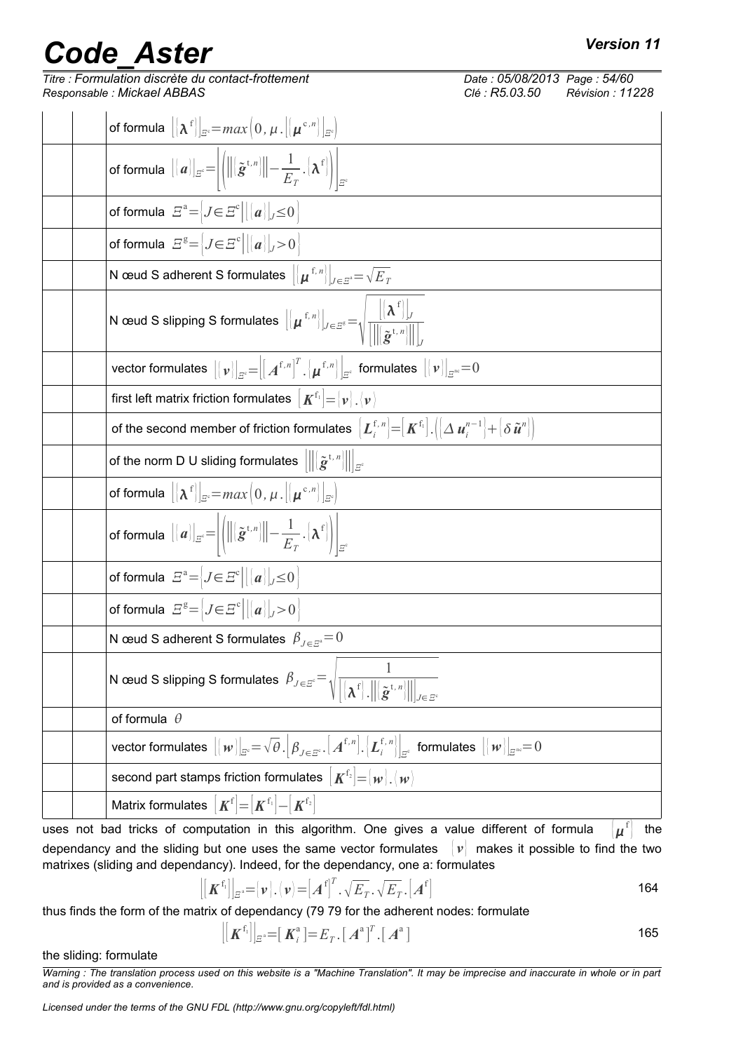| | | |
|---|---|---|
| | | of formula $\lfloor\{\boldsymbol{\lambda}^{\mathrm{f}}\}\rfloor_{\Xi^{\mathrm{c}}}=max\left(0,\mu.\lfloor\{\boldsymbol{\mu}^{\mathrm{c},n}\}\rfloor_{\Xi^{\mathrm{c}}}\right)$ |
| | | of formula $\lfloor\{\boldsymbol{a}\}\rfloor_{\Xi^{\mathrm{c}}}=\left\lfloor\left(\left\|\{\tilde{\boldsymbol{g}}^{\mathrm{t},n}\}\right\|-\frac{1}{E_T}.\{\boldsymbol{\lambda}^{\mathrm{f}}\}\right)\right\rfloor_{\Xi^{\mathrm{c}}}$ |
| | | of formula $\Xi^{\mathrm{a}}=\left\{J\in\Xi^{\mathrm{c}}\middle|\lfloor\{\boldsymbol{a}\}\rfloor_J\leq 0\right\}$ |
| | | of formula $\Xi^{\mathrm{g}}=\left\{J\in\Xi^{\mathrm{c}}\middle|\lfloor\{\boldsymbol{a}\}\rfloor_J>0\right\}$ |
| | | N œud S adherent S formulates $\lfloor\{\boldsymbol{\mu}^{\mathrm{f},n}\}\rfloor_{J\in\Xi^{\mathrm{a}}}=\sqrt{E_T}$ |
| | | N œud S slipping S formulates $\lfloor\{\boldsymbol{\mu}^{\mathrm{f},n}\}\rfloor_{J\in\Xi^{\mathrm{g}}}=\sqrt{\frac{\lfloor\{\boldsymbol{\lambda}^{\mathrm{f}}\}\rfloor_J}{\left\lfloor\left\|\{\tilde{\boldsymbol{g}}^{\mathrm{t},n}\}\right\|\right\rfloor_J}}$ |
| | | vector formulates $\lfloor\{\boldsymbol{v}\}\rfloor_{\Xi^{\mathrm{c}}}=\left\lfloor[\boldsymbol{A}^{\mathrm{f},n}]^T.\{\boldsymbol{\mu}^{\mathrm{f},n}\}\right\rfloor_{\Xi^{\mathrm{c}}}$ formulates $\lfloor\{\boldsymbol{v}\}\rfloor_{\Xi^{\mathrm{nc}}}=0$ |
| | | first left matrix friction formulates $[\boldsymbol{K}^{\mathrm{f}_1}]=\{\boldsymbol{v}\}.\langle\boldsymbol{v}\rangle$ |
| | | of the second member of friction formulates $\{\boldsymbol{L}_i^{\mathrm{f},n}\}=[\boldsymbol{K}^{\mathrm{f}_1}].\left(\{\Delta\,\boldsymbol{u}_i^{n-1}\}+\{\delta\,\tilde{\boldsymbol{u}}^n\}\right)$ |
| | | of the norm D U sliding formulates $\left\lfloor\left\|\{\tilde{\boldsymbol{g}}^{\mathrm{t},n}\}\right\|\right\rfloor_{\Xi^{\mathrm{c}}}$ |
| | | of formula $\lfloor\{\boldsymbol{\lambda}^{\mathrm{f}}\}\rfloor_{\Xi^{\mathrm{c}}}=max\left(0,\mu.\lfloor\{\boldsymbol{\mu}^{\mathrm{c},n}\}\rfloor_{\Xi^{\mathrm{c}}}\right)$ |
| | | of formula $\lfloor\{\boldsymbol{a}\}\rfloor_{\Xi^{\mathrm{c}}}=\left\lfloor\left(\left\|\{\tilde{\boldsymbol{g}}^{\mathrm{t},n}\}\right\|-\frac{1}{E_T}.\{\boldsymbol{\lambda}^{\mathrm{f}}\}\right)\right\rfloor_{\Xi^{\mathrm{c}}}$ |
| | | of formula $\Xi^{\mathrm{a}}=\left\{J\in\Xi^{\mathrm{c}}\middle|\lfloor\{\boldsymbol{a}\}\rfloor_J\leq 0\right\}$ |
| | | of formula $\Xi^{\mathrm{g}}=\left\{J\in\Xi^{\mathrm{c}}\middle|\lfloor\{\boldsymbol{a}\}\rfloor_J>0\right\}$ |
| | | N œud S adherent S formulates $\beta_{J\in\Xi^{\mathrm{a}}}=0$ |
| | | N œud S slipping S formulates $\beta_{J\in\Xi^{\mathrm{c}}}=\sqrt{\frac{1}{\left\lfloor\{\boldsymbol{\lambda}^{\mathrm{f}}\}.\left\|\{\tilde{\boldsymbol{g}}^{\mathrm{t},n}\}\right\|\right\rfloor_{J\in\Xi^{\mathrm{c}}}}}$ |
| | | of formula $\theta$ |
| | | vector formulates $\lfloor\{\boldsymbol{w}\}\rfloor_{\Xi^{\mathrm{c}}}=\sqrt{\theta}.\left\lfloor\beta_{J\in\Xi^{\mathrm{c}}}.[\boldsymbol{A}^{\mathrm{f},n}].\{\boldsymbol{L}_i^{\mathrm{f},n}\}\right\rfloor_{\Xi^{\mathrm{c}}}$ formulates $\lfloor\{\boldsymbol{w}\}\rfloor_{\Xi^{\mathrm{nc}}}=0$ |
| | | second part stamps friction formulates $[\boldsymbol{K}^{\mathrm{f}_2}]=\{\boldsymbol{w}\}.\langle\boldsymbol{w}\rangle$ |
| | | Matrix formulates $[\boldsymbol{K}^{\mathrm{f}}]=[\boldsymbol{K}^{\mathrm{f}_1}]-[\boldsymbol{K}^{\mathrm{f}_2}]$ |

uses not bad tricks of computation in this algorithm. One gives a value different of formula $\{\boldsymbol{\mu}^{\mathrm{f}}\}$ the dependancy and the sliding but one uses the same vector formulates $\{\boldsymbol{v}\}$ makes it possible to find the two matrixes (sliding and dependancy). Indeed, for the dependancy, one a: formulates

$$\left\lfloor[\boldsymbol{K}^{\mathrm{f}_1}]\right\rfloor_{\Xi^{\mathrm{a}}}=\{\boldsymbol{v}\}.\langle\boldsymbol{v}\rangle=[\boldsymbol{A}^{\mathrm{f}}]^T.\sqrt{E_T}.\sqrt{E_T}.[\boldsymbol{A}^{\mathrm{f}}] \quad (164)$$

thus finds the form of the matrix of dependancy (79 79 for the adherent nodes: formulate

$$\left\lfloor[\boldsymbol{K}^{\mathrm{f}_1}]\right\rfloor_{\Xi^{\mathrm{a}}}=[\boldsymbol{K}_i^{\mathrm{a}}]=E_T.[\boldsymbol{A}^{\mathrm{a}}]^T.[\boldsymbol{A}^{\mathrm{a}}] \quad (165)$$

the sliding: formulate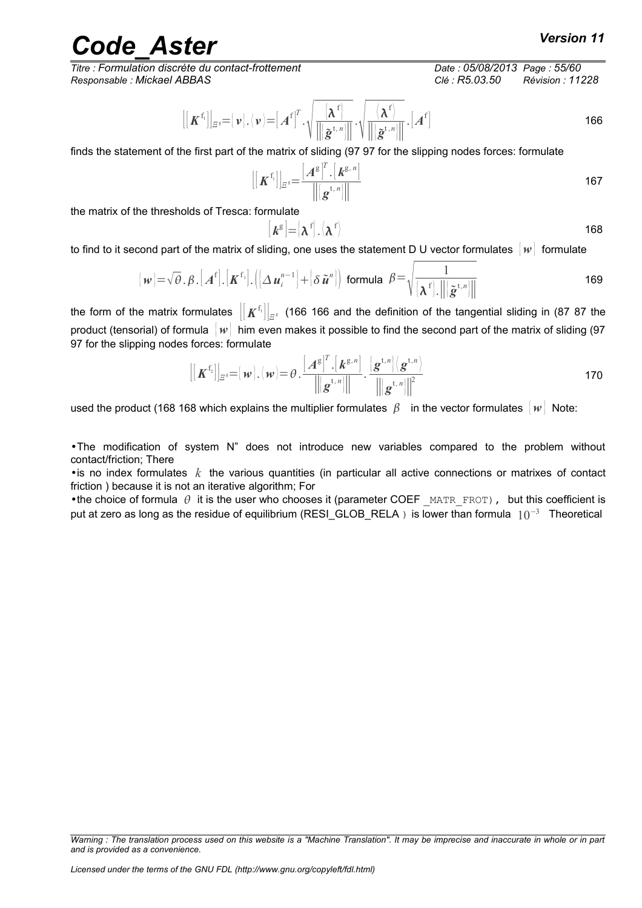$$\left[\left[\boldsymbol{K}^{\mathrm{f}_1}\right]\right]_{\Xi^{\mathrm{g}}} = \{\boldsymbol{v}\}.\langle\boldsymbol{v}\rangle = \left[\boldsymbol{A}^{\mathrm{f}}\right]^T.\sqrt{\frac{\{\boldsymbol{\lambda}^{\mathrm{f}}\}}{\left\|\{\tilde{\boldsymbol{g}}^{\mathrm{t},n}\}\right\|}}.\sqrt{\frac{\langle\boldsymbol{\lambda}^{\mathrm{f}}\rangle}{\left\|\{\tilde{\boldsymbol{g}}^{\mathrm{t},n}\}\right\|}}.\left[\boldsymbol{A}^{\mathrm{f}}\right] \qquad 166$$

finds the statement of the first part of the matrix of sliding (97 97 for the slipping nodes forces: formulate

$$\left[\left[\boldsymbol{K}^{\mathrm{f}_1}\right]\right]_{\Xi^{\mathrm{g}}} = \frac{\left[\boldsymbol{A}^{\mathrm{g}}\right]^T.\left[\boldsymbol{k}^{\mathrm{g},n}\right]}{\left\|\{\boldsymbol{g}^{\mathrm{t},n}\}\right\|} \qquad 167$$

the matrix of the thresholds of Tresca: formulate

$$\left[\boldsymbol{k}^{\mathrm{g}}\right] = \{\boldsymbol{\lambda}^{\mathrm{f}}\}.\langle\boldsymbol{\lambda}^{\mathrm{f}}\rangle \qquad 168$$

to find to it second part of the matrix of sliding, one uses the statement D U vector formulates $\{\boldsymbol{w}\}$ formulate

$$\{\boldsymbol{w}\} = \sqrt{\theta}.\beta.\left[\boldsymbol{A}^{\mathrm{f}}\right].\left[\boldsymbol{K}^{\mathrm{f}_1}\right].\left(\{\Delta\boldsymbol{u}_i^{n-1}\} + \{\delta\tilde{\boldsymbol{u}}^n\}\right) \text{ formula } \beta = \sqrt{\frac{1}{\{\boldsymbol{\lambda}^{\mathrm{f}}\}.\left\|\{\tilde{\boldsymbol{g}}^{\mathrm{t},n}\}\right\|}} \qquad 169$$

the form of the matrix formulates $\left[\left[\boldsymbol{K}^{\mathrm{f}_1}\right]\right]_{\Xi^{\mathrm{g}}}$ (166 166 and the definition of the tangential sliding in (87 87 the product (tensorial) of formula $\{\boldsymbol{w}\}$ him even makes it possible to find the second part of the matrix of sliding (97 97 for the slipping nodes forces: formulate

$$\left[\left[\boldsymbol{K}^{\mathrm{f}_2}\right]\right]_{\Xi^{\mathrm{g}}} = \{\boldsymbol{w}\}.\langle\boldsymbol{w}\rangle = \theta.\frac{\left[\boldsymbol{A}^{\mathrm{g}}\right]^T.\left[\boldsymbol{k}^{\mathrm{g},n}\right]}{\left\|\{\boldsymbol{g}^{\mathrm{t},n}\}\right\|}.\frac{\{\boldsymbol{g}^{\mathrm{t},n}\}\langle\boldsymbol{g}^{\mathrm{t},n}\rangle}{\left\|\{\boldsymbol{g}^{\mathrm{t},n}\}\right\|^2} \qquad 170$$

used the product (168 168 which explains the multiplier formulates $\beta$ in the vector formulates $\{\boldsymbol{w}\}$ Note:

- The modification of system N" does not introduce new variables compared to the problem without contact/friction; There
- is no index formulates $k$ the various quantities (in particular all active connections or matrixes of contact friction ) because it is not an iterative algorithm; For
- the choice of formula $\theta$ it is the user who chooses it (parameter COEF _MATR_FROT), but this coefficient is put at zero as long as the residue of equilibrium (RESI_GLOB_RELA ) is lower than formula $10^{-3}$ Theoretical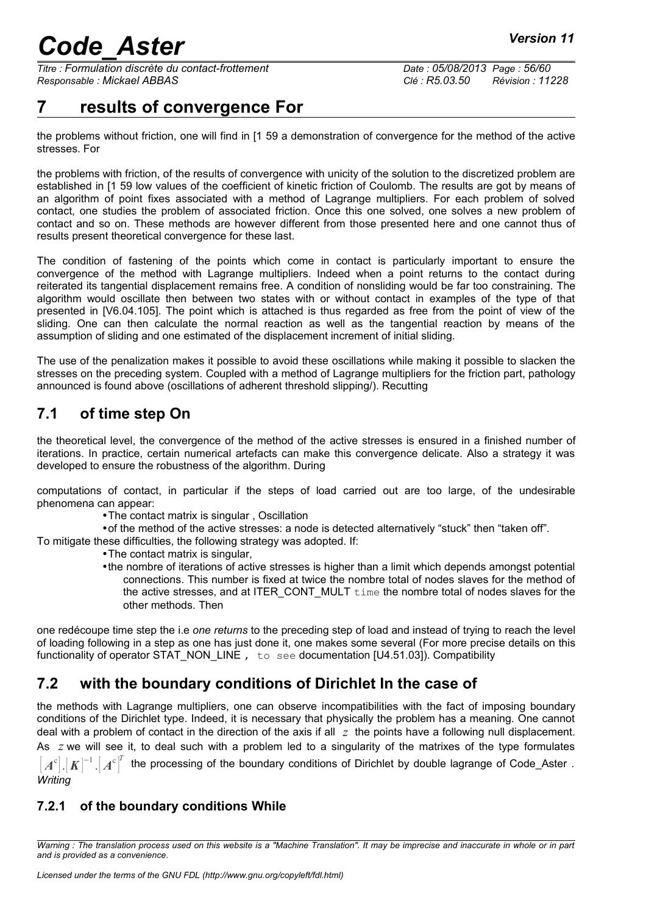# 7 results of convergence For

the problems without friction, one will find in [1 59 a demonstration of convergence for the method of the active stresses. For

the problems with friction, of the results of convergence with unicity of the solution to the discretized problem are established in [1 59 low values of the coefficient of kinetic friction of Coulomb. The results are got by means of an algorithm of point fixes associated with a method of Lagrange multipliers. For each problem of solved contact, one studies the problem of associated friction. Once this one solved, one solves a new problem of contact and so on. These methods are however different from those presented here and one cannot thus of results present theoretical convergence for these last.

The condition of fastening of the points which come in contact is particularly important to ensure the convergence of the method with Lagrange multipliers. Indeed when a point returns to the contact during reiterated its tangential displacement remains free. A condition of nonsliding would be far too constraining. The algorithm would oscillate then between two states with or without contact in examples of the type of that presented in [V6.04.105]. The point which is attached is thus regarded as free from the point of view of the sliding. One can then calculate the normal reaction as well as the tangential reaction by means of the assumption of sliding and one estimated of the displacement increment of initial sliding.

The use of the penalization makes it possible to avoid these oscillations while making it possible to slacken the stresses on the preceding system. Coupled with a method of Lagrange multipliers for the friction part, pathology announced is found above (oscillations of adherent threshold slipping/). Recutting

## 7.1 of time step On

the theoretical level, the convergence of the method of the active stresses is ensured in a finished number of iterations. In practice, certain numerical artefacts can make this convergence delicate. Also a strategy it was developed to ensure the robustness of the algorithm. During

computations of contact, in particular if the steps of load carried out are too large, of the undesirable phenomena can appear:

- The contact matrix is singular , Oscillation
- of the method of the active stresses: a node is detected alternatively "stuck" then "taken off".

To mitigate these difficulties, the following strategy was adopted. If:

- The contact matrix is singular,
- the nombre of iterations of active stresses is higher than a limit which depends amongst potential connections. This number is fixed at twice the nombre total of nodes slaves for the method of the active stresses, and at ITER_CONT_MULT `time` the nombre total of nodes slaves for the other methods. Then

one redécoupe time step the i.e *one returns* to the preceding step of load and instead of trying to reach the level of loading following in a step as one has just done it, one makes some several (For more precise details on this functionality of operator STAT_NON_LINE `, to see` documentation [U4.51.03]). Compatibility

## 7.2 with the boundary conditions of Dirichlet In the case of

the methods with Lagrange multipliers, one can observe incompatibilities with the fact of imposing boundary conditions of the Dirichlet type. Indeed, it is necessary that physically the problem has a meaning. One cannot deal with a problem of contact in the direction of the axis if all $z$ the points have a following null displacement. As $z$ we will see it, to deal such with a problem led to a singularity of the matrixes of the type formulates $\left[\boldsymbol{A}^{c}\right].\left[\boldsymbol{K}\right]^{-1}.\left[\boldsymbol{A}^{c}\right]^{T}$ the processing of the boundary conditions of Dirichlet by double lagrange of Code_Aster . *Writing*

### 7.2.1 of the boundary conditions While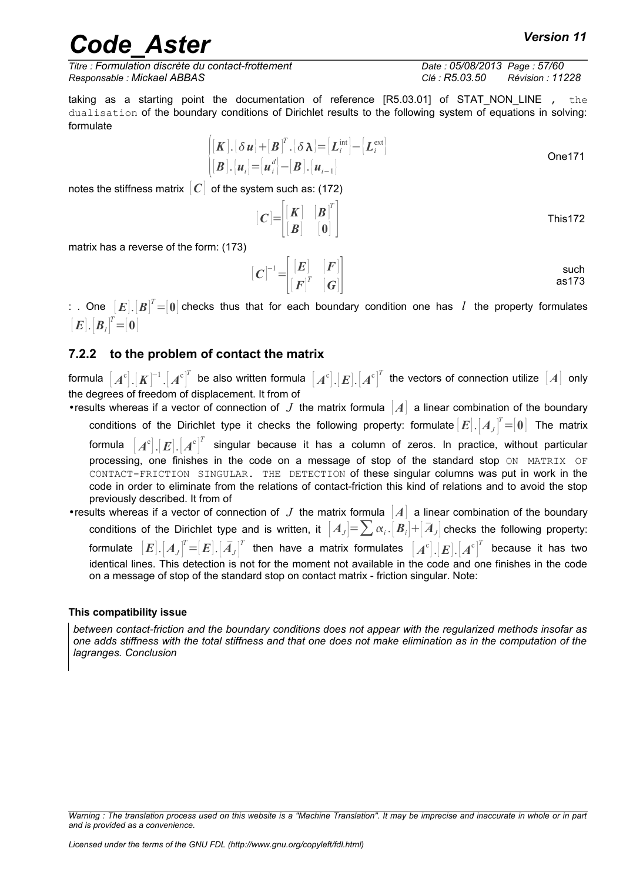taking as a starting point the documentation of reference [R5.03.01] of STAT_NON_LINE , the dualisation of the boundary conditions of Dirichlet results to the following system of equations in solving: formulate

$$\begin{cases} [\boldsymbol{K}].\{\delta \boldsymbol{u}\}+[\boldsymbol{B}]^T.\{\delta \boldsymbol{\lambda}\}=\{\boldsymbol{L}_i^{\text{int}}\}-\{\boldsymbol{L}_i^{\text{ext}}\} \\ [\boldsymbol{B}].\{\boldsymbol{u}_i\}=\{\boldsymbol{u}_i^d\}-[\boldsymbol{B}].\{\boldsymbol{u}_{i-1}\} \end{cases} \quad \text{One171}$$

notes the stiffness matrix $[\boldsymbol{C}]$ of the system such as: (172)

$$[\boldsymbol{C}]=\begin{bmatrix} [\boldsymbol{K}] & [\boldsymbol{B}]^T \\ [\boldsymbol{B}] & [\boldsymbol{0}] \end{bmatrix} \quad \text{This172}$$

matrix has a reverse of the form: (173)

$$[\boldsymbol{C}]^{-1}=\begin{bmatrix} [\boldsymbol{E}] & [\boldsymbol{F}] \\ [\boldsymbol{F}]^T & [\boldsymbol{G}] \end{bmatrix} \quad \text{such as173}$$

: . One $[\boldsymbol{E}].[\boldsymbol{B}]^T=[\boldsymbol{0}]$ checks thus that for each boundary condition one has $l$ the property formulates $[\boldsymbol{E}].[\boldsymbol{B}_l]^T=[\boldsymbol{0}]$

### 7.2.2 to the problem of contact the matrix

formula $[\boldsymbol{A}^c].[\boldsymbol{K}]^{-1}.[\boldsymbol{A}^c]^T$ be also written formula $[\boldsymbol{A}^c].[\boldsymbol{E}].[\boldsymbol{A}^c]^T$ the vectors of connection utilize $[\boldsymbol{A}]$ only the degrees of freedom of displacement. It from of

- results whereas if a vector of connection of $J$ the matrix formula $[\boldsymbol{A}]$ a linear combination of the boundary conditions of the Dirichlet type it checks the following property: formulate $[\boldsymbol{E}].[\boldsymbol{A}_J]^T=[\boldsymbol{0}]$ The matrix formula $[\boldsymbol{A}^c].[\boldsymbol{E}].[\boldsymbol{A}^c]^T$ singular because it has a column of zeros. In practice, without particular processing, one finishes in the code on a message of stop of the standard stop ON MATRIX OF CONTACT-FRICTION SINGULAR. THE DETECTION of these singular columns was put in work in the code in order to eliminate from the relations of contact-friction this kind of relations and to avoid the stop previously described. It from of
- results whereas if a vector of connection of $J$ the matrix formula $[\boldsymbol{A}]$ a linear combination of the boundary conditions of the Dirichlet type and is written, it $[\boldsymbol{A}_J]=\sum \alpha_i.[\boldsymbol{B}_i]+[\bar{\boldsymbol{A}}_J]$ checks the following property: formulate $[\boldsymbol{E}].[\boldsymbol{A}_J]^T=[\boldsymbol{E}].[\bar{\boldsymbol{A}}_J]^T$ then have a matrix formulates $[\boldsymbol{A}^c].[\boldsymbol{E}].[\boldsymbol{A}^c]^T$ because it has two identical lines. This detection is not for the moment not available in the code and one finishes in the code on a message of stop of the standard stop on contact matrix - friction singular. Note:

**This compatibility issue**

*between contact-friction and the boundary conditions does not appear with the regularized methods insofar as one adds stiffness with the total stiffness and that one does not make elimination as in the computation of the lagranges. Conclusion*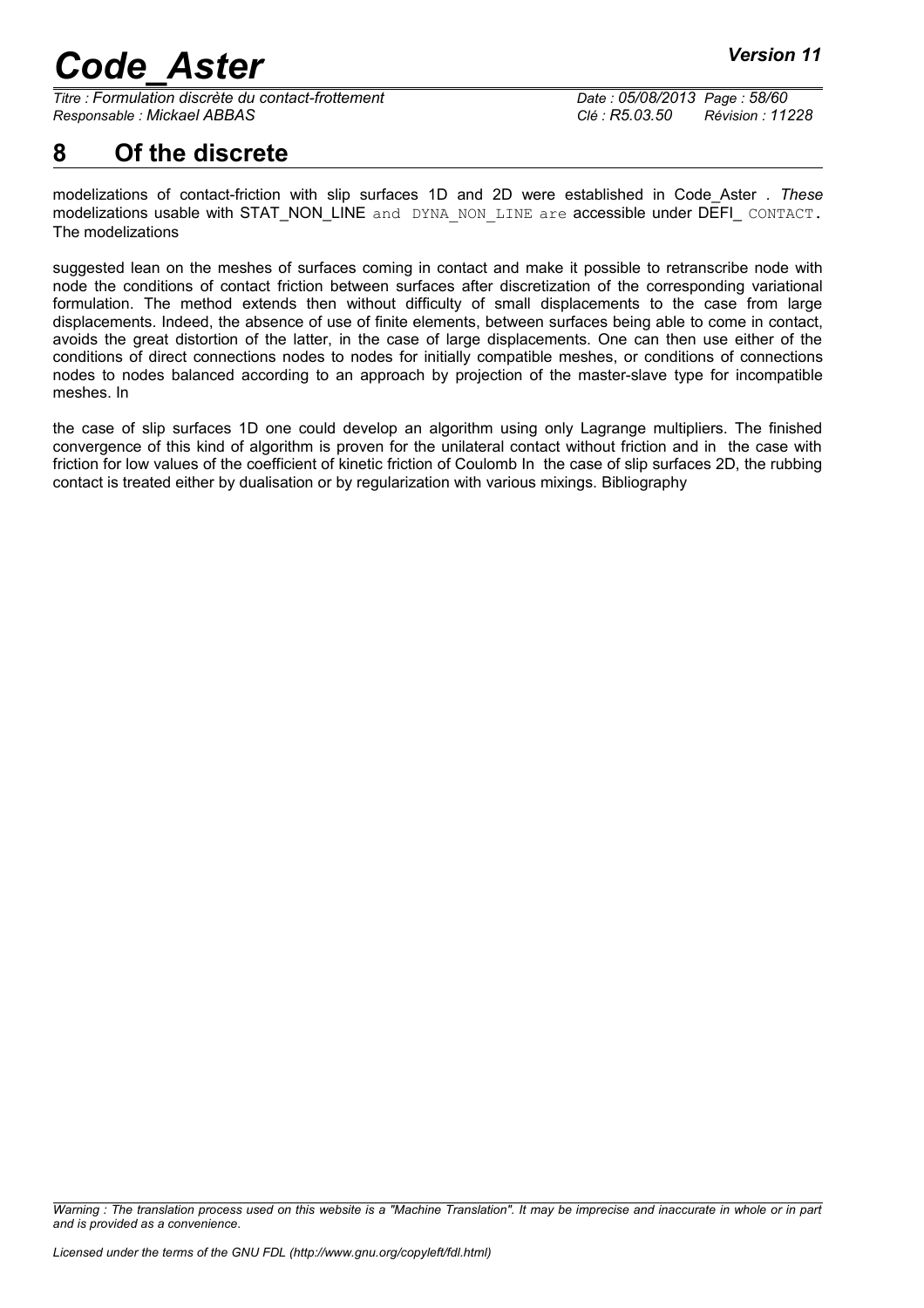# 8 Of the discrete

modelizations of contact-friction with slip surfaces 1D and 2D were established in Code_Aster . *These* modelizations usable with STAT_NON_LINE and DYNA_NON_LINE are accessible under DEFI_ CONTACT. The modelizations

suggested lean on the meshes of surfaces coming in contact and make it possible to retranscribe node with node the conditions of contact friction between surfaces after discretization of the corresponding variational formulation. The method extends then without difficulty of small displacements to the case from large displacements. Indeed, the absence of use of finite elements, between surfaces being able to come in contact, avoids the great distortion of the latter, in the case of large displacements. One can then use either of the conditions of direct connections nodes to nodes for initially compatible meshes, or conditions of connections nodes to nodes balanced according to an approach by projection of the master-slave type for incompatible meshes. In

the case of slip surfaces 1D one could develop an algorithm using only Lagrange multipliers. The finished convergence of this kind of algorithm is proven for the unilateral contact without friction and in the case with friction for low values of the coefficient of kinetic friction of Coulomb In the case of slip surfaces 2D, the rubbing contact is treated either by dualisation or by regularization with various mixings. Bibliography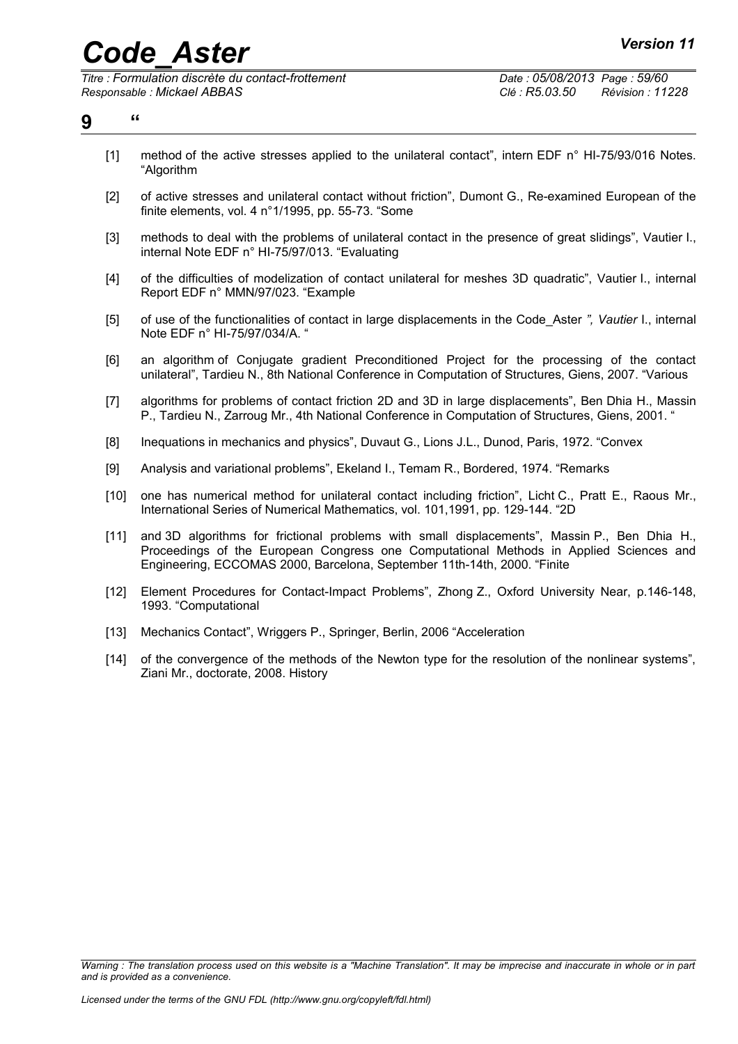# 9 “

[1] method of the active stresses applied to the unilateral contact”, intern EDF n° HI-75/93/016 Notes. “Algorithm

[2] of active stresses and unilateral contact without friction”, Dumont G., Re-examined European of the finite elements, vol. 4 n°1/1995, pp. 55-73. “Some

[3] methods to deal with the problems of unilateral contact in the presence of great slidings”, Vautier I., internal Note EDF n° HI-75/97/013. “Evaluating

[4] of the difficulties of modelization of contact unilateral for meshes 3D quadratic”, Vautier I., internal Report EDF n° MMN/97/023. “Example

[5] of use of the functionalities of contact in large displacements in the Code_Aster *”, Vautier* I., internal Note EDF n° HI-75/97/034/A. “

[6] an algorithm of Conjugate gradient Preconditioned Project for the processing of the contact unilateral”, Tardieu N., 8th National Conference in Computation of Structures, Giens, 2007. “Various

[7] algorithms for problems of contact friction 2D and 3D in large displacements”, Ben Dhia H., Massin P., Tardieu N., Zarroug Mr., 4th National Conference in Computation of Structures, Giens, 2001. “

[8] Inequations in mechanics and physics”, Duvaut G., Lions J.L., Dunod, Paris, 1972. “Convex

[9] Analysis and variational problems”, Ekeland I., Temam R., Bordered, 1974. “Remarks

[10] one has numerical method for unilateral contact including friction”, Licht C., Pratt E., Raous Mr., International Series of Numerical Mathematics, vol. 101,1991, pp. 129-144. “2D

[11] and 3D algorithms for frictional problems with small displacements”, Massin P., Ben Dhia H., Proceedings of the European Congress one Computational Methods in Applied Sciences and Engineering, ECCOMAS 2000, Barcelona, September 11th-14th, 2000. “Finite

[12] Element Procedures for Contact-Impact Problems”, Zhong Z., Oxford University Near, p.146-148, 1993. “Computational

[13] Mechanics Contact”, Wriggers P., Springer, Berlin, 2006 “Acceleration

[14] of the convergence of the methods of the Newton type for the resolution of the nonlinear systems”, Ziani Mr., doctorate, 2008. History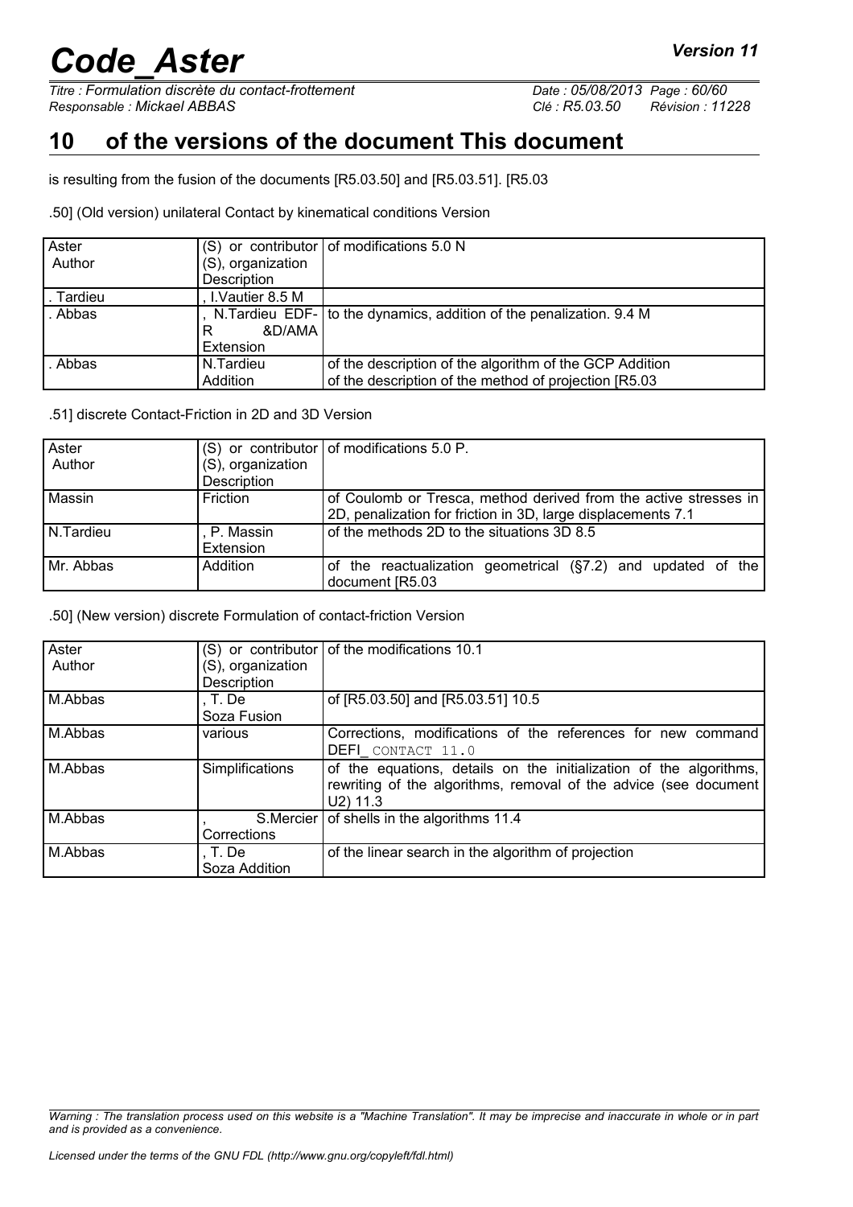# 10 of the versions of the document This document

is resulting from the fusion of the documents [R5.03.50] and [R5.03.51]. [R5.03

.50] (Old version) unilateral Contact by kinematical conditions Version

| Aster Author | (S) or contributor (S), organization Description | of modifications 5.0 N |
|---|---|---|
| . Tardieu | , I.Vautier 8.5 M | |
| . Abbas | , N.Tardieu EDF-R &D/AMA Extension | to the dynamics, addition of the penalization. 9.4 M |
| . Abbas | N.Tardieu Addition | of the description of the algorithm of the GCP Addition of the description of the method of projection [R5.03 |

.51] discrete Contact-Friction in 2D and 3D Version

| Aster Author | (S) or contributor (S), organization Description | of modifications 5.0 P. |
|---|---|---|
| Massin | Friction | of Coulomb or Tresca, method derived from the active stresses in 2D, penalization for friction in 3D, large displacements 7.1 |
| N.Tardieu | , P. Massin Extension | of the methods 2D to the situations 3D 8.5 |
| Mr. Abbas | Addition | of the reactualization geometrical (§7.2) and updated of the document [R5.03 |

.50] (New version) discrete Formulation of contact-friction Version

| Aster Author | (S) or contributor (S), organization Description | of the modifications 10.1 |
|---|---|---|
| M.Abbas | , T. De Soza Fusion | of [R5.03.50] and [R5.03.51] 10.5 |
| M.Abbas | various | Corrections, modifications of the references for new command DEFI_ CONTACT 11.0 |
| M.Abbas | Simplifications | of the equations, details on the initialization of the algorithms, rewriting of the algorithms, removal of the advice (see document U2) 11.3 |
| M.Abbas | , S.Mercier Corrections | of shells in the algorithms 11.4 |
| M.Abbas | , T. De Soza Addition | of the linear search in the algorithm of projection |